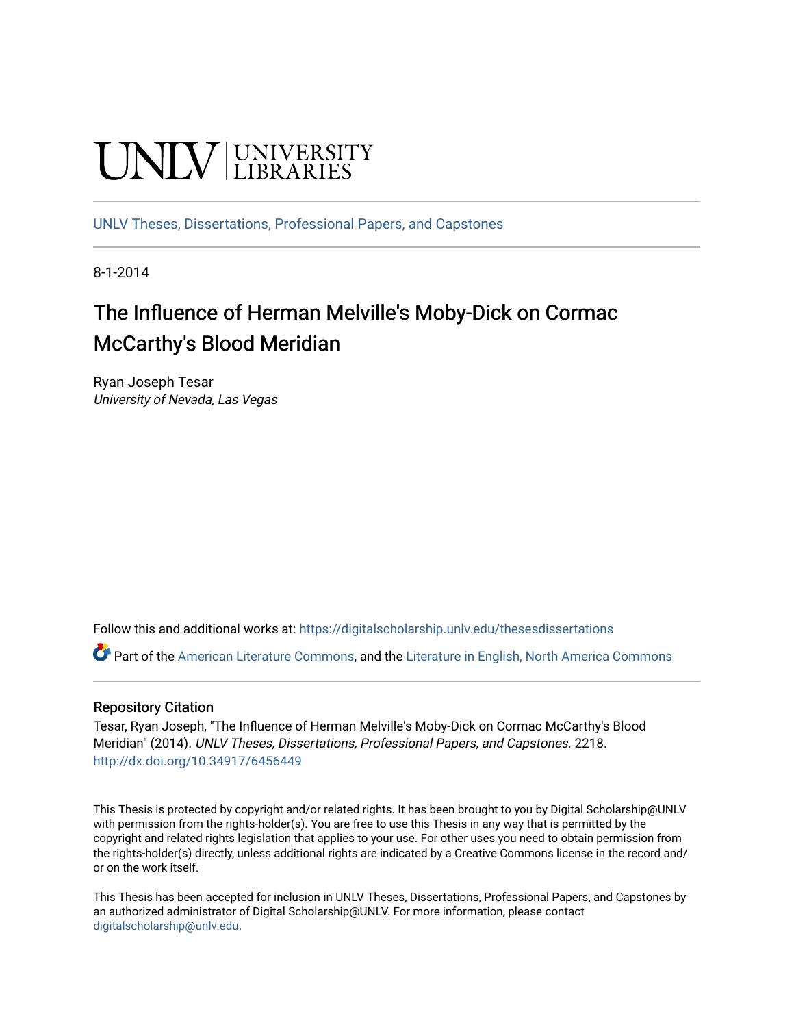UNLV | UNIVERSITY LIBRARIES

UNLV Theses, Dissertations, Professional Papers, and Capstones

8-1-2014

# The Influence of Herman Melville's Moby-Dick on Cormac McCarthy's Blood Meridian

Ryan Joseph Tesar
*University of Nevada, Las Vegas*

Follow this and additional works at: https://digitalscholarship.unlv.edu/thesesdissertations

Part of the American Literature Commons, and the Literature in English, North America Commons

## Repository Citation

Tesar, Ryan Joseph, "The Influence of Herman Melville's Moby-Dick on Cormac McCarthy's Blood Meridian" (2014). *UNLV Theses, Dissertations, Professional Papers, and Capstones*. 2218.
http://dx.doi.org/10.34917/6456449

This Thesis is protected by copyright and/or related rights. It has been brought to you by Digital Scholarship@UNLV with permission from the rights-holder(s). You are free to use this Thesis in any way that is permitted by the copyright and related rights legislation that applies to your use. For other uses you need to obtain permission from the rights-holder(s) directly, unless additional rights are indicated by a Creative Commons license in the record and/or on the work itself.

This Thesis has been accepted for inclusion in UNLV Theses, Dissertations, Professional Papers, and Capstones by an authorized administrator of Digital Scholarship@UNLV. For more information, please contact digitalscholarship@unlv.edu.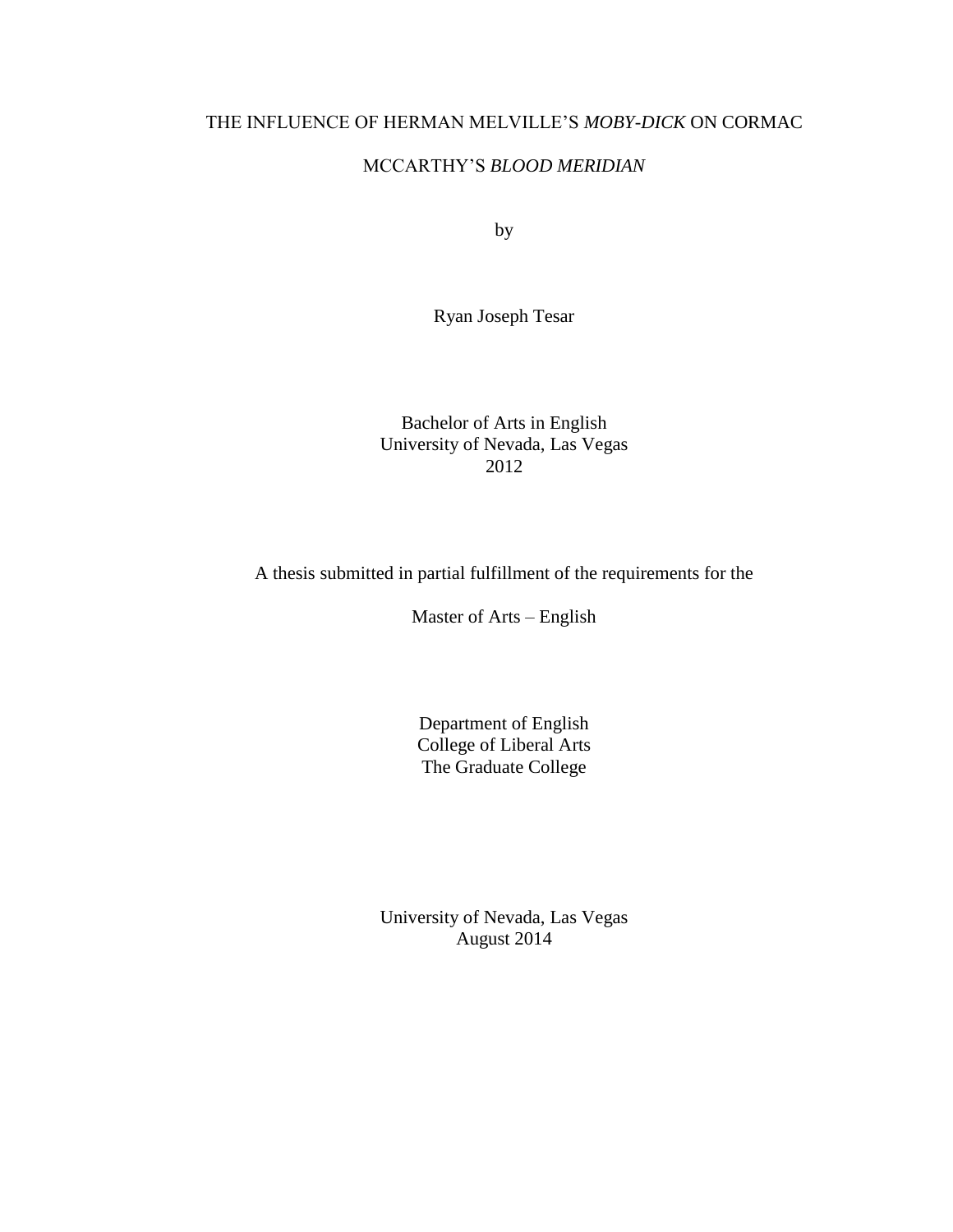THE INFLUENCE OF HERMAN MELVILLE'S *MOBY-DICK* ON CORMAC MCCARTHY'S *BLOOD MERIDIAN*

by

Ryan Joseph Tesar

Bachelor of Arts in English
University of Nevada, Las Vegas
2012

A thesis submitted in partial fulfillment of the requirements for the

Master of Arts – English

Department of English
College of Liberal Arts
The Graduate College

University of Nevada, Las Vegas
August 2014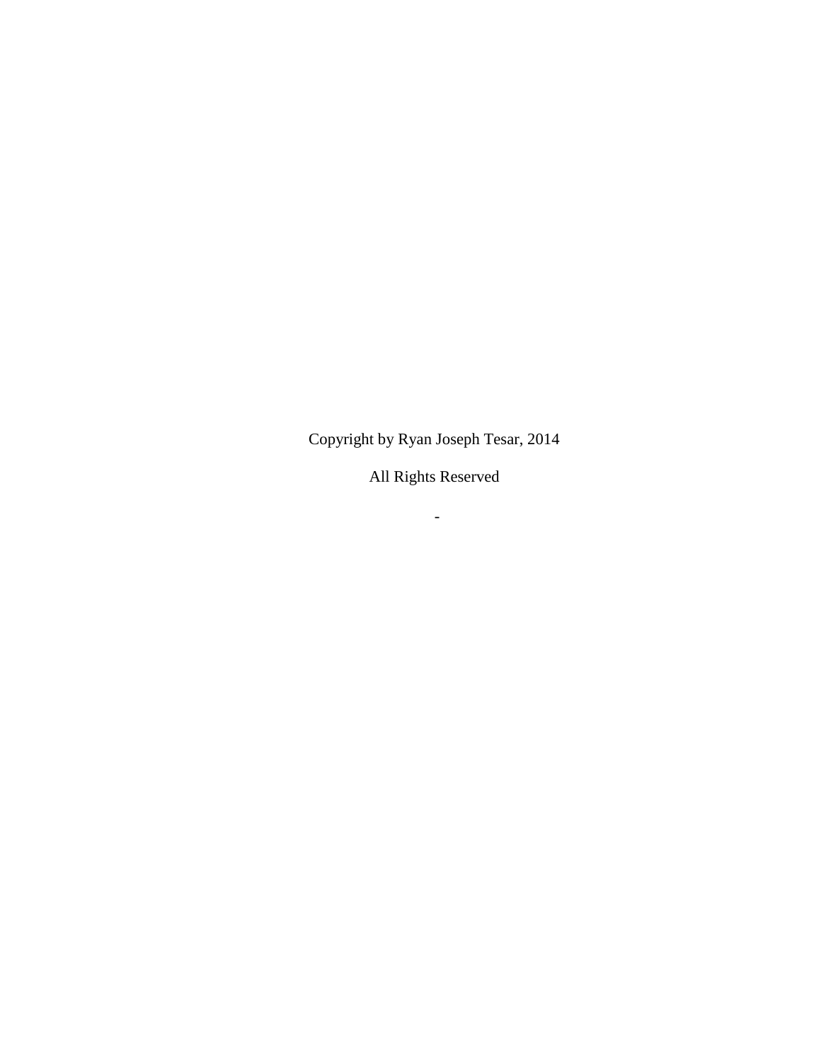Copyright by Ryan Joseph Tesar, 2014

All Rights Reserved

-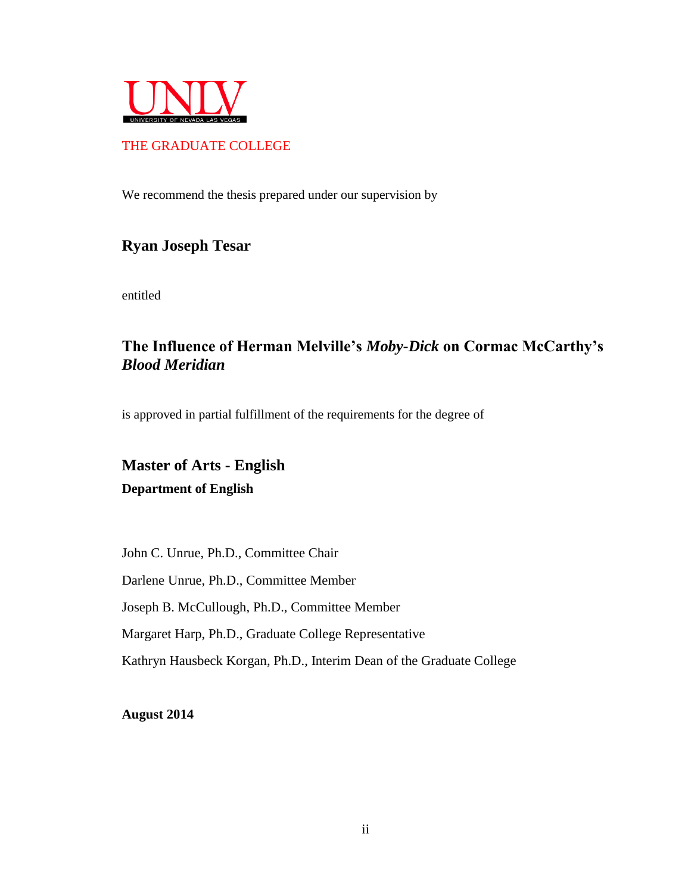UNLV
UNIVERSITY OF NEVADA LAS VEGAS

THE GRADUATE COLLEGE

We recommend the thesis prepared under our supervision by

**Ryan Joseph Tesar**

entitled

**The Influence of Herman Melville's *Moby-Dick* on Cormac McCarthy's *Blood Meridian***

is approved in partial fulfillment of the requirements for the degree of

**Master of Arts - English**
**Department of English**

John C. Unrue, Ph.D., Committee Chair

Darlene Unrue, Ph.D., Committee Member

Joseph B. McCullough, Ph.D., Committee Member

Margaret Harp, Ph.D., Graduate College Representative

Kathryn Hausbeck Korgan, Ph.D., Interim Dean of the Graduate College

**August 2014**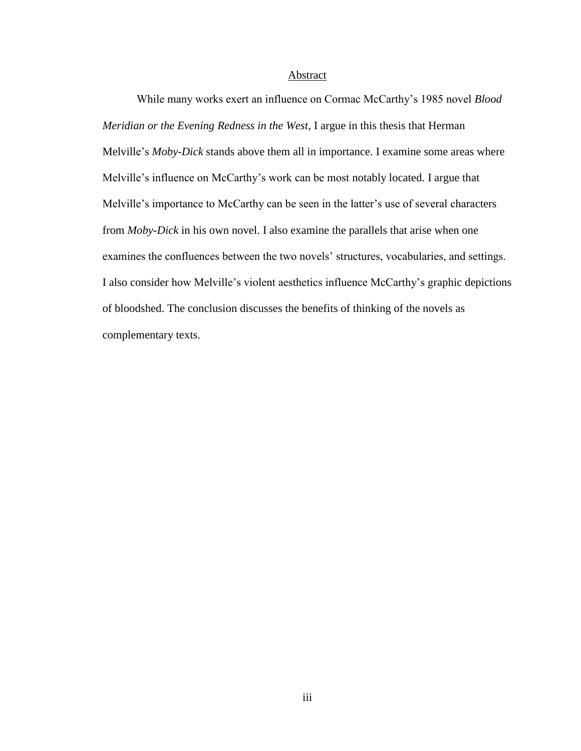## Abstract

While many works exert an influence on Cormac McCarthy's 1985 novel *Blood Meridian or the Evening Redness in the West,* I argue in this thesis that Herman Melville's *Moby-Dick* stands above them all in importance. I examine some areas where Melville's influence on McCarthy's work can be most notably located. I argue that Melville's importance to McCarthy can be seen in the latter's use of several characters from *Moby-Dick* in his own novel. I also examine the parallels that arise when one examines the confluences between the two novels' structures, vocabularies, and settings. I also consider how Melville's violent aesthetics influence McCarthy's graphic depictions of bloodshed. The conclusion discusses the benefits of thinking of the novels as complementary texts.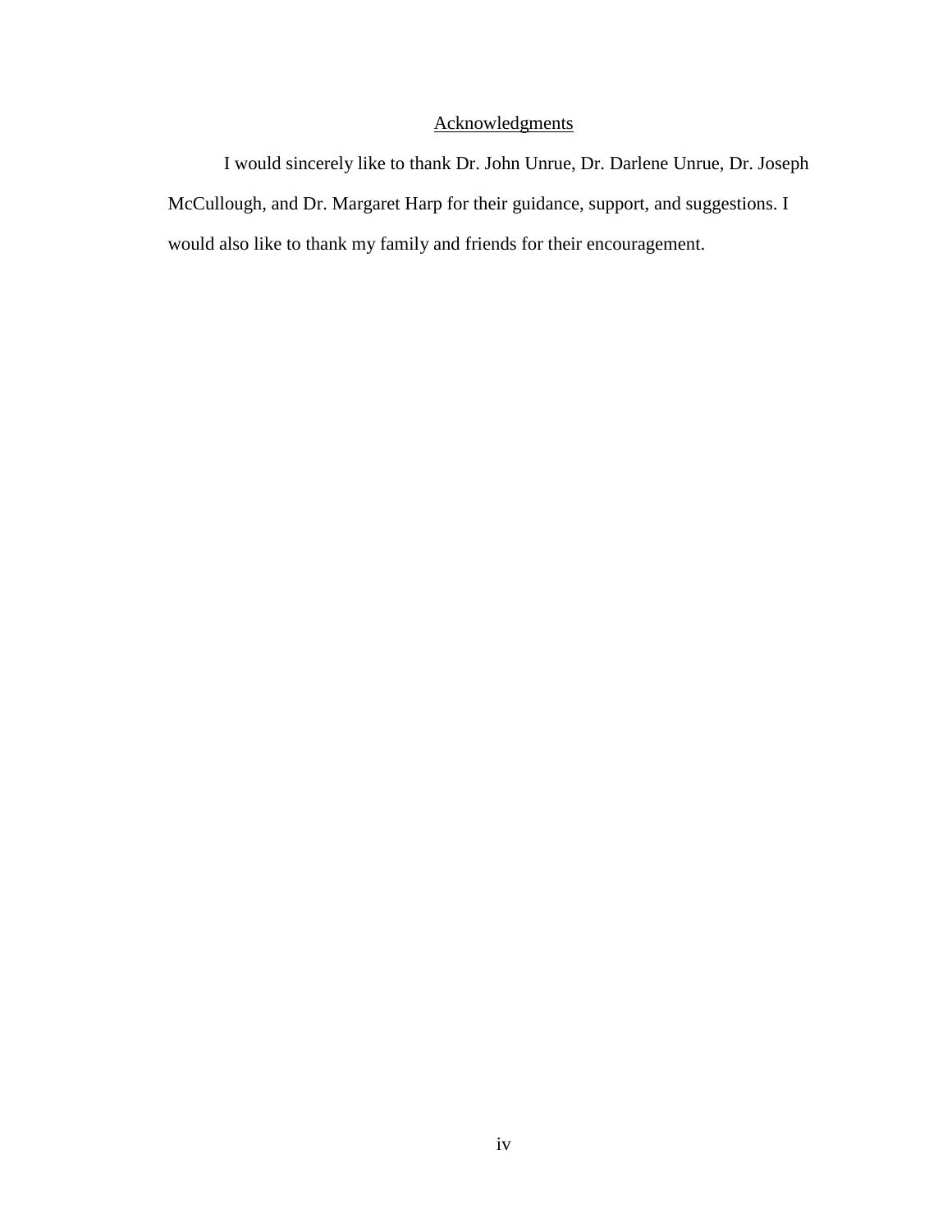## Acknowledgments

I would sincerely like to thank Dr. John Unrue, Dr. Darlene Unrue, Dr. Joseph McCullough, and Dr. Margaret Harp for their guidance, support, and suggestions. I would also like to thank my family and friends for their encouragement.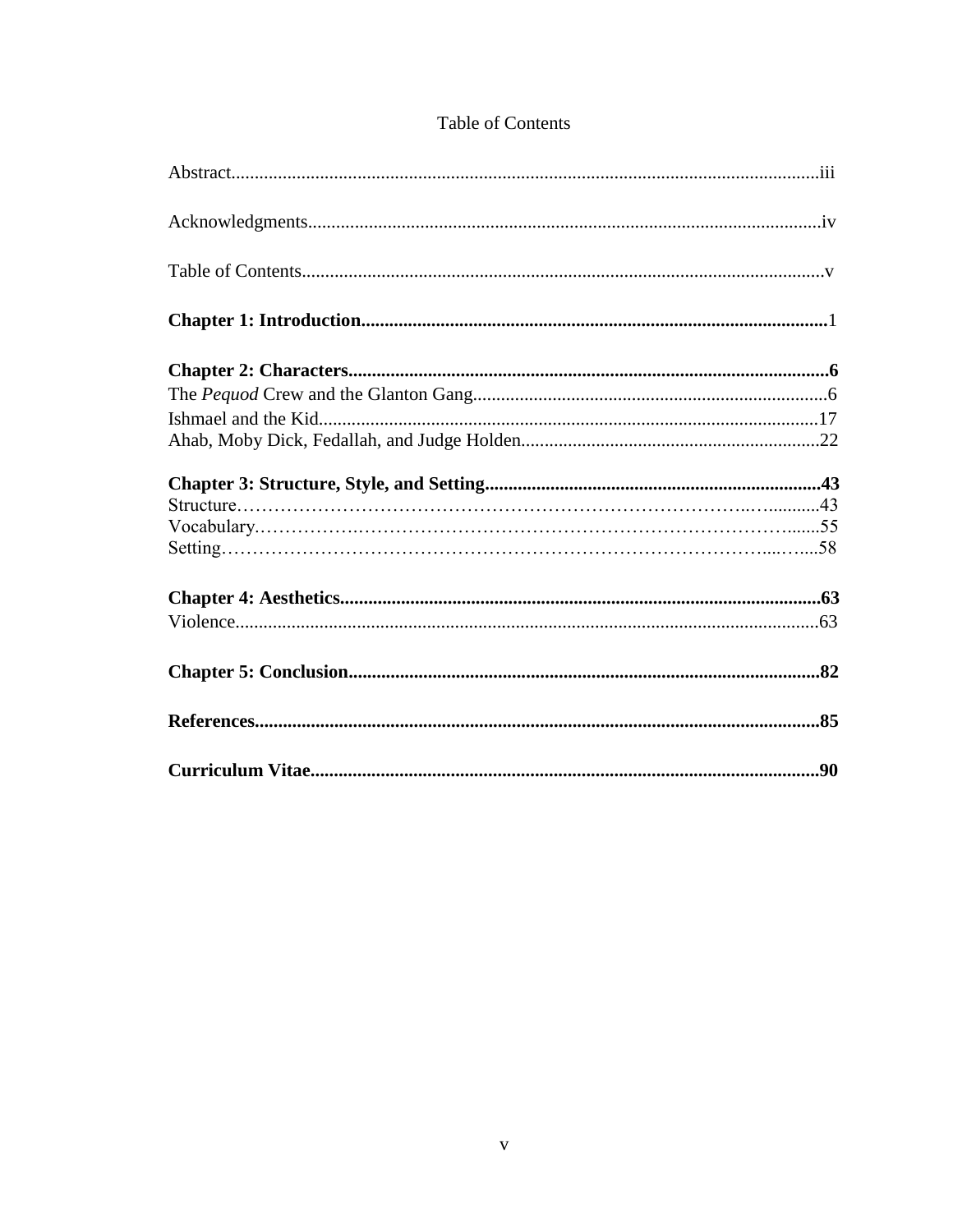# Table of Contents

Abstract....................................................................................................................iii

Acknowledgments.....................................................................................................iv

Table of Contents........................................................................................................v

**Chapter 1: Introduction**..............................................................................................1

**Chapter 2: Characters**................................................................................................**6**

The *Pequod* Crew and the Glanton Gang.......................................................................6

Ishmael and the Kid.....................................................................................................17

Ahab, Moby Dick, Fedallah, and Judge Holden...............................................................22

**Chapter 3: Structure, Style, and Setting**......................................................................**43**

Structure………………………………………………………………………..…..........43

Vocabulary……………..…………………………………………………………….......55

Setting……………………………………………………………………………....…....58

**Chapter 4: Aesthetics**................................................................................................**63**

Violence.....................................................................................................................63

**Chapter 5: Conclusion**...............................................................................................**82**

**References**................................................................................................................**85**

**Curriculum Vitae**.......................................................................................................**90**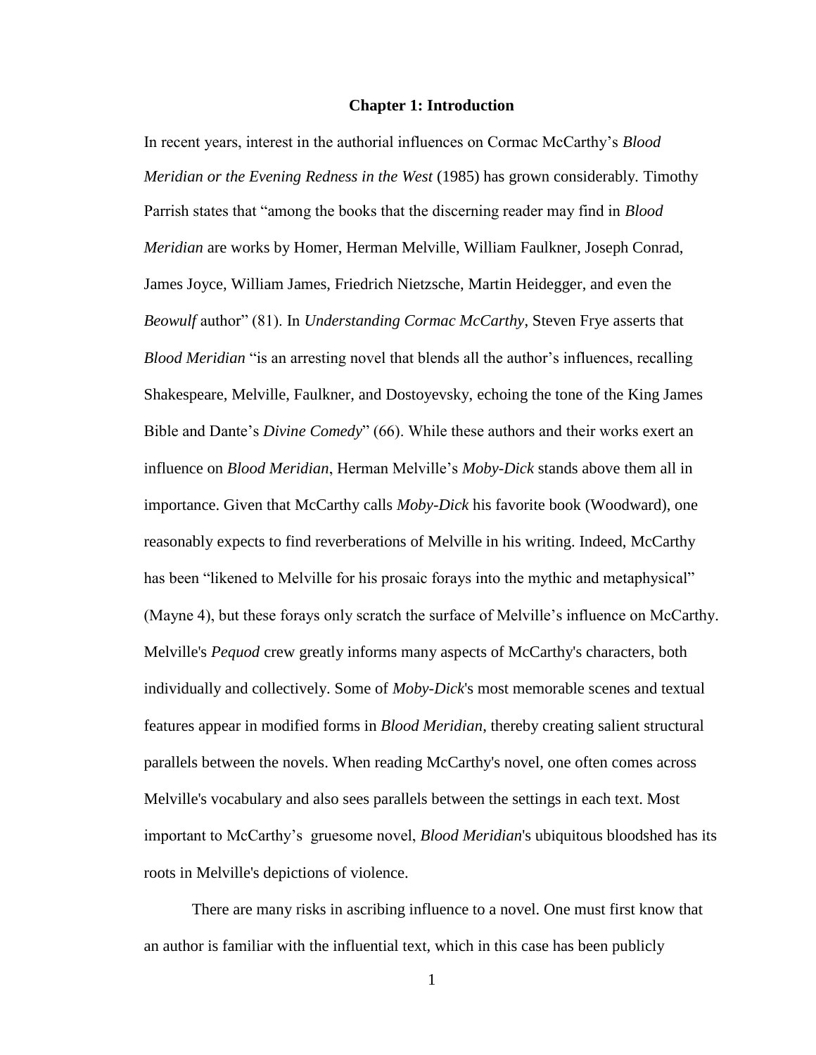# Chapter 1: Introduction

In recent years, interest in the authorial influences on Cormac McCarthy's *Blood Meridian or the Evening Redness in the West* (1985) has grown considerably. Timothy Parrish states that "among the books that the discerning reader may find in *Blood Meridian* are works by Homer, Herman Melville, William Faulkner, Joseph Conrad, James Joyce, William James, Friedrich Nietzsche, Martin Heidegger, and even the *Beowulf* author" (81). In *Understanding Cormac McCarthy*, Steven Frye asserts that *Blood Meridian* "is an arresting novel that blends all the author's influences, recalling Shakespeare, Melville, Faulkner, and Dostoyevsky, echoing the tone of the King James Bible and Dante's *Divine Comedy*" (66). While these authors and their works exert an influence on *Blood Meridian*, Herman Melville's *Moby-Dick* stands above them all in importance. Given that McCarthy calls *Moby-Dick* his favorite book (Woodward), one reasonably expects to find reverberations of Melville in his writing. Indeed, McCarthy has been "likened to Melville for his prosaic forays into the mythic and metaphysical" (Mayne 4), but these forays only scratch the surface of Melville's influence on McCarthy. Melville's *Pequod* crew greatly informs many aspects of McCarthy's characters, both individually and collectively. Some of *Moby-Dick*'s most memorable scenes and textual features appear in modified forms in *Blood Meridian*, thereby creating salient structural parallels between the novels. When reading McCarthy's novel, one often comes across Melville's vocabulary and also sees parallels between the settings in each text. Most important to McCarthy's gruesome novel, *Blood Meridian*'s ubiquitous bloodshed has its roots in Melville's depictions of violence.

There are many risks in ascribing influence to a novel. One must first know that an author is familiar with the influential text, which in this case has been publicly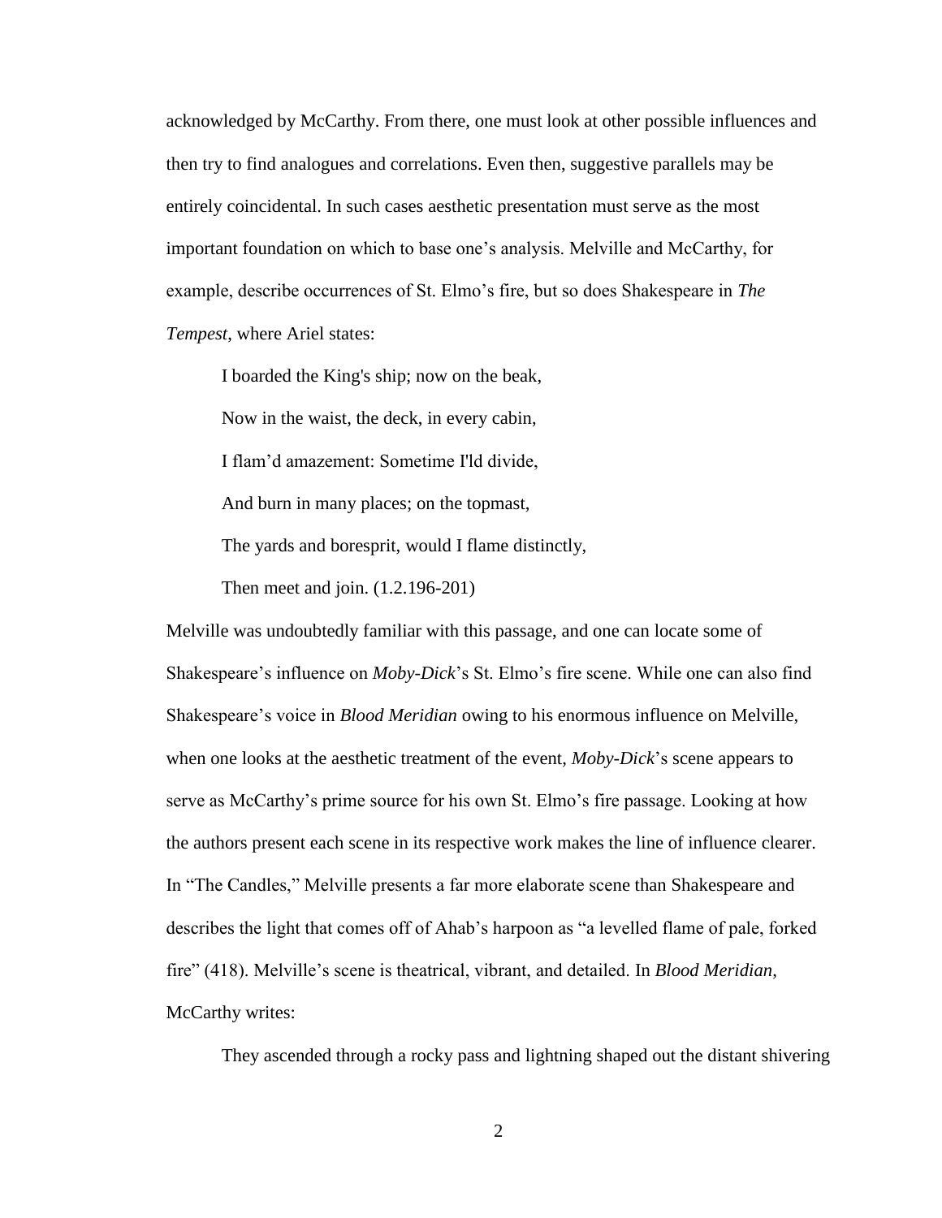acknowledged by McCarthy. From there, one must look at other possible influences and then try to find analogues and correlations. Even then, suggestive parallels may be entirely coincidental. In such cases aesthetic presentation must serve as the most important foundation on which to base one's analysis. Melville and McCarthy, for example, describe occurrences of St. Elmo's fire, but so does Shakespeare in *The Tempest*, where Ariel states:

> I boarded the King's ship; now on the beak,
> Now in the waist, the deck, in every cabin,
> I flam'd amazement: Sometime I'ld divide,
> And burn in many places; on the topmast,
> The yards and boresprit, would I flame distinctly,
> Then meet and join. (1.2.196-201)

Melville was undoubtedly familiar with this passage, and one can locate some of Shakespeare's influence on *Moby-Dick*'s St. Elmo's fire scene. While one can also find Shakespeare's voice in *Blood Meridian* owing to his enormous influence on Melville, when one looks at the aesthetic treatment of the event, *Moby-Dick*'s scene appears to serve as McCarthy's prime source for his own St. Elmo's fire passage. Looking at how the authors present each scene in its respective work makes the line of influence clearer. In "The Candles," Melville presents a far more elaborate scene than Shakespeare and describes the light that comes off of Ahab's harpoon as "a levelled flame of pale, forked fire" (418). Melville's scene is theatrical, vibrant, and detailed. In *Blood Meridian*, McCarthy writes:

> They ascended through a rocky pass and lightning shaped out the distant shivering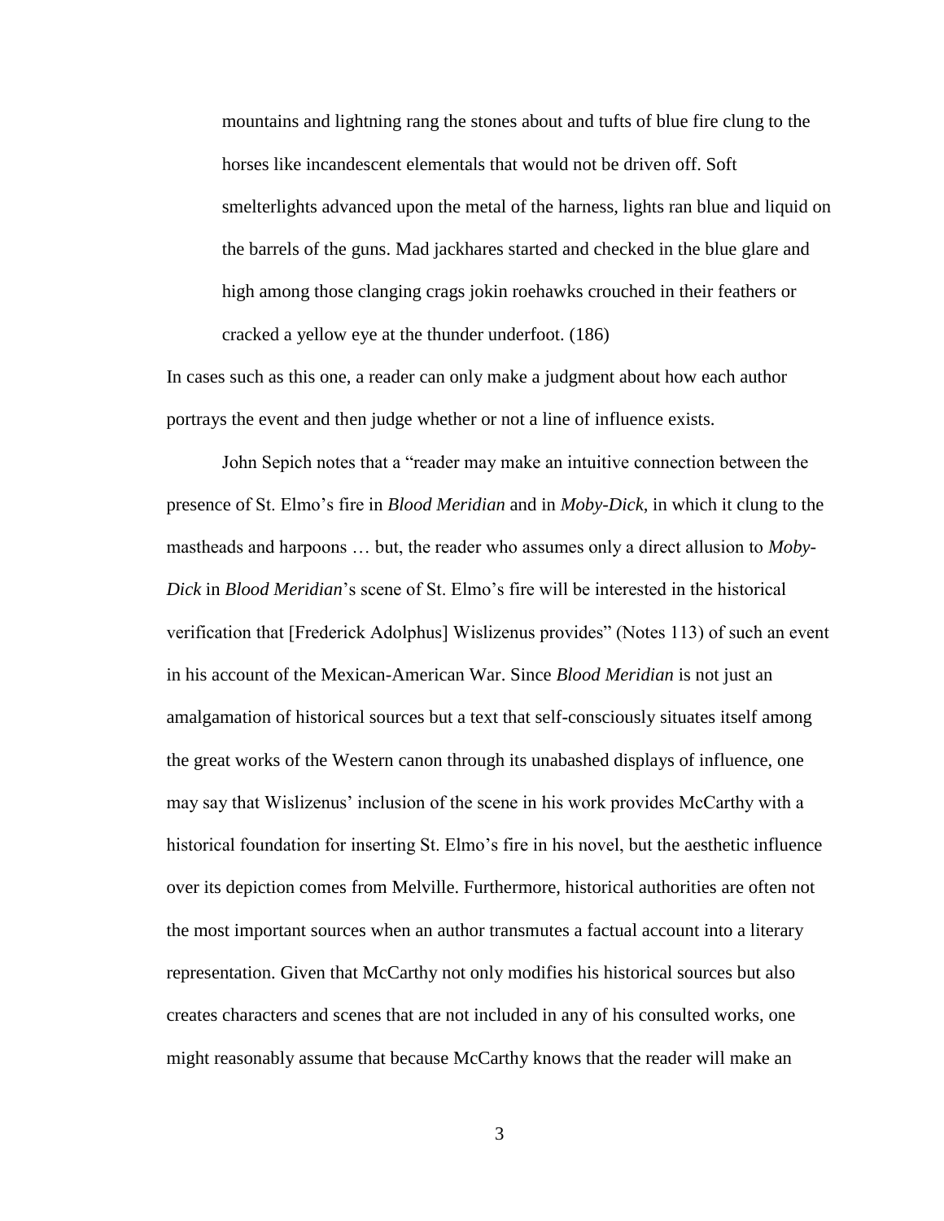> mountains and lightning rang the stones about and tufts of blue fire clung to the horses like incandescent elementals that would not be driven off. Soft smelterlights advanced upon the metal of the harness, lights ran blue and liquid on the barrels of the guns. Mad jackhares started and checked in the blue glare and high among those clanging crags jokin roehawks crouched in their feathers or cracked a yellow eye at the thunder underfoot. (186)

In cases such as this one, a reader can only make a judgment about how each author portrays the event and then judge whether or not a line of influence exists.

John Sepich notes that a "reader may make an intuitive connection between the presence of St. Elmo's fire in *Blood Meridian* and in *Moby-Dick*, in which it clung to the mastheads and harpoons … but, the reader who assumes only a direct allusion to *Moby-Dick* in *Blood Meridian*'s scene of St. Elmo's fire will be interested in the historical verification that [Frederick Adolphus] Wislizenus provides" (Notes 113) of such an event in his account of the Mexican-American War. Since *Blood Meridian* is not just an amalgamation of historical sources but a text that self-consciously situates itself among the great works of the Western canon through its unabashed displays of influence, one may say that Wislizenus' inclusion of the scene in his work provides McCarthy with a historical foundation for inserting St. Elmo's fire in his novel, but the aesthetic influence over its depiction comes from Melville. Furthermore, historical authorities are often not the most important sources when an author transmutes a factual account into a literary representation. Given that McCarthy not only modifies his historical sources but also creates characters and scenes that are not included in any of his consulted works, one might reasonably assume that because McCarthy knows that the reader will make an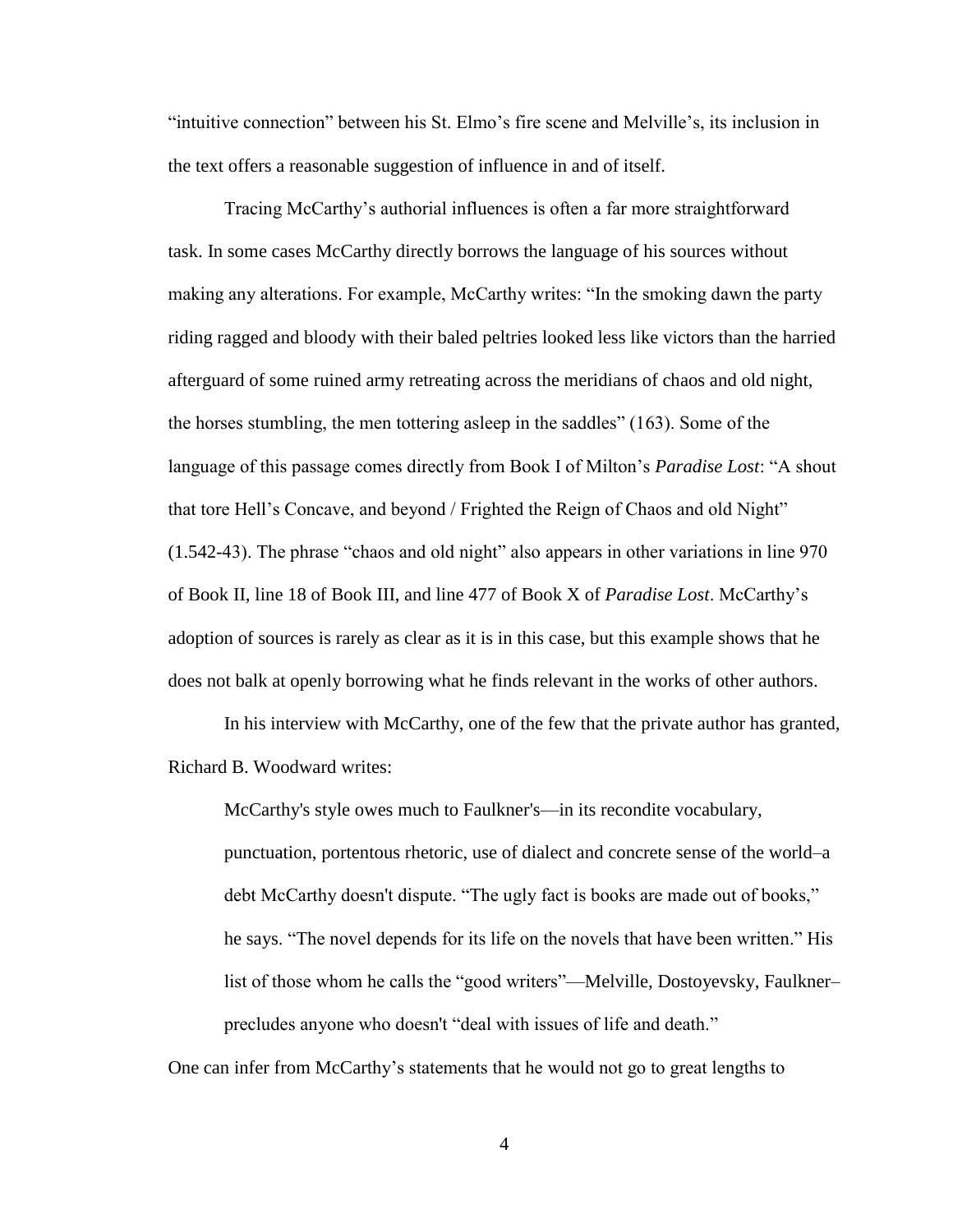"intuitive connection" between his St. Elmo's fire scene and Melville's, its inclusion in the text offers a reasonable suggestion of influence in and of itself.

Tracing McCarthy's authorial influences is often a far more straightforward task. In some cases McCarthy directly borrows the language of his sources without making any alterations. For example, McCarthy writes: "In the smoking dawn the party riding ragged and bloody with their baled peltries looked less like victors than the harried afterguard of some ruined army retreating across the meridians of chaos and old night, the horses stumbling, the men tottering asleep in the saddles" (163). Some of the language of this passage comes directly from Book I of Milton's *Paradise Lost*: "A shout that tore Hell's Concave, and beyond / Frighted the Reign of Chaos and old Night" (1.542-43). The phrase "chaos and old night" also appears in other variations in line 970 of Book II, line 18 of Book III, and line 477 of Book X of *Paradise Lost*. McCarthy's adoption of sources is rarely as clear as it is in this case, but this example shows that he does not balk at openly borrowing what he finds relevant in the works of other authors.

In his interview with McCarthy, one of the few that the private author has granted, Richard B. Woodward writes:

> McCarthy's style owes much to Faulkner's—in its recondite vocabulary, punctuation, portentous rhetoric, use of dialect and concrete sense of the world–a debt McCarthy doesn't dispute. "The ugly fact is books are made out of books," he says. "The novel depends for its life on the novels that have been written." His list of those whom he calls the "good writers"—Melville, Dostoyevsky, Faulkner–precludes anyone who doesn't "deal with issues of life and death."

One can infer from McCarthy's statements that he would not go to great lengths to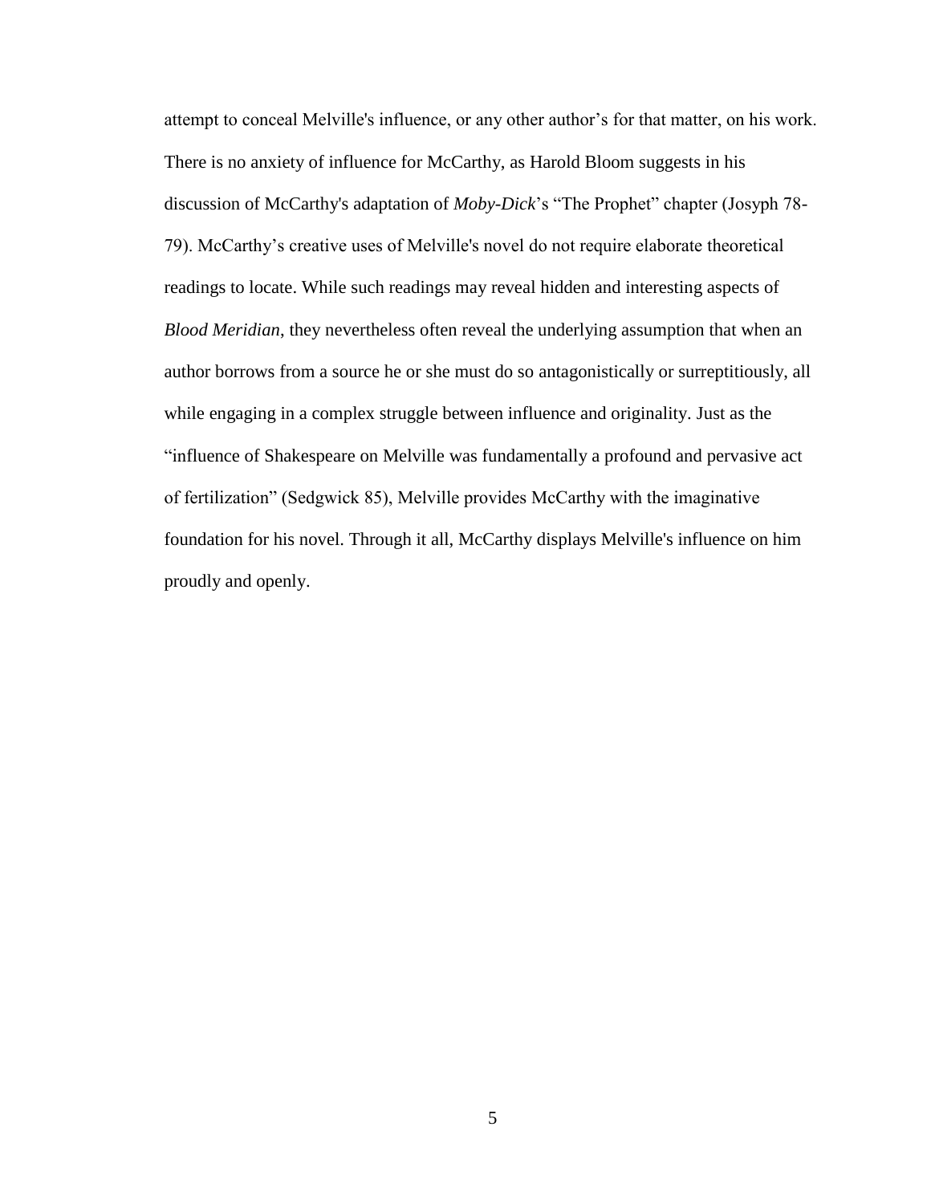attempt to conceal Melville's influence, or any other author's for that matter, on his work. There is no anxiety of influence for McCarthy, as Harold Bloom suggests in his discussion of McCarthy's adaptation of *Moby-Dick*'s "The Prophet" chapter (Josyph 78-79). McCarthy's creative uses of Melville's novel do not require elaborate theoretical readings to locate. While such readings may reveal hidden and interesting aspects of *Blood Meridian*, they nevertheless often reveal the underlying assumption that when an author borrows from a source he or she must do so antagonistically or surreptitiously, all while engaging in a complex struggle between influence and originality. Just as the "influence of Shakespeare on Melville was fundamentally a profound and pervasive act of fertilization" (Sedgwick 85), Melville provides McCarthy with the imaginative foundation for his novel. Through it all, McCarthy displays Melville's influence on him proudly and openly.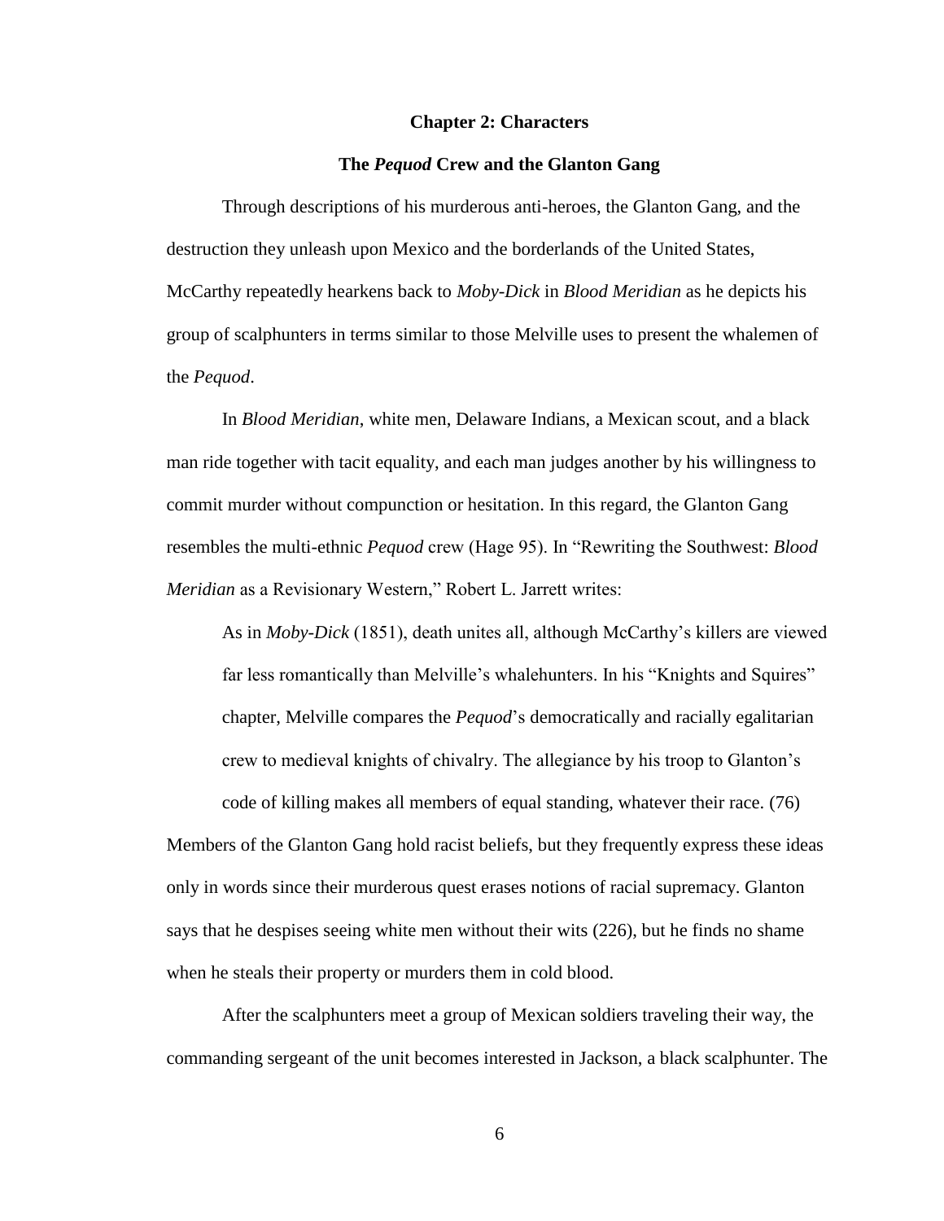## Chapter 2: Characters

### The *Pequod* Crew and the Glanton Gang

Through descriptions of his murderous anti-heroes, the Glanton Gang, and the destruction they unleash upon Mexico and the borderlands of the United States, McCarthy repeatedly hearkens back to *Moby-Dick* in *Blood Meridian* as he depicts his group of scalphunters in terms similar to those Melville uses to present the whalemen of the *Pequod*.

In *Blood Meridian*, white men, Delaware Indians, a Mexican scout, and a black man ride together with tacit equality, and each man judges another by his willingness to commit murder without compunction or hesitation. In this regard, the Glanton Gang resembles the multi-ethnic *Pequod* crew (Hage 95). In "Rewriting the Southwest: *Blood Meridian* as a Revisionary Western," Robert L. Jarrett writes:

> As in *Moby-Dick* (1851), death unites all, although McCarthy's killers are viewed far less romantically than Melville's whalehunters. In his "Knights and Squires" chapter, Melville compares the *Pequod*'s democratically and racially egalitarian crew to medieval knights of chivalry. The allegiance by his troop to Glanton's code of killing makes all members of equal standing, whatever their race. (76)

Members of the Glanton Gang hold racist beliefs, but they frequently express these ideas only in words since their murderous quest erases notions of racial supremacy. Glanton says that he despises seeing white men without their wits (226), but he finds no shame when he steals their property or murders them in cold blood.

After the scalphunters meet a group of Mexican soldiers traveling their way, the commanding sergeant of the unit becomes interested in Jackson, a black scalphunter. The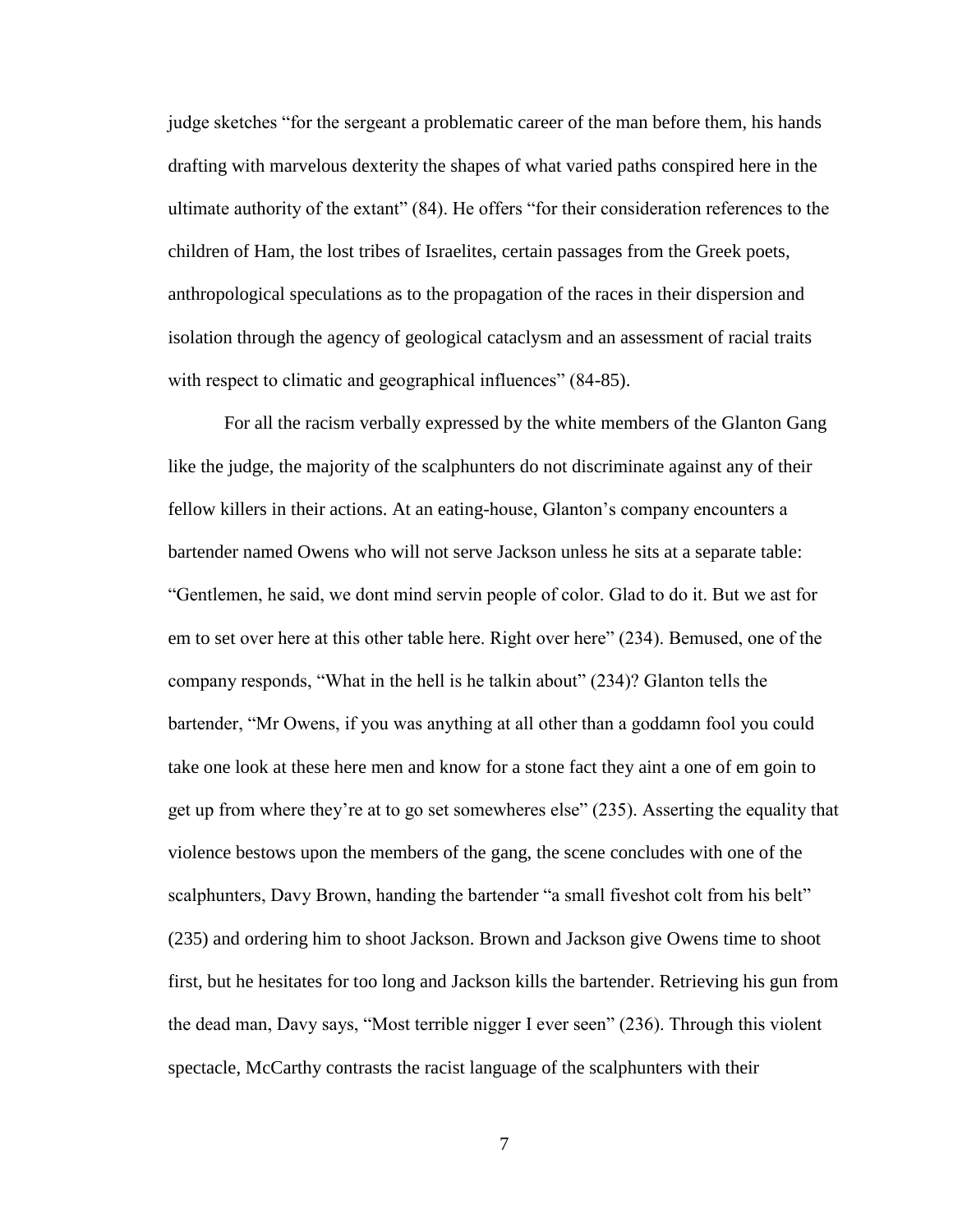judge sketches "for the sergeant a problematic career of the man before them, his hands drafting with marvelous dexterity the shapes of what varied paths conspired here in the ultimate authority of the extant" (84). He offers "for their consideration references to the children of Ham, the lost tribes of Israelites, certain passages from the Greek poets, anthropological speculations as to the propagation of the races in their dispersion and isolation through the agency of geological cataclysm and an assessment of racial traits with respect to climatic and geographical influences" (84-85).

For all the racism verbally expressed by the white members of the Glanton Gang like the judge, the majority of the scalphunters do not discriminate against any of their fellow killers in their actions. At an eating-house, Glanton's company encounters a bartender named Owens who will not serve Jackson unless he sits at a separate table: "Gentlemen, he said, we dont mind servin people of color. Glad to do it. But we ast for em to set over here at this other table here. Right over here" (234). Bemused, one of the company responds, "What in the hell is he talkin about" (234)? Glanton tells the bartender, "Mr Owens, if you was anything at all other than a goddamn fool you could take one look at these here men and know for a stone fact they aint a one of em goin to get up from where they're at to go set somewheres else" (235). Asserting the equality that violence bestows upon the members of the gang, the scene concludes with one of the scalphunters, Davy Brown, handing the bartender "a small fiveshot colt from his belt" (235) and ordering him to shoot Jackson. Brown and Jackson give Owens time to shoot first, but he hesitates for too long and Jackson kills the bartender. Retrieving his gun from the dead man, Davy says, "Most terrible nigger I ever seen" (236). Through this violent spectacle, McCarthy contrasts the racist language of the scalphunters with their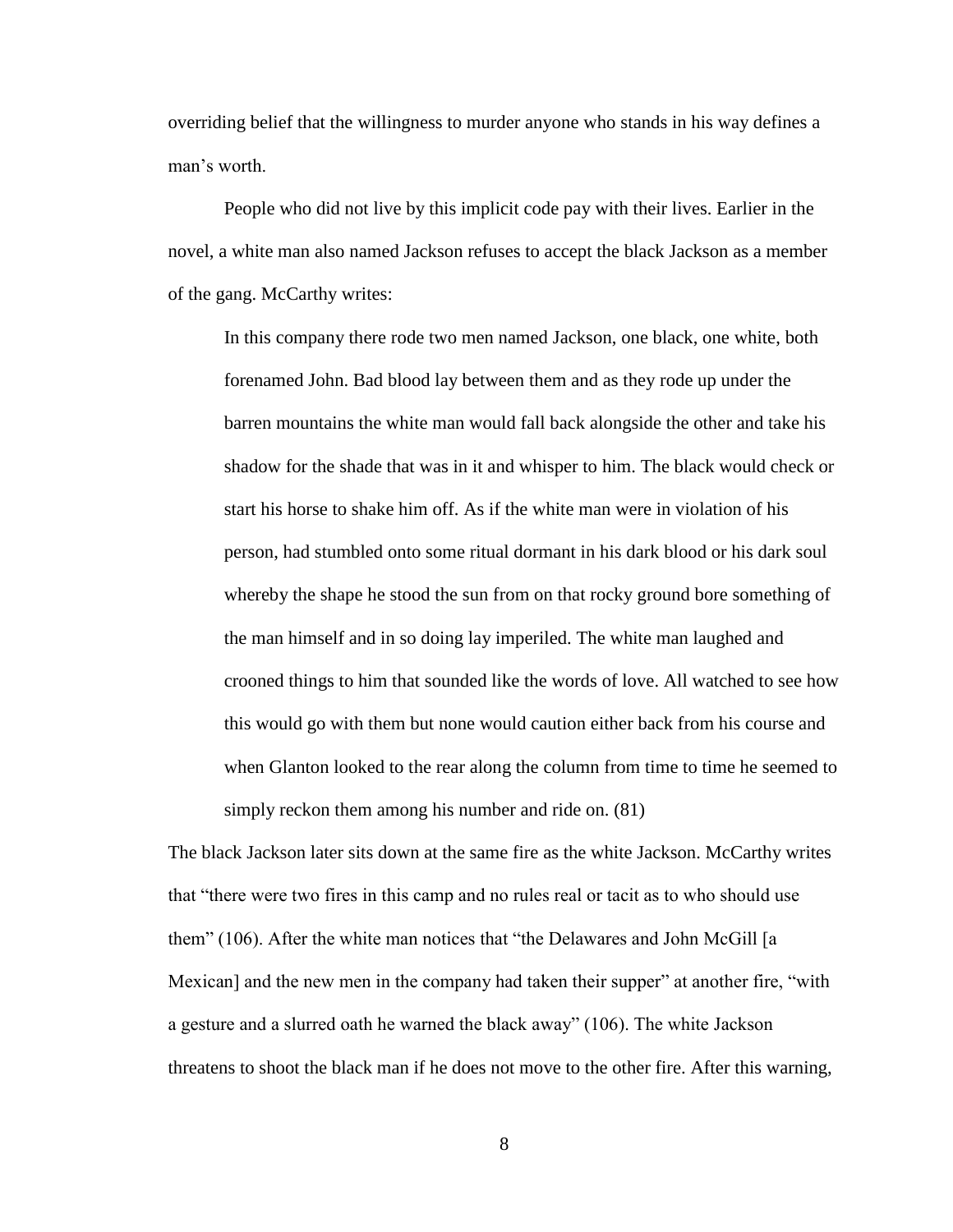overriding belief that the willingness to murder anyone who stands in his way defines a man's worth.

People who did not live by this implicit code pay with their lives. Earlier in the novel, a white man also named Jackson refuses to accept the black Jackson as a member of the gang. McCarthy writes:

> In this company there rode two men named Jackson, one black, one white, both forenamed John. Bad blood lay between them and as they rode up under the barren mountains the white man would fall back alongside the other and take his shadow for the shade that was in it and whisper to him. The black would check or start his horse to shake him off. As if the white man were in violation of his person, had stumbled onto some ritual dormant in his dark blood or his dark soul whereby the shape he stood the sun from on that rocky ground bore something of the man himself and in so doing lay imperiled. The white man laughed and crooned things to him that sounded like the words of love. All watched to see how this would go with them but none would caution either back from his course and when Glanton looked to the rear along the column from time to time he seemed to simply reckon them among his number and ride on. (81)

The black Jackson later sits down at the same fire as the white Jackson. McCarthy writes that "there were two fires in this camp and no rules real or tacit as to who should use them" (106). After the white man notices that "the Delawares and John McGill [a Mexican] and the new men in the company had taken their supper" at another fire, "with a gesture and a slurred oath he warned the black away" (106). The white Jackson threatens to shoot the black man if he does not move to the other fire. After this warning,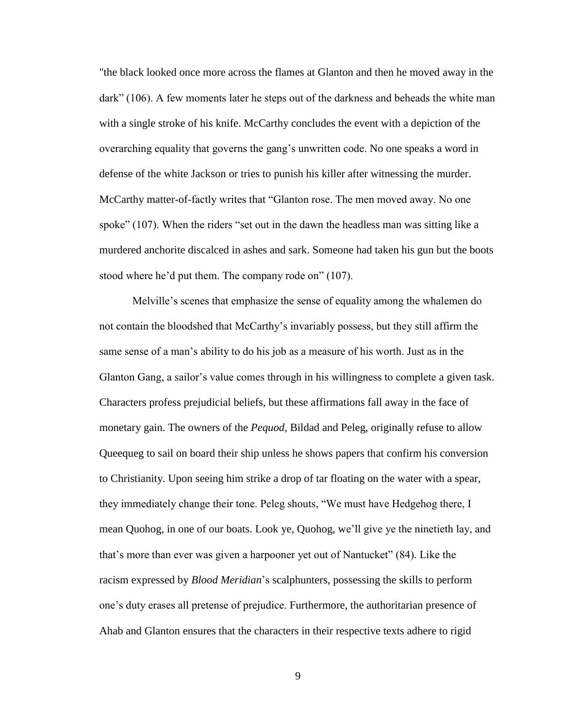"the black looked once more across the flames at Glanton and then he moved away in the dark" (106). A few moments later he steps out of the darkness and beheads the white man with a single stroke of his knife. McCarthy concludes the event with a depiction of the overarching equality that governs the gang's unwritten code. No one speaks a word in defense of the white Jackson or tries to punish his killer after witnessing the murder. McCarthy matter-of-factly writes that "Glanton rose. The men moved away. No one spoke" (107). When the riders "set out in the dawn the headless man was sitting like a murdered anchorite discalced in ashes and sark. Someone had taken his gun but the boots stood where he'd put them. The company rode on" (107).

Melville's scenes that emphasize the sense of equality among the whalemen do not contain the bloodshed that McCarthy's invariably possess, but they still affirm the same sense of a man's ability to do his job as a measure of his worth. Just as in the Glanton Gang, a sailor's value comes through in his willingness to complete a given task. Characters profess prejudicial beliefs, but these affirmations fall away in the face of monetary gain. The owners of the *Pequod*, Bildad and Peleg, originally refuse to allow Queequeg to sail on board their ship unless he shows papers that confirm his conversion to Christianity. Upon seeing him strike a drop of tar floating on the water with a spear, they immediately change their tone. Peleg shouts, "We must have Hedgehog there, I mean Quohog, in one of our boats. Look ye, Quohog, we'll give ye the ninetieth lay, and that's more than ever was given a harpooner yet out of Nantucket" (84). Like the racism expressed by *Blood Meridian*'s scalphunters, possessing the skills to perform one's duty erases all pretense of prejudice. Furthermore, the authoritarian presence of Ahab and Glanton ensures that the characters in their respective texts adhere to rigid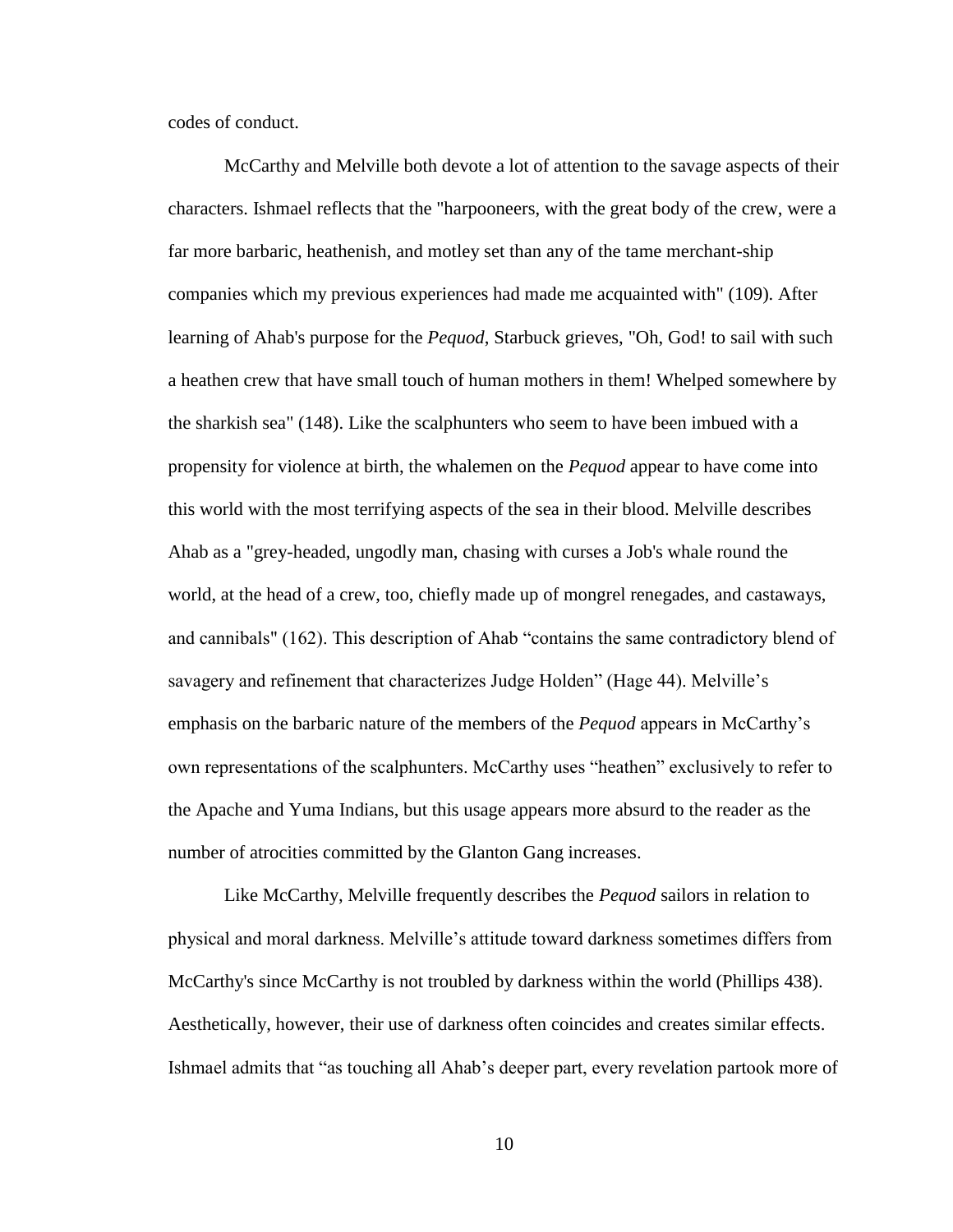codes of conduct.

McCarthy and Melville both devote a lot of attention to the savage aspects of their characters. Ishmael reflects that the "harpooneers, with the great body of the crew, were a far more barbaric, heathenish, and motley set than any of the tame merchant-ship companies which my previous experiences had made me acquainted with" (109). After learning of Ahab's purpose for the *Pequod*, Starbuck grieves, "Oh, God! to sail with such a heathen crew that have small touch of human mothers in them! Whelped somewhere by the sharkish sea" (148). Like the scalphunters who seem to have been imbued with a propensity for violence at birth, the whalemen on the *Pequod* appear to have come into this world with the most terrifying aspects of the sea in their blood. Melville describes Ahab as a "grey-headed, ungodly man, chasing with curses a Job's whale round the world, at the head of a crew, too, chiefly made up of mongrel renegades, and castaways, and cannibals" (162). This description of Ahab "contains the same contradictory blend of savagery and refinement that characterizes Judge Holden" (Hage 44). Melville's emphasis on the barbaric nature of the members of the *Pequod* appears in McCarthy's own representations of the scalphunters. McCarthy uses "heathen" exclusively to refer to the Apache and Yuma Indians, but this usage appears more absurd to the reader as the number of atrocities committed by the Glanton Gang increases.

Like McCarthy, Melville frequently describes the *Pequod* sailors in relation to physical and moral darkness. Melville's attitude toward darkness sometimes differs from McCarthy's since McCarthy is not troubled by darkness within the world (Phillips 438). Aesthetically, however, their use of darkness often coincides and creates similar effects. Ishmael admits that "as touching all Ahab's deeper part, every revelation partook more of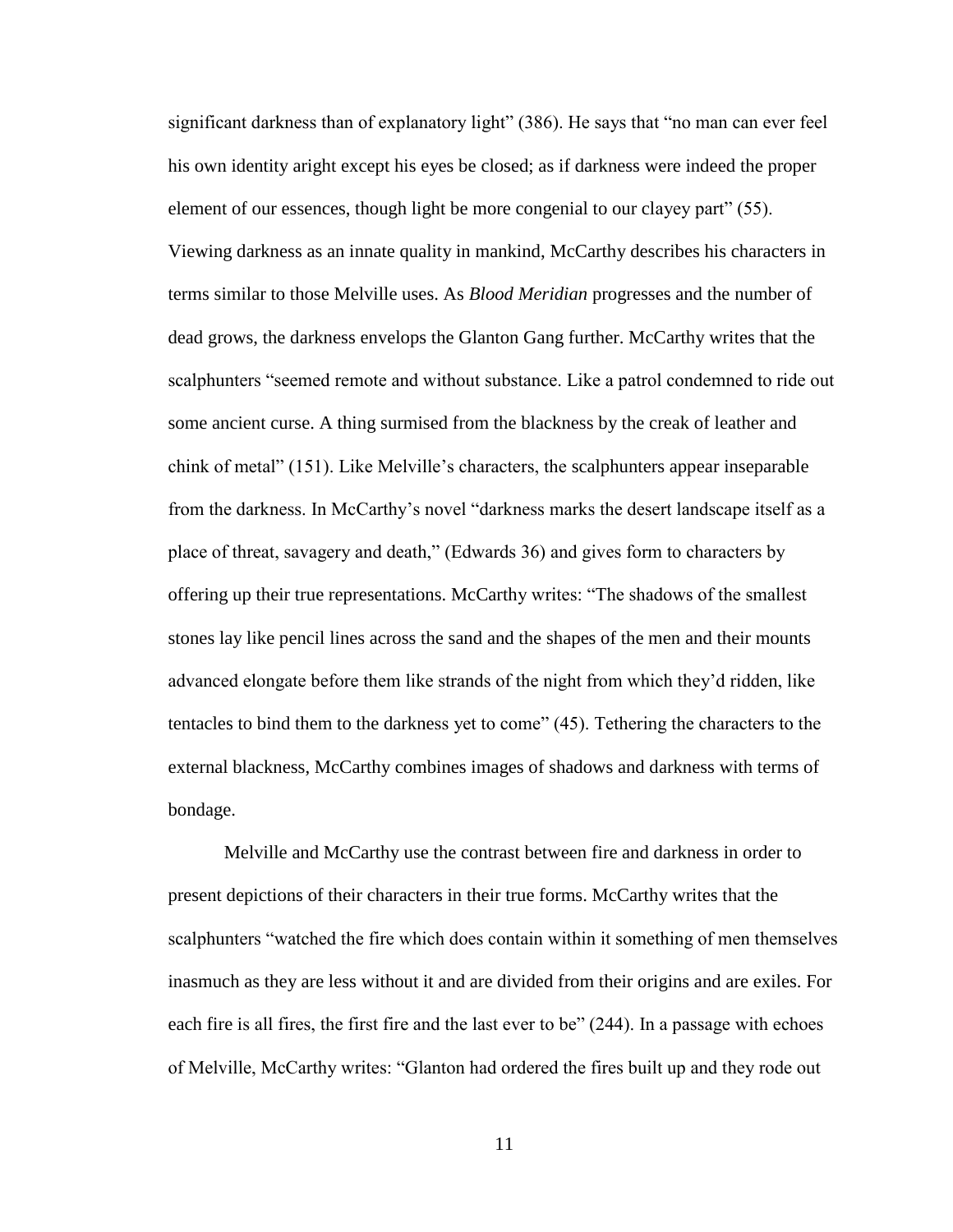significant darkness than of explanatory light" (386). He says that "no man can ever feel his own identity aright except his eyes be closed; as if darkness were indeed the proper element of our essences, though light be more congenial to our clayey part" (55). Viewing darkness as an innate quality in mankind, McCarthy describes his characters in terms similar to those Melville uses. As *Blood Meridian* progresses and the number of dead grows, the darkness envelops the Glanton Gang further. McCarthy writes that the scalphunters "seemed remote and without substance. Like a patrol condemned to ride out some ancient curse. A thing surmised from the blackness by the creak of leather and chink of metal" (151). Like Melville's characters, the scalphunters appear inseparable from the darkness. In McCarthy's novel "darkness marks the desert landscape itself as a place of threat, savagery and death," (Edwards 36) and gives form to characters by offering up their true representations. McCarthy writes: "The shadows of the smallest stones lay like pencil lines across the sand and the shapes of the men and their mounts advanced elongate before them like strands of the night from which they'd ridden, like tentacles to bind them to the darkness yet to come" (45). Tethering the characters to the external blackness, McCarthy combines images of shadows and darkness with terms of bondage.

Melville and McCarthy use the contrast between fire and darkness in order to present depictions of their characters in their true forms. McCarthy writes that the scalphunters "watched the fire which does contain within it something of men themselves inasmuch as they are less without it and are divided from their origins and are exiles. For each fire is all fires, the first fire and the last ever to be" (244). In a passage with echoes of Melville, McCarthy writes: "Glanton had ordered the fires built up and they rode out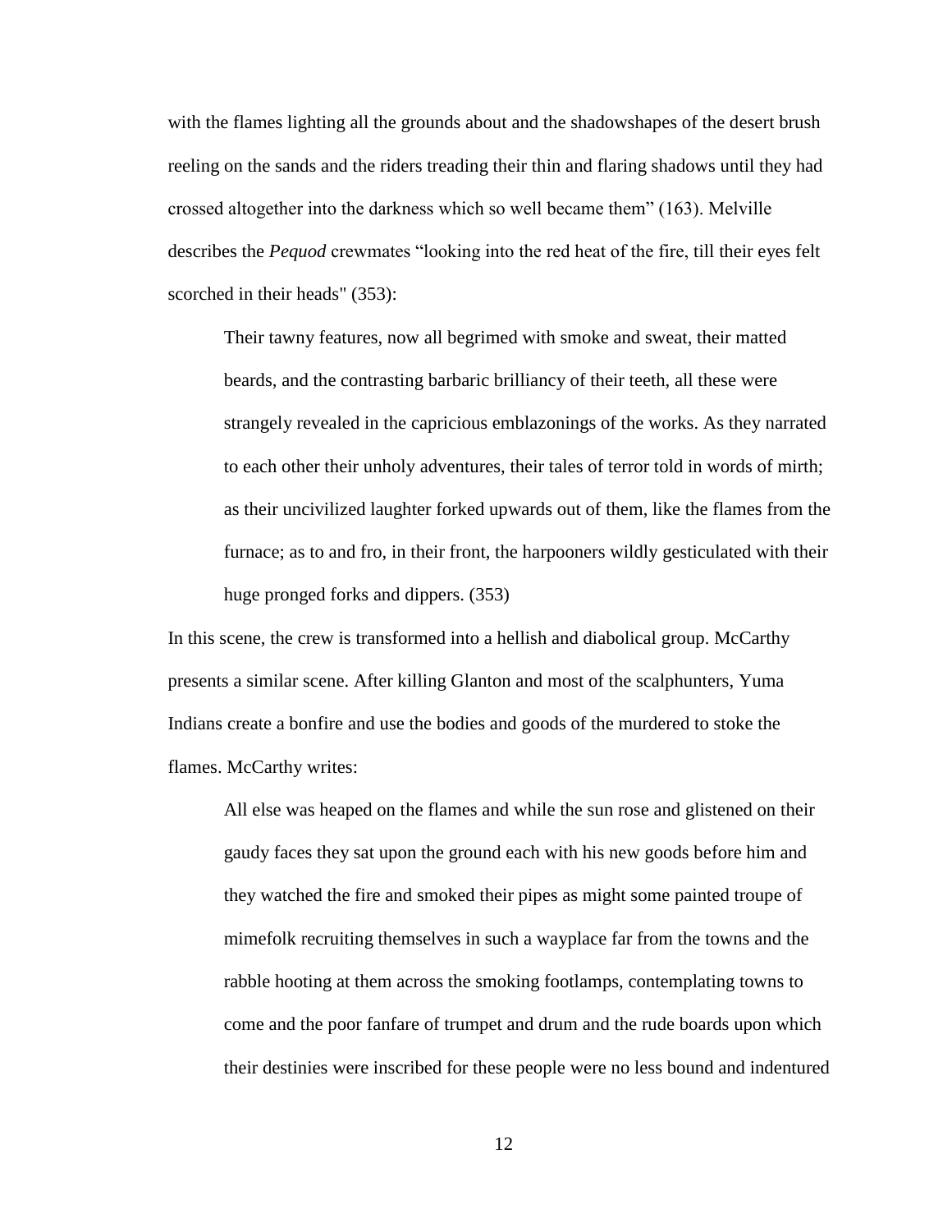with the flames lighting all the grounds about and the shadowshapes of the desert brush reeling on the sands and the riders treading their thin and flaring shadows until they had crossed altogether into the darkness which so well became them" (163). Melville describes the *Pequod* crewmates "looking into the red heat of the fire, till their eyes felt scorched in their heads" (353):

> Their tawny features, now all begrimed with smoke and sweat, their matted beards, and the contrasting barbaric brilliancy of their teeth, all these were strangely revealed in the capricious emblazonings of the works. As they narrated to each other their unholy adventures, their tales of terror told in words of mirth; as their uncivilized laughter forked upwards out of them, like the flames from the furnace; as to and fro, in their front, the harpooners wildly gesticulated with their huge pronged forks and dippers. (353)

In this scene, the crew is transformed into a hellish and diabolical group. McCarthy presents a similar scene. After killing Glanton and most of the scalphunters, Yuma Indians create a bonfire and use the bodies and goods of the murdered to stoke the flames. McCarthy writes:

> All else was heaped on the flames and while the sun rose and glistened on their gaudy faces they sat upon the ground each with his new goods before him and they watched the fire and smoked their pipes as might some painted troupe of mimefolk recruiting themselves in such a wayplace far from the towns and the rabble hooting at them across the smoking footlamps, contemplating towns to come and the poor fanfare of trumpet and drum and the rude boards upon which their destinies were inscribed for these people were no less bound and indentured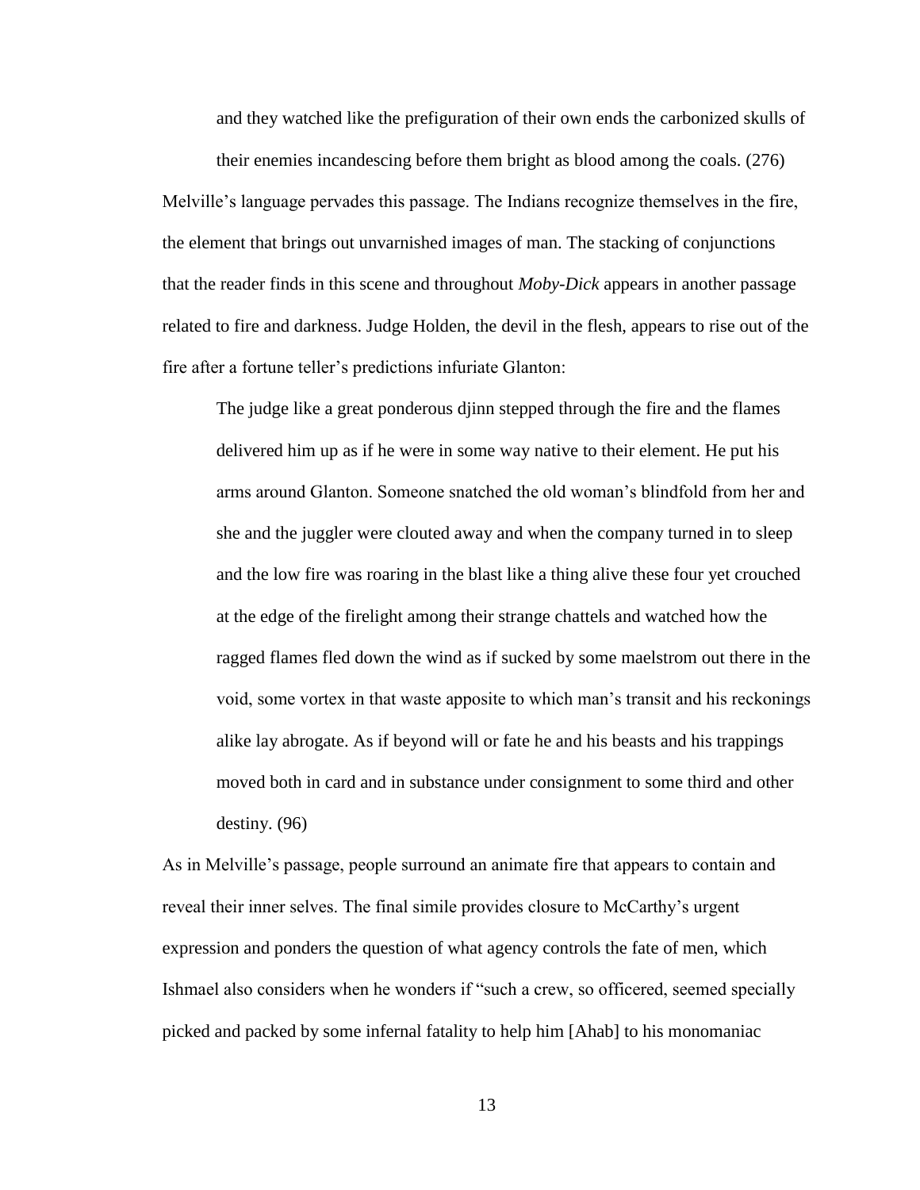> and they watched like the prefiguration of their own ends the carbonized skulls of their enemies incandescing before them bright as blood among the coals. (276)

Melville's language pervades this passage. The Indians recognize themselves in the fire, the element that brings out unvarnished images of man. The stacking of conjunctions that the reader finds in this scene and throughout *Moby-Dick* appears in another passage related to fire and darkness. Judge Holden, the devil in the flesh, appears to rise out of the fire after a fortune teller's predictions infuriate Glanton:

> The judge like a great ponderous djinn stepped through the fire and the flames delivered him up as if he were in some way native to their element. He put his arms around Glanton. Someone snatched the old woman's blindfold from her and she and the juggler were clouted away and when the company turned in to sleep and the low fire was roaring in the blast like a thing alive these four yet crouched at the edge of the firelight among their strange chattels and watched how the ragged flames fled down the wind as if sucked by some maelstrom out there in the void, some vortex in that waste apposite to which man's transit and his reckonings alike lay abrogate. As if beyond will or fate he and his beasts and his trappings moved both in card and in substance under consignment to some third and other destiny. (96)

As in Melville's passage, people surround an animate fire that appears to contain and reveal their inner selves. The final simile provides closure to McCarthy's urgent expression and ponders the question of what agency controls the fate of men, which Ishmael also considers when he wonders if "such a crew, so officered, seemed specially picked and packed by some infernal fatality to help him [Ahab] to his monomaniac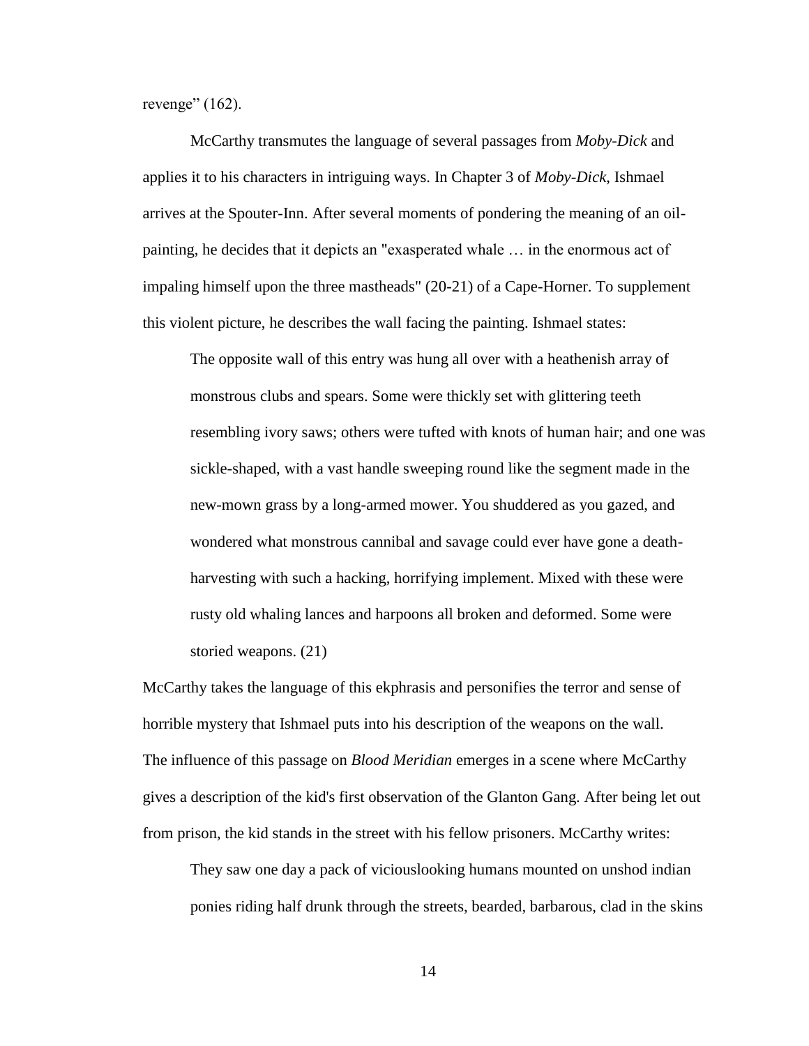revenge" (162).

McCarthy transmutes the language of several passages from *Moby-Dick* and applies it to his characters in intriguing ways. In Chapter 3 of *Moby-Dick*, Ishmael arrives at the Spouter-Inn. After several moments of pondering the meaning of an oil-painting, he decides that it depicts an "exasperated whale … in the enormous act of impaling himself upon the three mastheads" (20-21) of a Cape-Horner. To supplement this violent picture, he describes the wall facing the painting. Ishmael states:

> The opposite wall of this entry was hung all over with a heathenish array of monstrous clubs and spears. Some were thickly set with glittering teeth resembling ivory saws; others were tufted with knots of human hair; and one was sickle-shaped, with a vast handle sweeping round like the segment made in the new-mown grass by a long-armed mower. You shuddered as you gazed, and wondered what monstrous cannibal and savage could ever have gone a death-harvesting with such a hacking, horrifying implement. Mixed with these were rusty old whaling lances and harpoons all broken and deformed. Some were storied weapons. (21)

McCarthy takes the language of this ekphrasis and personifies the terror and sense of horrible mystery that Ishmael puts into his description of the weapons on the wall. The influence of this passage on *Blood Meridian* emerges in a scene where McCarthy gives a description of the kid's first observation of the Glanton Gang. After being let out from prison, the kid stands in the street with his fellow prisoners. McCarthy writes:

> They saw one day a pack of viciouslooking humans mounted on unshod indian ponies riding half drunk through the streets, bearded, barbarous, clad in the skins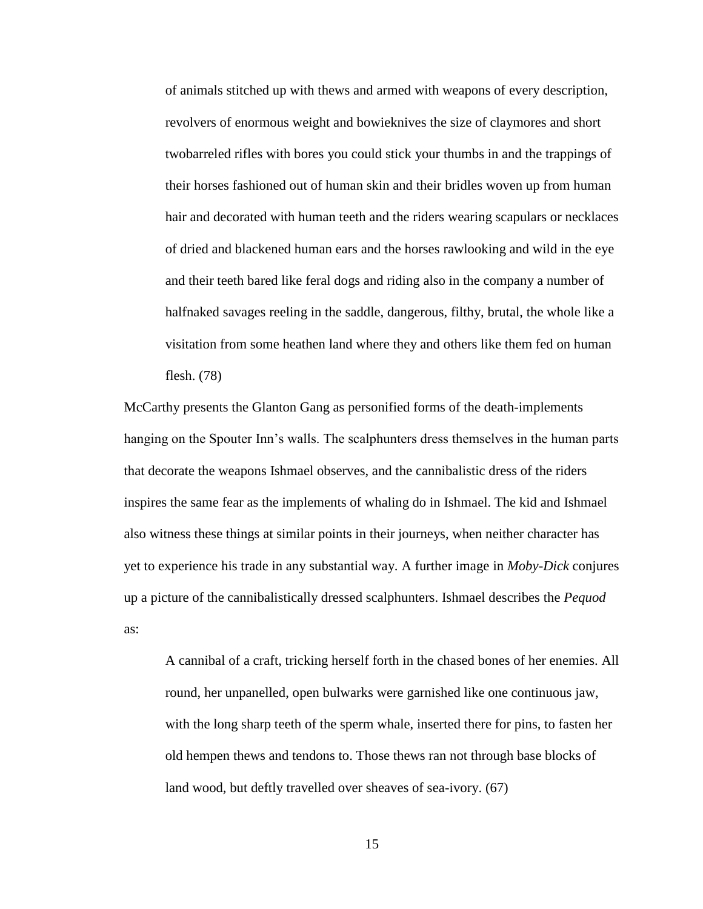> of animals stitched up with thews and armed with weapons of every description, revolvers of enormous weight and bowieknives the size of claymores and short twobarreled rifles with bores you could stick your thumbs in and the trappings of their horses fashioned out of human skin and their bridles woven up from human hair and decorated with human teeth and the riders wearing scapulars or necklaces of dried and blackened human ears and the horses rawlooking and wild in the eye and their teeth bared like feral dogs and riding also in the company a number of halfnaked savages reeling in the saddle, dangerous, filthy, brutal, the whole like a visitation from some heathen land where they and others like them fed on human flesh. (78)

McCarthy presents the Glanton Gang as personified forms of the death-implements hanging on the Spouter Inn's walls. The scalphunters dress themselves in the human parts that decorate the weapons Ishmael observes, and the cannibalistic dress of the riders inspires the same fear as the implements of whaling do in Ishmael. The kid and Ishmael also witness these things at similar points in their journeys, when neither character has yet to experience his trade in any substantial way. A further image in *Moby-Dick* conjures up a picture of the cannibalistically dressed scalphunters. Ishmael describes the *Pequod* as:

> A cannibal of a craft, tricking herself forth in the chased bones of her enemies. All round, her unpanelled, open bulwarks were garnished like one continuous jaw, with the long sharp teeth of the sperm whale, inserted there for pins, to fasten her old hempen thews and tendons to. Those thews ran not through base blocks of land wood, but deftly travelled over sheaves of sea-ivory. (67)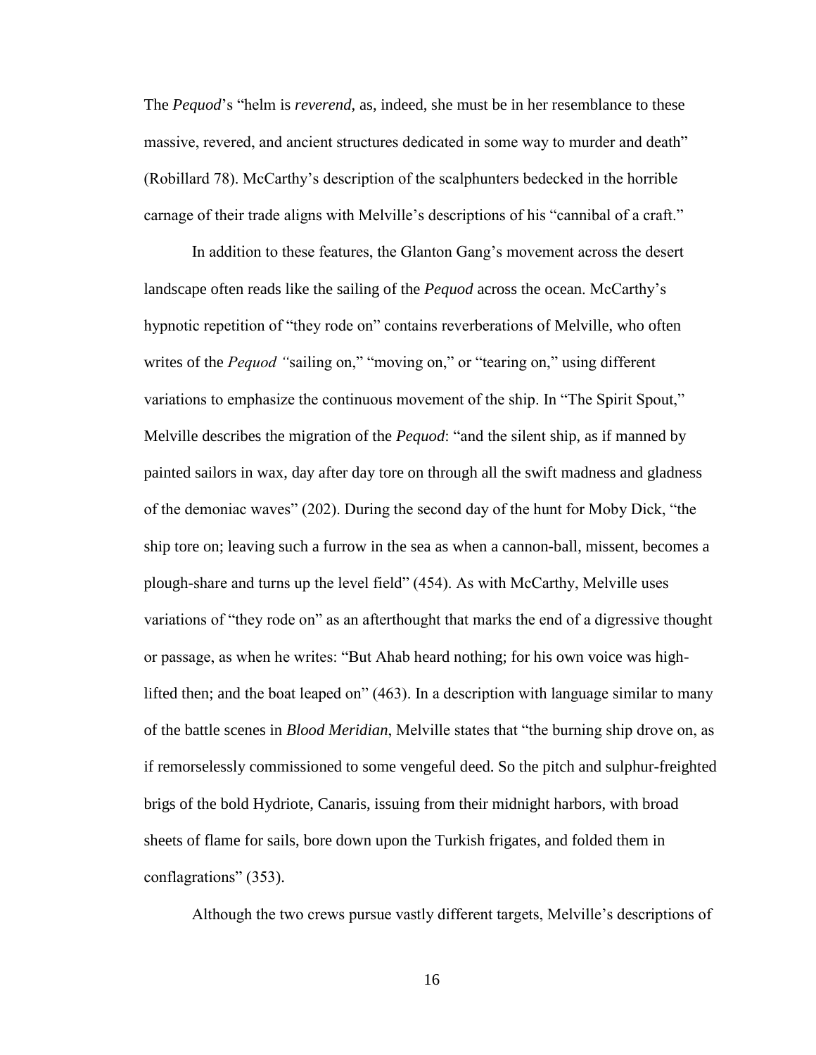The *Pequod*'s "helm is *reverend*, as, indeed, she must be in her resemblance to these massive, revered, and ancient structures dedicated in some way to murder and death" (Robillard 78). McCarthy's description of the scalphunters bedecked in the horrible carnage of their trade aligns with Melville's descriptions of his "cannibal of a craft."

In addition to these features, the Glanton Gang's movement across the desert landscape often reads like the sailing of the *Pequod* across the ocean. McCarthy's hypnotic repetition of "they rode on" contains reverberations of Melville, who often writes of the *Pequod* "sailing on," "moving on," or "tearing on," using different variations to emphasize the continuous movement of the ship. In "The Spirit Spout," Melville describes the migration of the *Pequod*: "and the silent ship, as if manned by painted sailors in wax, day after day tore on through all the swift madness and gladness of the demoniac waves" (202). During the second day of the hunt for Moby Dick, "the ship tore on; leaving such a furrow in the sea as when a cannon-ball, missent, becomes a plough-share and turns up the level field" (454). As with McCarthy, Melville uses variations of "they rode on" as an afterthought that marks the end of a digressive thought or passage, as when he writes: "But Ahab heard nothing; for his own voice was high-lifted then; and the boat leaped on" (463). In a description with language similar to many of the battle scenes in *Blood Meridian*, Melville states that "the burning ship drove on, as if remorselessly commissioned to some vengeful deed. So the pitch and sulphur-freighted brigs of the bold Hydriote, Canaris, issuing from their midnight harbors, with broad sheets of flame for sails, bore down upon the Turkish frigates, and folded them in conflagrations" (353).

Although the two crews pursue vastly different targets, Melville's descriptions of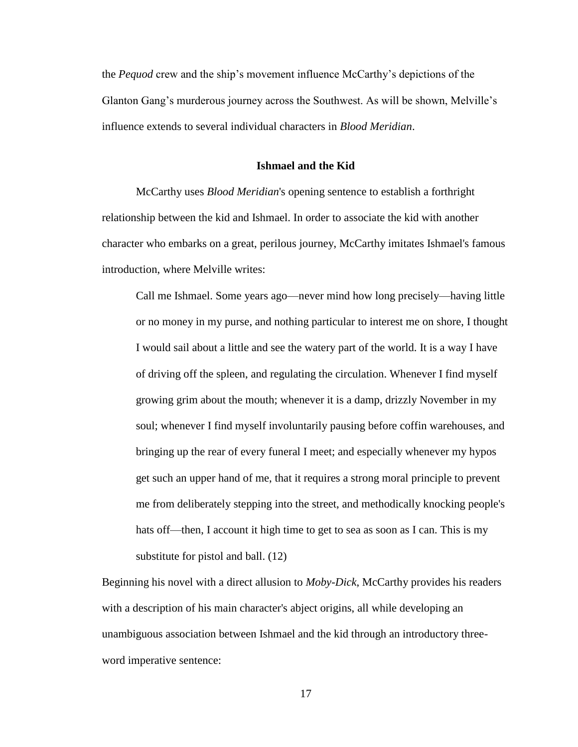the *Pequod* crew and the ship's movement influence McCarthy's depictions of the Glanton Gang's murderous journey across the Southwest. As will be shown, Melville's influence extends to several individual characters in *Blood Meridian*.

## Ishmael and the Kid

McCarthy uses *Blood Meridian*'s opening sentence to establish a forthright relationship between the kid and Ishmael. In order to associate the kid with another character who embarks on a great, perilous journey, McCarthy imitates Ishmael's famous introduction, where Melville writes:

> Call me Ishmael. Some years ago—never mind how long precisely—having little or no money in my purse, and nothing particular to interest me on shore, I thought I would sail about a little and see the watery part of the world. It is a way I have of driving off the spleen, and regulating the circulation. Whenever I find myself growing grim about the mouth; whenever it is a damp, drizzly November in my soul; whenever I find myself involuntarily pausing before coffin warehouses, and bringing up the rear of every funeral I meet; and especially whenever my hypos get such an upper hand of me, that it requires a strong moral principle to prevent me from deliberately stepping into the street, and methodically knocking people's hats off—then, I account it high time to get to sea as soon as I can. This is my substitute for pistol and ball. (12)

Beginning his novel with a direct allusion to *Moby-Dick*, McCarthy provides his readers with a description of his main character's abject origins, all while developing an unambiguous association between Ishmael and the kid through an introductory three-word imperative sentence: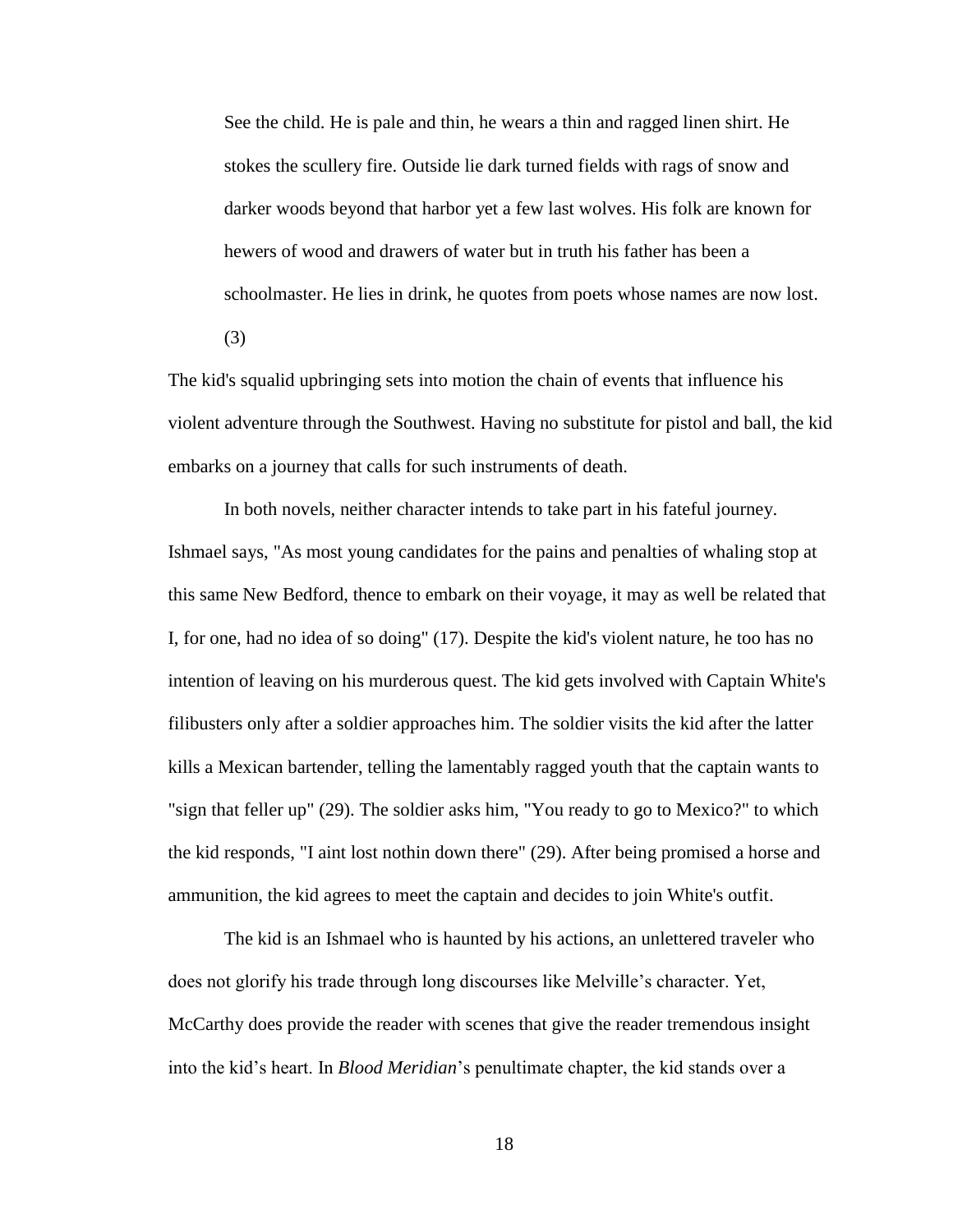> See the child. He is pale and thin, he wears a thin and ragged linen shirt. He stokes the scullery fire. Outside lie dark turned fields with rags of snow and darker woods beyond that harbor yet a few last wolves. His folk are known for hewers of wood and drawers of water but in truth his father has been a schoolmaster. He lies in drink, he quotes from poets whose names are now lost. (3)

The kid's squalid upbringing sets into motion the chain of events that influence his violent adventure through the Southwest. Having no substitute for pistol and ball, the kid embarks on a journey that calls for such instruments of death.

In both novels, neither character intends to take part in his fateful journey. Ishmael says, "As most young candidates for the pains and penalties of whaling stop at this same New Bedford, thence to embark on their voyage, it may as well be related that I, for one, had no idea of so doing" (17). Despite the kid's violent nature, he too has no intention of leaving on his murderous quest. The kid gets involved with Captain White's filibusters only after a soldier approaches him. The soldier visits the kid after the latter kills a Mexican bartender, telling the lamentably ragged youth that the captain wants to "sign that feller up" (29). The soldier asks him, "You ready to go to Mexico?" to which the kid responds, "I aint lost nothin down there" (29). After being promised a horse and ammunition, the kid agrees to meet the captain and decides to join White's outfit.

The kid is an Ishmael who is haunted by his actions, an unlettered traveler who does not glorify his trade through long discourses like Melville's character. Yet, McCarthy does provide the reader with scenes that give the reader tremendous insight into the kid's heart. In *Blood Meridian*'s penultimate chapter, the kid stands over a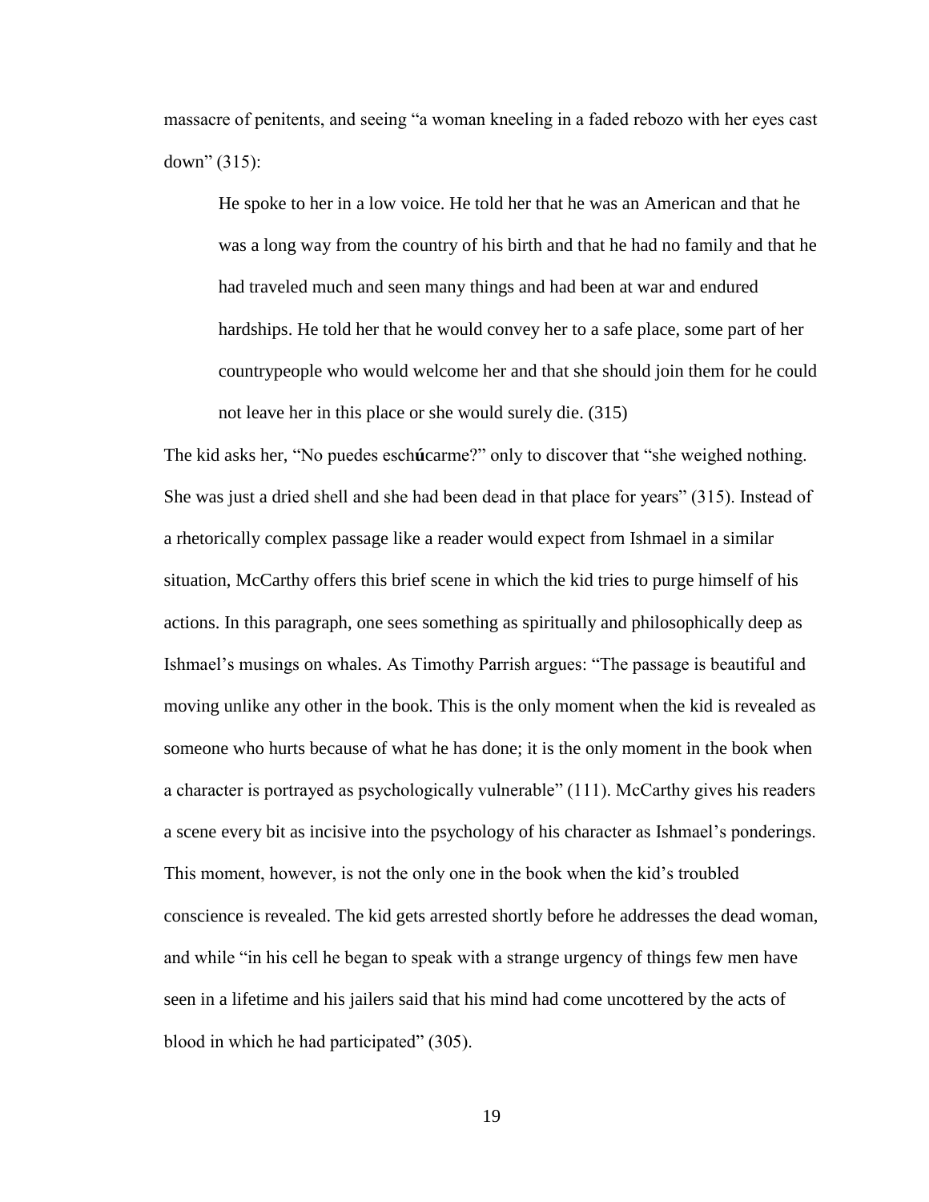massacre of penitents, and seeing "a woman kneeling in a faded rebozo with her eyes cast down" (315):

> He spoke to her in a low voice. He told her that he was an American and that he was a long way from the country of his birth and that he had no family and that he had traveled much and seen many things and had been at war and endured hardships. He told her that he would convey her to a safe place, some part of her countrypeople who would welcome her and that she should join them for he could not leave her in this place or she would surely die. (315)

The kid asks her, "No puedes esch**ú**carme?" only to discover that "she weighed nothing. She was just a dried shell and she had been dead in that place for years" (315). Instead of a rhetorically complex passage like a reader would expect from Ishmael in a similar situation, McCarthy offers this brief scene in which the kid tries to purge himself of his actions. In this paragraph, one sees something as spiritually and philosophically deep as Ishmael's musings on whales. As Timothy Parrish argues: "The passage is beautiful and moving unlike any other in the book. This is the only moment when the kid is revealed as someone who hurts because of what he has done; it is the only moment in the book when a character is portrayed as psychologically vulnerable" (111). McCarthy gives his readers a scene every bit as incisive into the psychology of his character as Ishmael's ponderings. This moment, however, is not the only one in the book when the kid's troubled conscience is revealed. The kid gets arrested shortly before he addresses the dead woman, and while "in his cell he began to speak with a strange urgency of things few men have seen in a lifetime and his jailers said that his mind had come uncottered by the acts of blood in which he had participated" (305).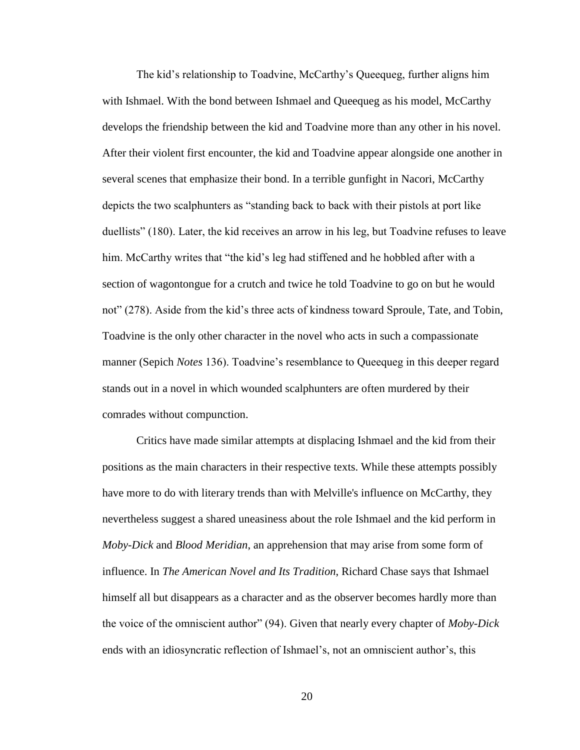The kid's relationship to Toadvine, McCarthy's Queequeg, further aligns him with Ishmael. With the bond between Ishmael and Queequeg as his model, McCarthy develops the friendship between the kid and Toadvine more than any other in his novel. After their violent first encounter, the kid and Toadvine appear alongside one another in several scenes that emphasize their bond. In a terrible gunfight in Nacori, McCarthy depicts the two scalphunters as "standing back to back with their pistols at port like duellists" (180). Later, the kid receives an arrow in his leg, but Toadvine refuses to leave him. McCarthy writes that "the kid's leg had stiffened and he hobbled after with a section of wagontongue for a crutch and twice he told Toadvine to go on but he would not" (278). Aside from the kid's three acts of kindness toward Sproule, Tate, and Tobin, Toadvine is the only other character in the novel who acts in such a compassionate manner (Sepich *Notes* 136). Toadvine's resemblance to Queequeg in this deeper regard stands out in a novel in which wounded scalphunters are often murdered by their comrades without compunction.

Critics have made similar attempts at displacing Ishmael and the kid from their positions as the main characters in their respective texts. While these attempts possibly have more to do with literary trends than with Melville's influence on McCarthy, they nevertheless suggest a shared uneasiness about the role Ishmael and the kid perform in *Moby-Dick* and *Blood Meridian*, an apprehension that may arise from some form of influence. In *The American Novel and Its Tradition*, Richard Chase says that Ishmael himself all but disappears as a character and as the observer becomes hardly more than the voice of the omniscient author" (94). Given that nearly every chapter of *Moby-Dick* ends with an idiosyncratic reflection of Ishmael's, not an omniscient author's, this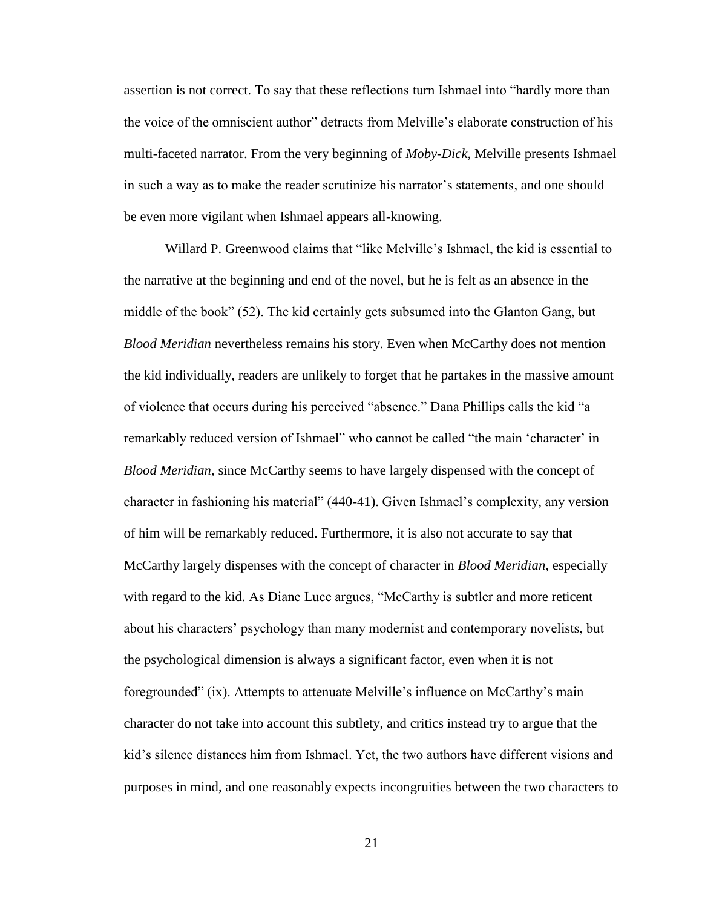assertion is not correct. To say that these reflections turn Ishmael into "hardly more than the voice of the omniscient author" detracts from Melville's elaborate construction of his multi-faceted narrator. From the very beginning of *Moby-Dick*, Melville presents Ishmael in such a way as to make the reader scrutinize his narrator's statements, and one should be even more vigilant when Ishmael appears all-knowing.

Willard P. Greenwood claims that "like Melville's Ishmael, the kid is essential to the narrative at the beginning and end of the novel, but he is felt as an absence in the middle of the book" (52). The kid certainly gets subsumed into the Glanton Gang, but *Blood Meridian* nevertheless remains his story. Even when McCarthy does not mention the kid individually, readers are unlikely to forget that he partakes in the massive amount of violence that occurs during his perceived "absence." Dana Phillips calls the kid "a remarkably reduced version of Ishmael" who cannot be called "the main 'character' in *Blood Meridian*, since McCarthy seems to have largely dispensed with the concept of character in fashioning his material" (440-41). Given Ishmael's complexity, any version of him will be remarkably reduced. Furthermore, it is also not accurate to say that McCarthy largely dispenses with the concept of character in *Blood Meridian*, especially with regard to the kid. As Diane Luce argues, "McCarthy is subtler and more reticent about his characters' psychology than many modernist and contemporary novelists, but the psychological dimension is always a significant factor, even when it is not foregrounded" (ix). Attempts to attenuate Melville's influence on McCarthy's main character do not take into account this subtlety, and critics instead try to argue that the kid's silence distances him from Ishmael. Yet, the two authors have different visions and purposes in mind, and one reasonably expects incongruities between the two characters to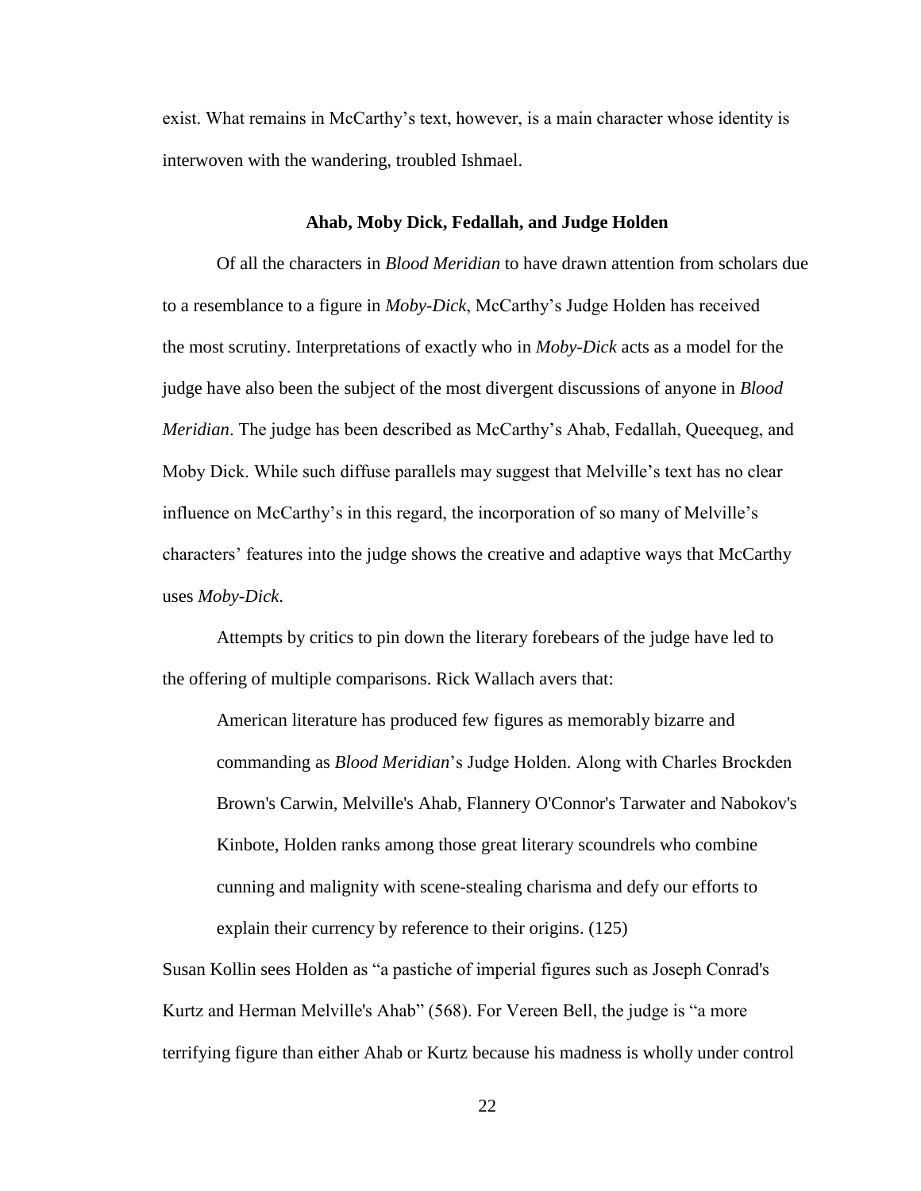exist. What remains in McCarthy's text, however, is a main character whose identity is interwoven with the wandering, troubled Ishmael.

### Ahab, Moby Dick, Fedallah, and Judge Holden

Of all the characters in *Blood Meridian* to have drawn attention from scholars due to a resemblance to a figure in *Moby-Dick*, McCarthy's Judge Holden has received the most scrutiny. Interpretations of exactly who in *Moby-Dick* acts as a model for the judge have also been the subject of the most divergent discussions of anyone in *Blood Meridian*. The judge has been described as McCarthy's Ahab, Fedallah, Queequeg, and Moby Dick. While such diffuse parallels may suggest that Melville's text has no clear influence on McCarthy's in this regard, the incorporation of so many of Melville's characters' features into the judge shows the creative and adaptive ways that McCarthy uses *Moby-Dick*.

Attempts by critics to pin down the literary forebears of the judge have led to the offering of multiple comparisons. Rick Wallach avers that:

> American literature has produced few figures as memorably bizarre and commanding as *Blood Meridian*'s Judge Holden. Along with Charles Brockden Brown's Carwin, Melville's Ahab, Flannery O'Connor's Tarwater and Nabokov's Kinbote, Holden ranks among those great literary scoundrels who combine cunning and malignity with scene-stealing charisma and defy our efforts to explain their currency by reference to their origins. (125)

Susan Kollin sees Holden as "a pastiche of imperial figures such as Joseph Conrad's Kurtz and Herman Melville's Ahab" (568). For Vereen Bell, the judge is "a more terrifying figure than either Ahab or Kurtz because his madness is wholly under control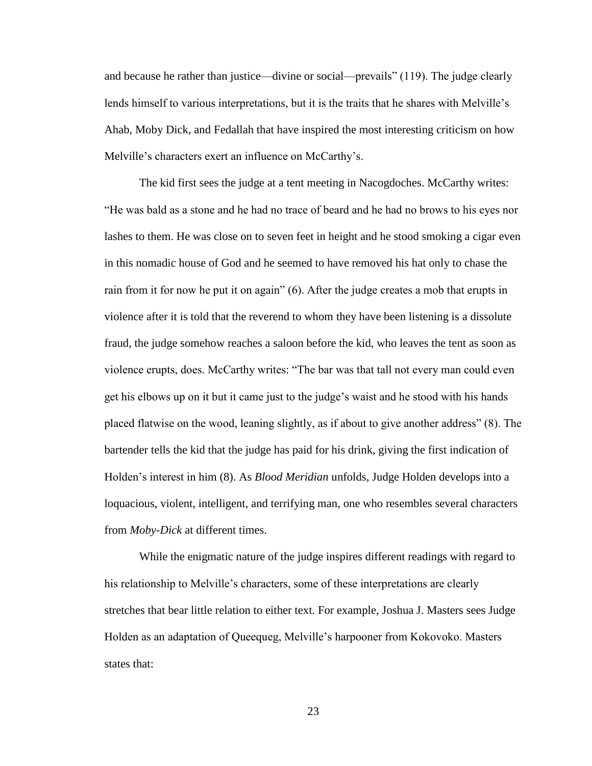and because he rather than justice—divine or social—prevails" (119). The judge clearly lends himself to various interpretations, but it is the traits that he shares with Melville's Ahab, Moby Dick, and Fedallah that have inspired the most interesting criticism on how Melville's characters exert an influence on McCarthy's.

The kid first sees the judge at a tent meeting in Nacogdoches. McCarthy writes: "He was bald as a stone and he had no trace of beard and he had no brows to his eyes nor lashes to them. He was close on to seven feet in height and he stood smoking a cigar even in this nomadic house of God and he seemed to have removed his hat only to chase the rain from it for now he put it on again" (6). After the judge creates a mob that erupts in violence after it is told that the reverend to whom they have been listening is a dissolute fraud, the judge somehow reaches a saloon before the kid, who leaves the tent as soon as violence erupts, does. McCarthy writes: "The bar was that tall not every man could even get his elbows up on it but it came just to the judge's waist and he stood with his hands placed flatwise on the wood, leaning slightly, as if about to give another address" (8). The bartender tells the kid that the judge has paid for his drink, giving the first indication of Holden's interest in him (8). As *Blood Meridian* unfolds, Judge Holden develops into a loquacious, violent, intelligent, and terrifying man, one who resembles several characters from *Moby-Dick* at different times.

While the enigmatic nature of the judge inspires different readings with regard to his relationship to Melville's characters, some of these interpretations are clearly stretches that bear little relation to either text. For example, Joshua J. Masters sees Judge Holden as an adaptation of Queequeg, Melville's harpooner from Kokovoko. Masters states that: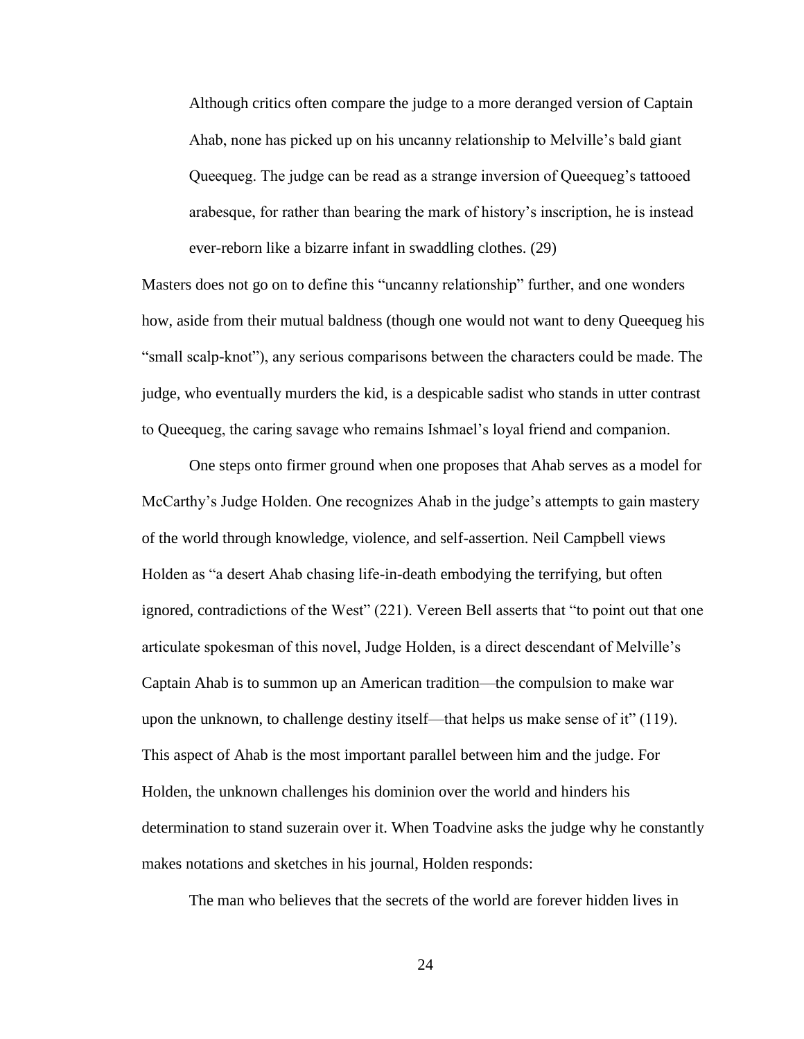> Although critics often compare the judge to a more deranged version of Captain Ahab, none has picked up on his uncanny relationship to Melville's bald giant Queequeg. The judge can be read as a strange inversion of Queequeg's tattooed arabesque, for rather than bearing the mark of history's inscription, he is instead ever-reborn like a bizarre infant in swaddling clothes. (29)

Masters does not go on to define this "uncanny relationship" further, and one wonders how, aside from their mutual baldness (though one would not want to deny Queequeg his "small scalp-knot"), any serious comparisons between the characters could be made. The judge, who eventually murders the kid, is a despicable sadist who stands in utter contrast to Queequeg, the caring savage who remains Ishmael's loyal friend and companion.

One steps onto firmer ground when one proposes that Ahab serves as a model for McCarthy's Judge Holden. One recognizes Ahab in the judge's attempts to gain mastery of the world through knowledge, violence, and self-assertion. Neil Campbell views Holden as "a desert Ahab chasing life-in-death embodying the terrifying, but often ignored, contradictions of the West" (221). Vereen Bell asserts that "to point out that one articulate spokesman of this novel, Judge Holden, is a direct descendant of Melville's Captain Ahab is to summon up an American tradition—the compulsion to make war upon the unknown, to challenge destiny itself—that helps us make sense of it" (119). This aspect of Ahab is the most important parallel between him and the judge. For Holden, the unknown challenges his dominion over the world and hinders his determination to stand suzerain over it. When Toadvine asks the judge why he constantly makes notations and sketches in his journal, Holden responds:

> The man who believes that the secrets of the world are forever hidden lives in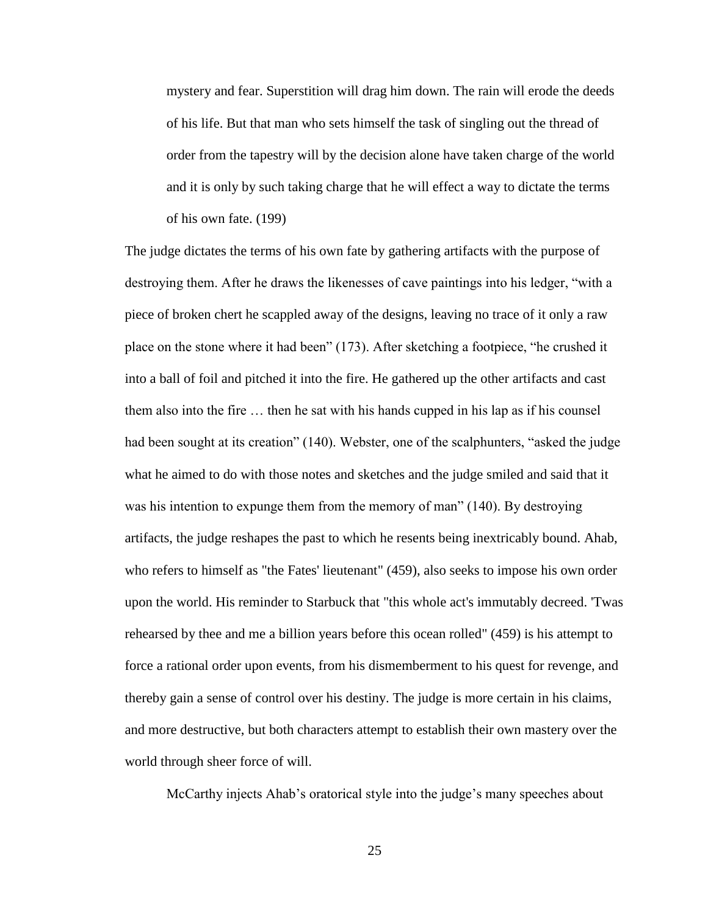> mystery and fear. Superstition will drag him down. The rain will erode the deeds of his life. But that man who sets himself the task of singling out the thread of order from the tapestry will by the decision alone have taken charge of the world and it is only by such taking charge that he will effect a way to dictate the terms of his own fate. (199)

The judge dictates the terms of his own fate by gathering artifacts with the purpose of destroying them. After he draws the likenesses of cave paintings into his ledger, "with a piece of broken chert he scappled away of the designs, leaving no trace of it only a raw place on the stone where it had been" (173). After sketching a footpiece, "he crushed it into a ball of foil and pitched it into the fire. He gathered up the other artifacts and cast them also into the fire … then he sat with his hands cupped in his lap as if his counsel had been sought at its creation" (140). Webster, one of the scalphunters, "asked the judge what he aimed to do with those notes and sketches and the judge smiled and said that it was his intention to expunge them from the memory of man" (140). By destroying artifacts, the judge reshapes the past to which he resents being inextricably bound. Ahab, who refers to himself as "the Fates' lieutenant" (459), also seeks to impose his own order upon the world. His reminder to Starbuck that "this whole act's immutably decreed. 'Twas rehearsed by thee and me a billion years before this ocean rolled" (459) is his attempt to force a rational order upon events, from his dismemberment to his quest for revenge, and thereby gain a sense of control over his destiny. The judge is more certain in his claims, and more destructive, but both characters attempt to establish their own mastery over the world through sheer force of will.

McCarthy injects Ahab's oratorical style into the judge's many speeches about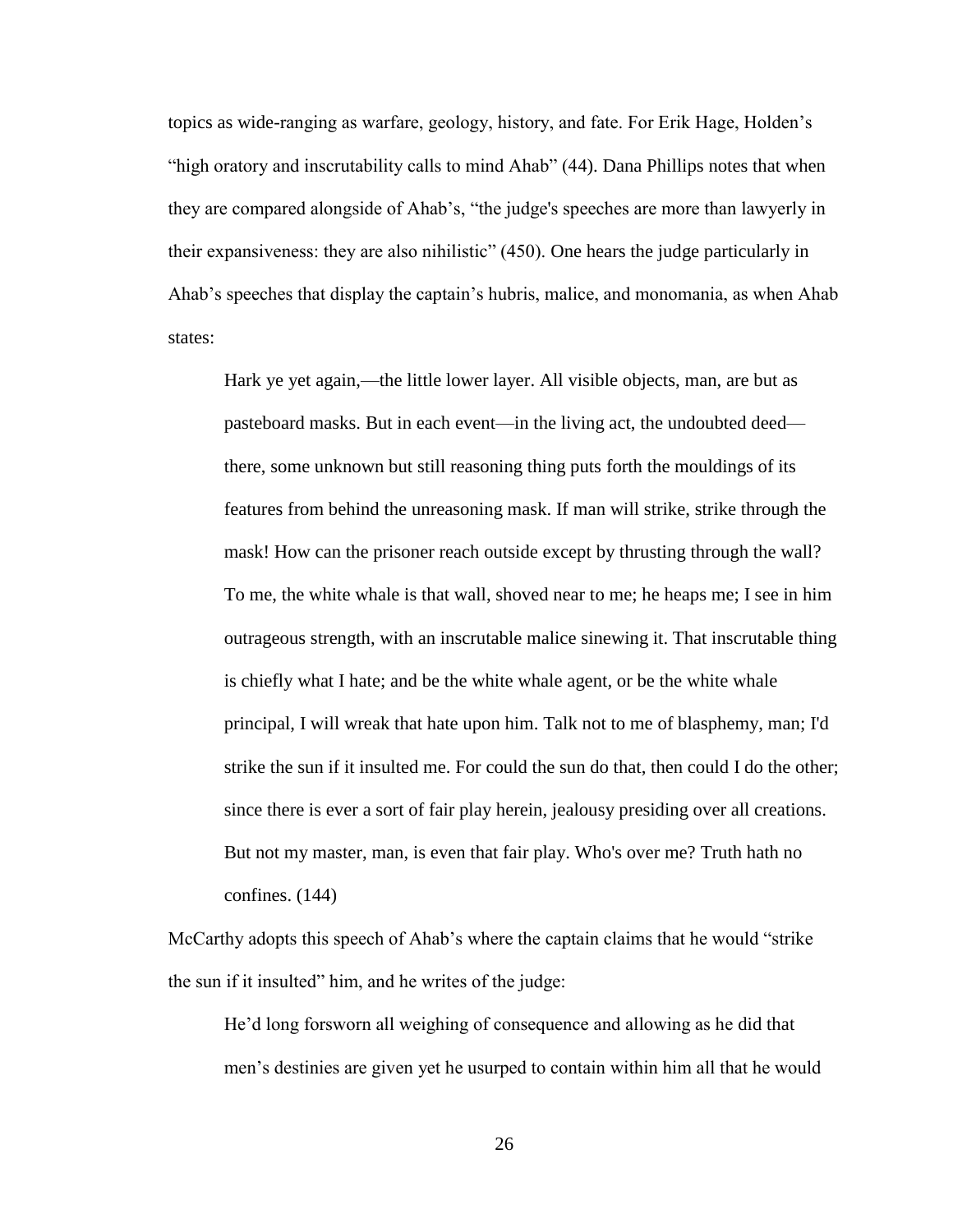topics as wide-ranging as warfare, geology, history, and fate. For Erik Hage, Holden's "high oratory and inscrutability calls to mind Ahab" (44). Dana Phillips notes that when they are compared alongside of Ahab's, "the judge's speeches are more than lawyerly in their expansiveness: they are also nihilistic" (450). One hears the judge particularly in Ahab's speeches that display the captain's hubris, malice, and monomania, as when Ahab states:

> Hark ye yet again,—the little lower layer. All visible objects, man, are but as pasteboard masks. But in each event—in the living act, the undoubted deed—there, some unknown but still reasoning thing puts forth the mouldings of its features from behind the unreasoning mask. If man will strike, strike through the mask! How can the prisoner reach outside except by thrusting through the wall? To me, the white whale is that wall, shoved near to me; he heaps me; I see in him outrageous strength, with an inscrutable malice sinewing it. That inscrutable thing is chiefly what I hate; and be the white whale agent, or be the white whale principal, I will wreak that hate upon him. Talk not to me of blasphemy, man; I'd strike the sun if it insulted me. For could the sun do that, then could I do the other; since there is ever a sort of fair play herein, jealousy presiding over all creations. But not my master, man, is even that fair play. Who's over me? Truth hath no confines. (144)

McCarthy adopts this speech of Ahab's where the captain claims that he would "strike the sun if it insulted" him, and he writes of the judge:

> He'd long forsworn all weighing of consequence and allowing as he did that men's destinies are given yet he usurped to contain within him all that he would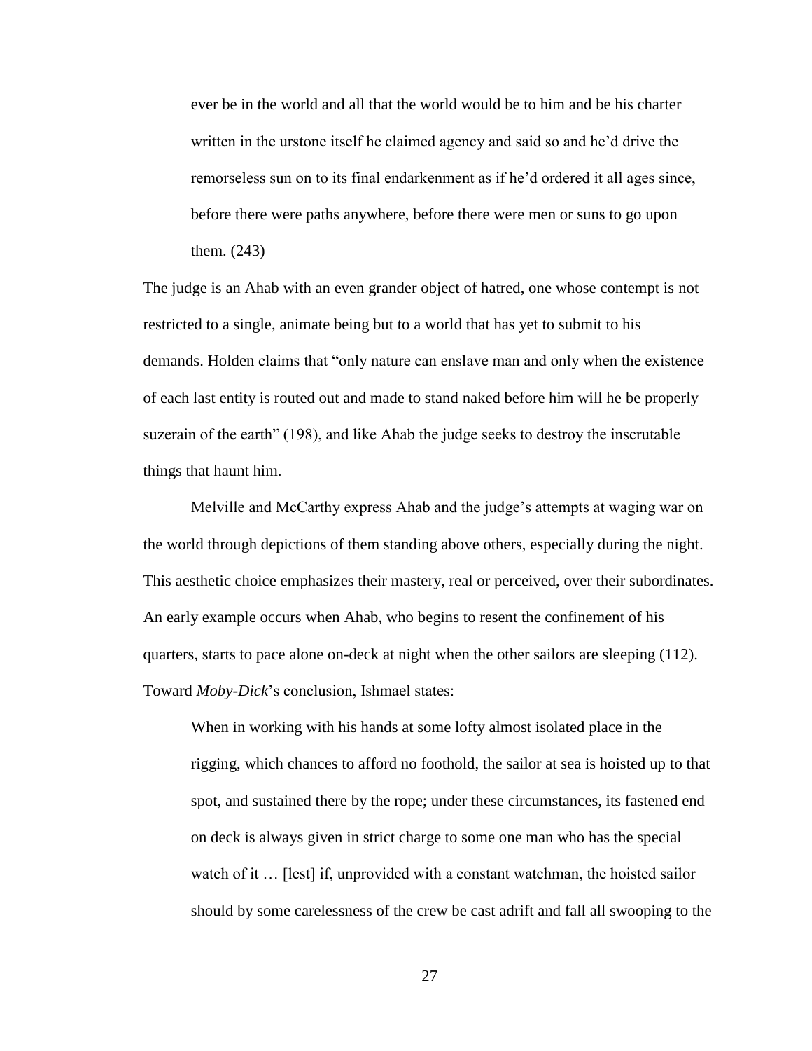> ever be in the world and all that the world would be to him and be his charter written in the urstone itself he claimed agency and said so and he'd drive the remorseless sun on to its final endarkenment as if he'd ordered it all ages since, before there were paths anywhere, before there were men or suns to go upon them. (243)

The judge is an Ahab with an even grander object of hatred, one whose contempt is not restricted to a single, animate being but to a world that has yet to submit to his demands. Holden claims that "only nature can enslave man and only when the existence of each last entity is routed out and made to stand naked before him will he be properly suzerain of the earth" (198), and like Ahab the judge seeks to destroy the inscrutable things that haunt him.

Melville and McCarthy express Ahab and the judge's attempts at waging war on the world through depictions of them standing above others, especially during the night. This aesthetic choice emphasizes their mastery, real or perceived, over their subordinates. An early example occurs when Ahab, who begins to resent the confinement of his quarters, starts to pace alone on-deck at night when the other sailors are sleeping (112). Toward *Moby-Dick*'s conclusion, Ishmael states:

> When in working with his hands at some lofty almost isolated place in the rigging, which chances to afford no foothold, the sailor at sea is hoisted up to that spot, and sustained there by the rope; under these circumstances, its fastened end on deck is always given in strict charge to some one man who has the special watch of it … [lest] if, unprovided with a constant watchman, the hoisted sailor should by some carelessness of the crew be cast adrift and fall all swooping to the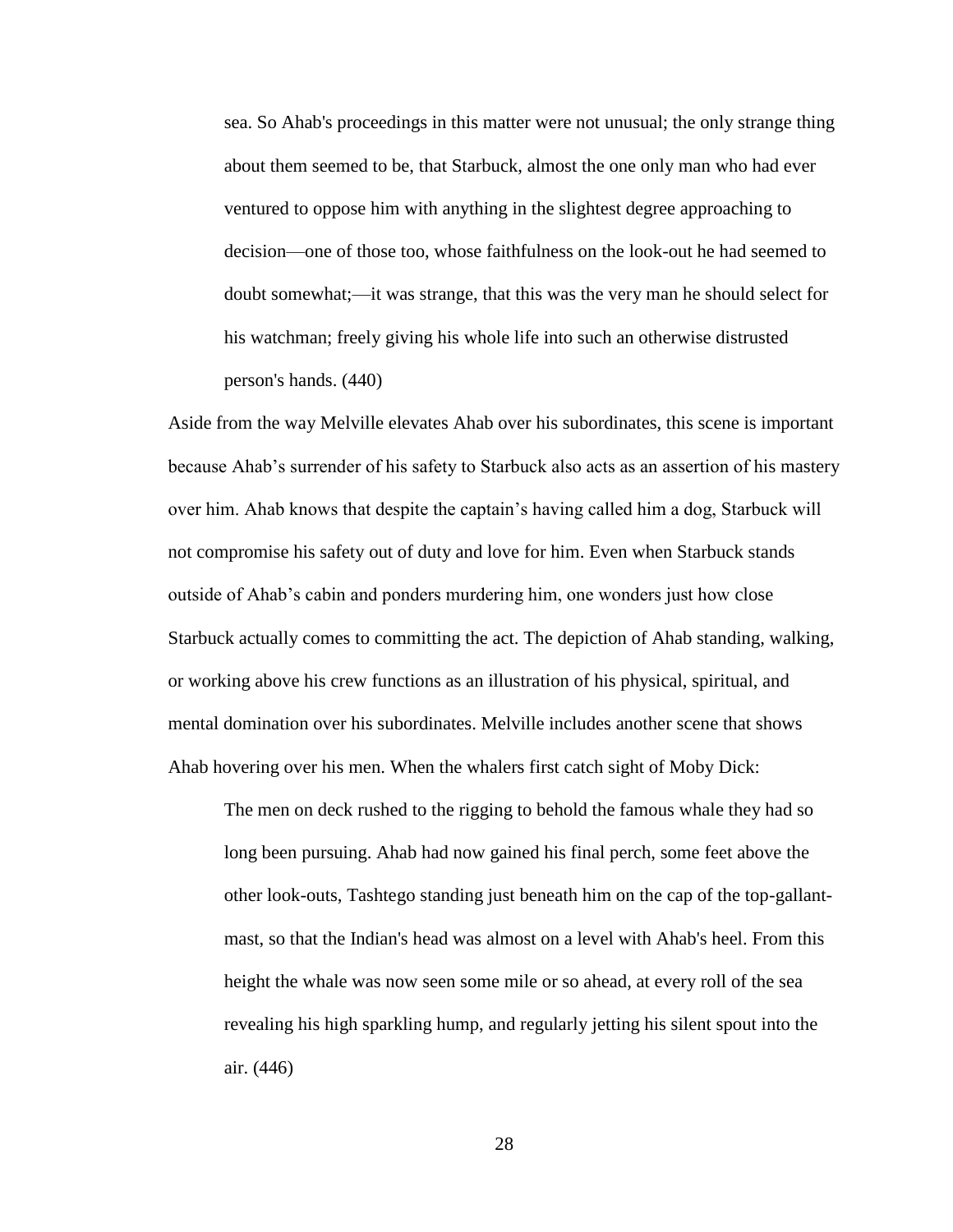> sea. So Ahab's proceedings in this matter were not unusual; the only strange thing about them seemed to be, that Starbuck, almost the one only man who had ever ventured to oppose him with anything in the slightest degree approaching to decision—one of those too, whose faithfulness on the look-out he had seemed to doubt somewhat;—it was strange, that this was the very man he should select for his watchman; freely giving his whole life into such an otherwise distrusted person's hands. (440)

Aside from the way Melville elevates Ahab over his subordinates, this scene is important because Ahab's surrender of his safety to Starbuck also acts as an assertion of his mastery over him. Ahab knows that despite the captain's having called him a dog, Starbuck will not compromise his safety out of duty and love for him. Even when Starbuck stands outside of Ahab's cabin and ponders murdering him, one wonders just how close Starbuck actually comes to committing the act. The depiction of Ahab standing, walking, or working above his crew functions as an illustration of his physical, spiritual, and mental domination over his subordinates. Melville includes another scene that shows Ahab hovering over his men. When the whalers first catch sight of Moby Dick:

> The men on deck rushed to the rigging to behold the famous whale they had so long been pursuing. Ahab had now gained his final perch, some feet above the other look-outs, Tashtego standing just beneath him on the cap of the top-gallant-mast, so that the Indian's head was almost on a level with Ahab's heel. From this height the whale was now seen some mile or so ahead, at every roll of the sea revealing his high sparkling hump, and regularly jetting his silent spout into the air. (446)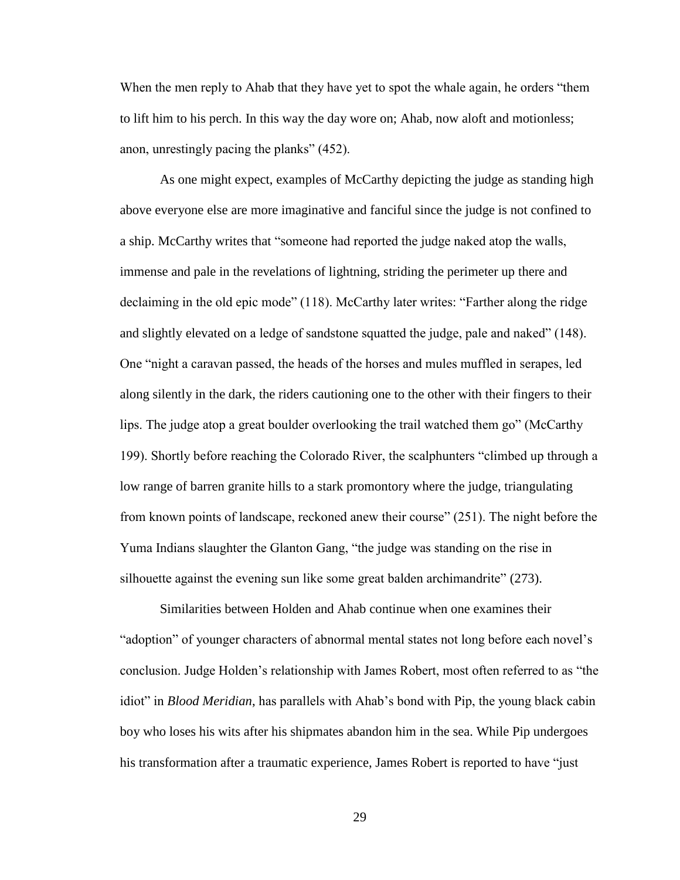When the men reply to Ahab that they have yet to spot the whale again, he orders "them to lift him to his perch. In this way the day wore on; Ahab, now aloft and motionless; anon, unrestingly pacing the planks" (452).

As one might expect, examples of McCarthy depicting the judge as standing high above everyone else are more imaginative and fanciful since the judge is not confined to a ship. McCarthy writes that "someone had reported the judge naked atop the walls, immense and pale in the revelations of lightning, striding the perimeter up there and declaiming in the old epic mode" (118). McCarthy later writes: "Farther along the ridge and slightly elevated on a ledge of sandstone squatted the judge, pale and naked" (148). One "night a caravan passed, the heads of the horses and mules muffled in serapes, led along silently in the dark, the riders cautioning one to the other with their fingers to their lips. The judge atop a great boulder overlooking the trail watched them go" (McCarthy 199). Shortly before reaching the Colorado River, the scalphunters "climbed up through a low range of barren granite hills to a stark promontory where the judge, triangulating from known points of landscape, reckoned anew their course" (251). The night before the Yuma Indians slaughter the Glanton Gang, "the judge was standing on the rise in silhouette against the evening sun like some great balden archimandrite" (273).

Similarities between Holden and Ahab continue when one examines their "adoption" of younger characters of abnormal mental states not long before each novel's conclusion. Judge Holden's relationship with James Robert, most often referred to as "the idiot" in *Blood Meridian*, has parallels with Ahab's bond with Pip, the young black cabin boy who loses his wits after his shipmates abandon him in the sea. While Pip undergoes his transformation after a traumatic experience, James Robert is reported to have "just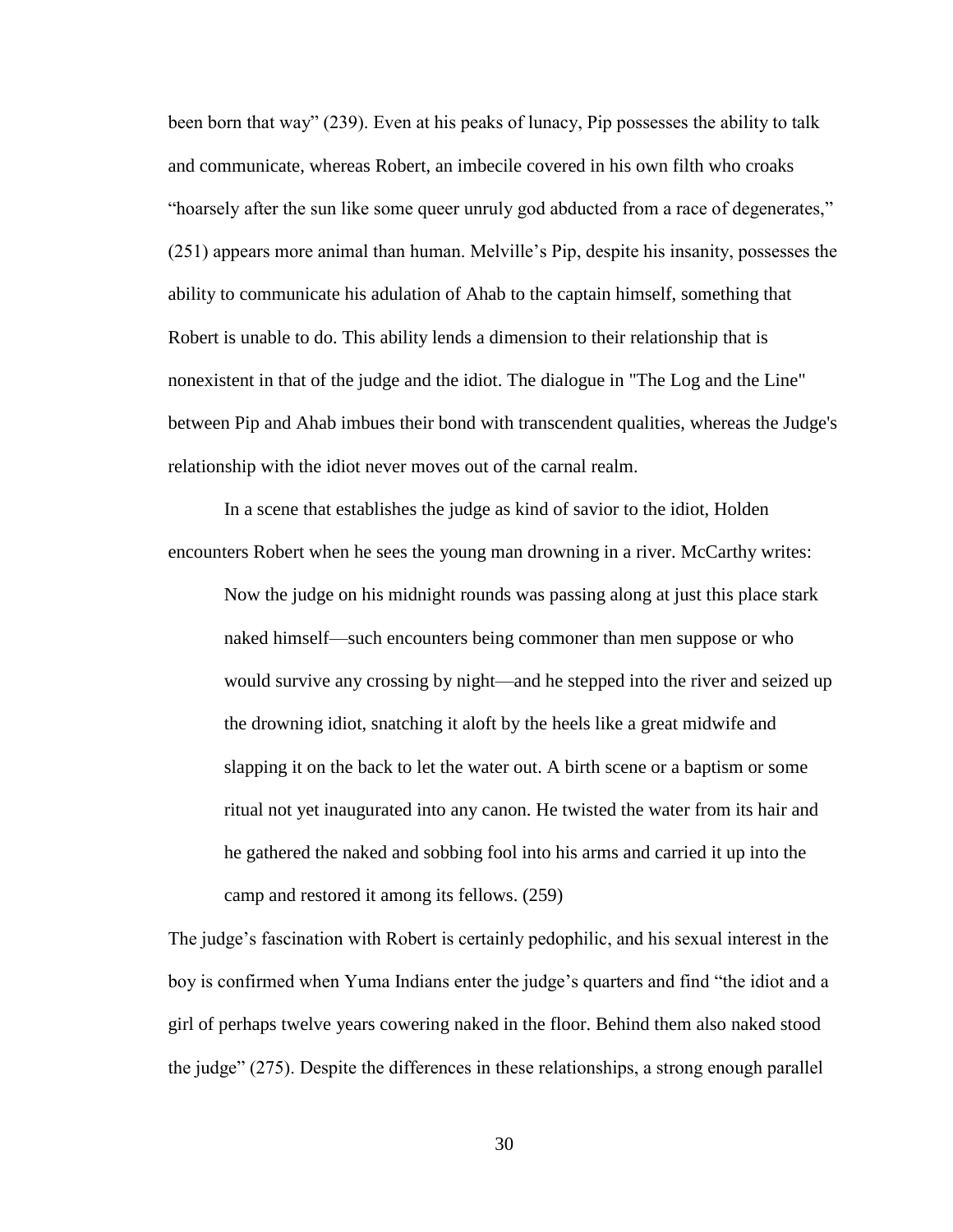been born that way" (239). Even at his peaks of lunacy, Pip possesses the ability to talk and communicate, whereas Robert, an imbecile covered in his own filth who croaks "hoarsely after the sun like some queer unruly god abducted from a race of degenerates," (251) appears more animal than human. Melville's Pip, despite his insanity, possesses the ability to communicate his adulation of Ahab to the captain himself, something that Robert is unable to do. This ability lends a dimension to their relationship that is nonexistent in that of the judge and the idiot. The dialogue in "The Log and the Line" between Pip and Ahab imbues their bond with transcendent qualities, whereas the Judge's relationship with the idiot never moves out of the carnal realm.

In a scene that establishes the judge as kind of savior to the idiot, Holden encounters Robert when he sees the young man drowning in a river. McCarthy writes:

> Now the judge on his midnight rounds was passing along at just this place stark naked himself—such encounters being commoner than men suppose or who would survive any crossing by night—and he stepped into the river and seized up the drowning idiot, snatching it aloft by the heels like a great midwife and slapping it on the back to let the water out. A birth scene or a baptism or some ritual not yet inaugurated into any canon. He twisted the water from its hair and he gathered the naked and sobbing fool into his arms and carried it up into the camp and restored it among its fellows. (259)

The judge's fascination with Robert is certainly pedophilic, and his sexual interest in the boy is confirmed when Yuma Indians enter the judge's quarters and find "the idiot and a girl of perhaps twelve years cowering naked in the floor. Behind them also naked stood the judge" (275). Despite the differences in these relationships, a strong enough parallel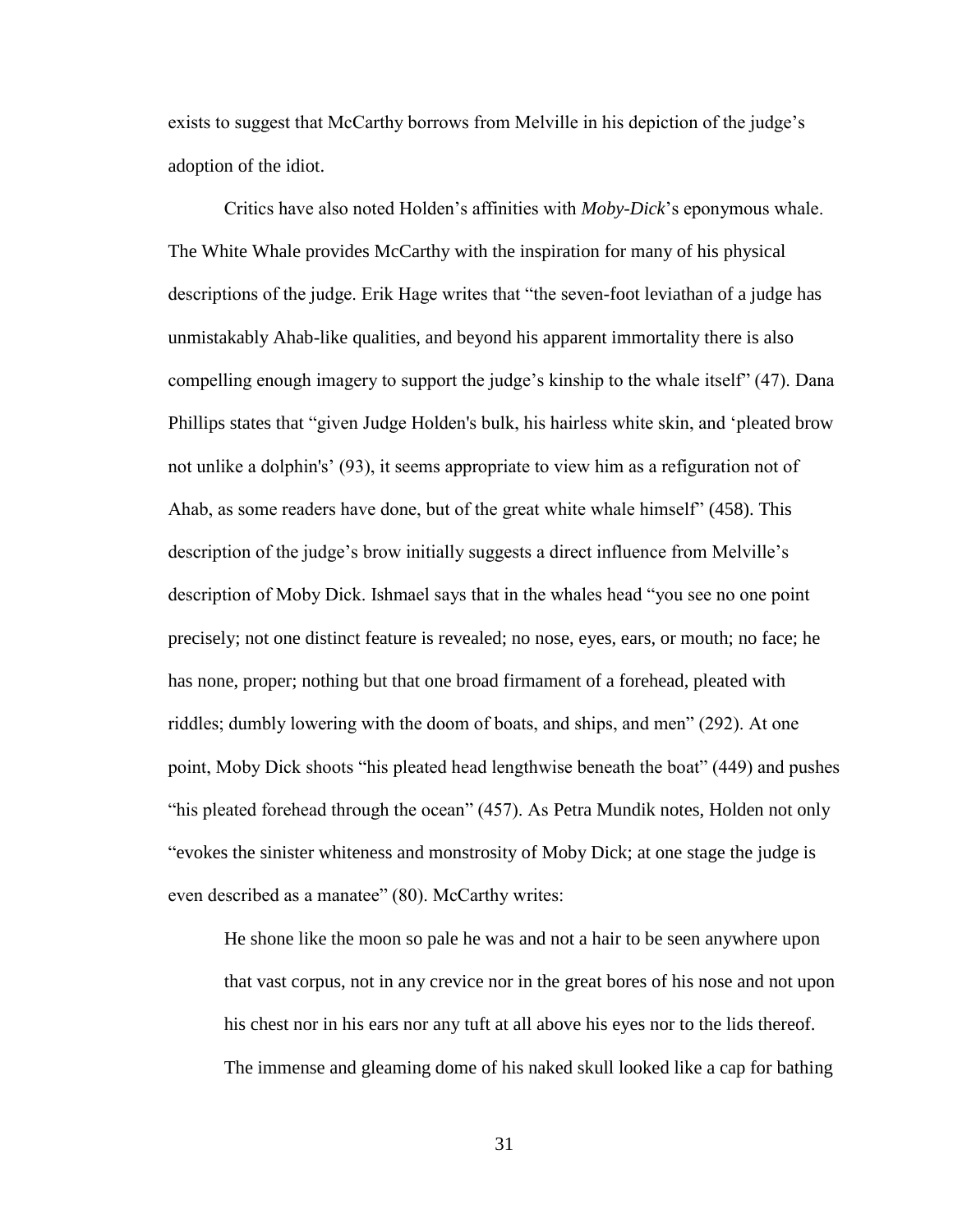exists to suggest that McCarthy borrows from Melville in his depiction of the judge's adoption of the idiot.

Critics have also noted Holden's affinities with *Moby-Dick*'s eponymous whale. The White Whale provides McCarthy with the inspiration for many of his physical descriptions of the judge. Erik Hage writes that "the seven-foot leviathan of a judge has unmistakably Ahab-like qualities, and beyond his apparent immortality there is also compelling enough imagery to support the judge's kinship to the whale itself" (47). Dana Phillips states that "given Judge Holden's bulk, his hairless white skin, and 'pleated brow not unlike a dolphin's' (93), it seems appropriate to view him as a refiguration not of Ahab, as some readers have done, but of the great white whale himself" (458). This description of the judge's brow initially suggests a direct influence from Melville's description of Moby Dick. Ishmael says that in the whales head "you see no one point precisely; not one distinct feature is revealed; no nose, eyes, ears, or mouth; no face; he has none, proper; nothing but that one broad firmament of a forehead, pleated with riddles; dumbly lowering with the doom of boats, and ships, and men" (292). At one point, Moby Dick shoots "his pleated head lengthwise beneath the boat" (449) and pushes "his pleated forehead through the ocean" (457). As Petra Mundik notes, Holden not only "evokes the sinister whiteness and monstrosity of Moby Dick; at one stage the judge is even described as a manatee" (80). McCarthy writes:

> He shone like the moon so pale he was and not a hair to be seen anywhere upon that vast corpus, not in any crevice nor in the great bores of his nose and not upon his chest nor in his ears nor any tuft at all above his eyes nor to the lids thereof. The immense and gleaming dome of his naked skull looked like a cap for bathing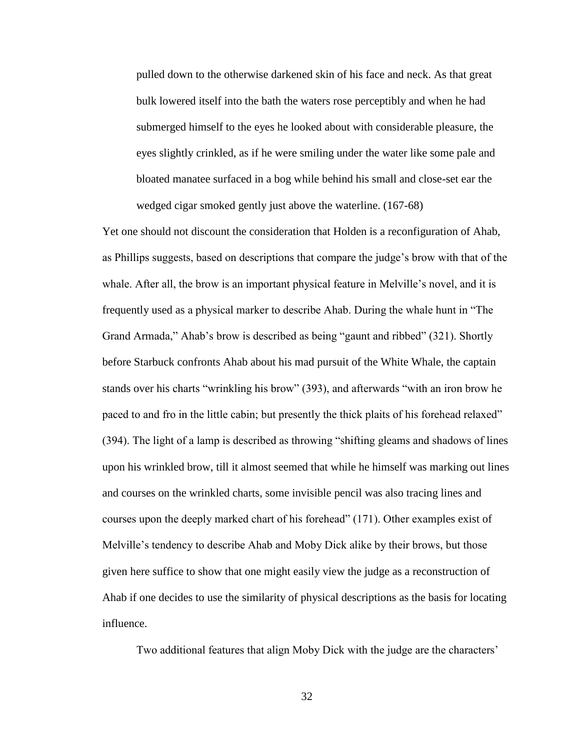> pulled down to the otherwise darkened skin of his face and neck. As that great bulk lowered itself into the bath the waters rose perceptibly and when he had submerged himself to the eyes he looked about with considerable pleasure, the eyes slightly crinkled, as if he were smiling under the water like some pale and bloated manatee surfaced in a bog while behind his small and close-set ear the wedged cigar smoked gently just above the waterline. (167-68)

Yet one should not discount the consideration that Holden is a reconfiguration of Ahab, as Phillips suggests, based on descriptions that compare the judge's brow with that of the whale. After all, the brow is an important physical feature in Melville's novel, and it is frequently used as a physical marker to describe Ahab. During the whale hunt in "The Grand Armada," Ahab's brow is described as being "gaunt and ribbed" (321). Shortly before Starbuck confronts Ahab about his mad pursuit of the White Whale, the captain stands over his charts "wrinkling his brow" (393), and afterwards "with an iron brow he paced to and fro in the little cabin; but presently the thick plaits of his forehead relaxed" (394). The light of a lamp is described as throwing "shifting gleams and shadows of lines upon his wrinkled brow, till it almost seemed that while he himself was marking out lines and courses on the wrinkled charts, some invisible pencil was also tracing lines and courses upon the deeply marked chart of his forehead" (171). Other examples exist of Melville's tendency to describe Ahab and Moby Dick alike by their brows, but those given here suffice to show that one might easily view the judge as a reconstruction of Ahab if one decides to use the similarity of physical descriptions as the basis for locating influence.

Two additional features that align Moby Dick with the judge are the characters'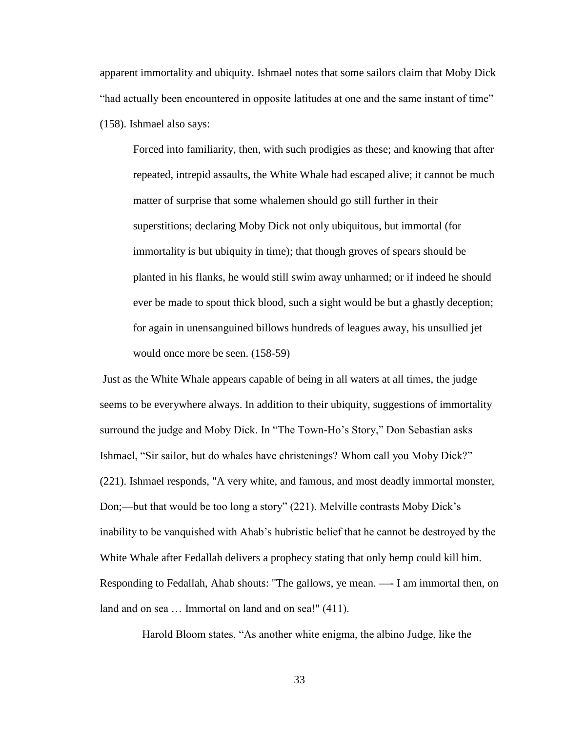apparent immortality and ubiquity. Ishmael notes that some sailors claim that Moby Dick "had actually been encountered in opposite latitudes at one and the same instant of time" (158). Ishmael also says:

> Forced into familiarity, then, with such prodigies as these; and knowing that after repeated, intrepid assaults, the White Whale had escaped alive; it cannot be much matter of surprise that some whalemen should go still further in their superstitions; declaring Moby Dick not only ubiquitous, but immortal (for immortality is but ubiquity in time); that though groves of spears should be planted in his flanks, he would still swim away unharmed; or if indeed he should ever be made to spout thick blood, such a sight would be but a ghastly deception; for again in unensanguined billows hundreds of leagues away, his unsullied jet would once more be seen. (158-59)

Just as the White Whale appears capable of being in all waters at all times, the judge seems to be everywhere always. In addition to their ubiquity, suggestions of immortality surround the judge and Moby Dick. In "The Town-Ho's Story," Don Sebastian asks Ishmael, "Sir sailor, but do whales have christenings? Whom call you Moby Dick?" (221). Ishmael responds, "A very white, and famous, and most deadly immortal monster, Don;—but that would be too long a story" (221). Melville contrasts Moby Dick's inability to be vanquished with Ahab's hubristic belief that he cannot be destroyed by the White Whale after Fedallah delivers a prophecy stating that only hemp could kill him. Responding to Fedallah, Ahab shouts: "The gallows, ye mean. —- I am immortal then, on land and on sea … Immortal on land and on sea!" (411).

Harold Bloom states, "As another white enigma, the albino Judge, like the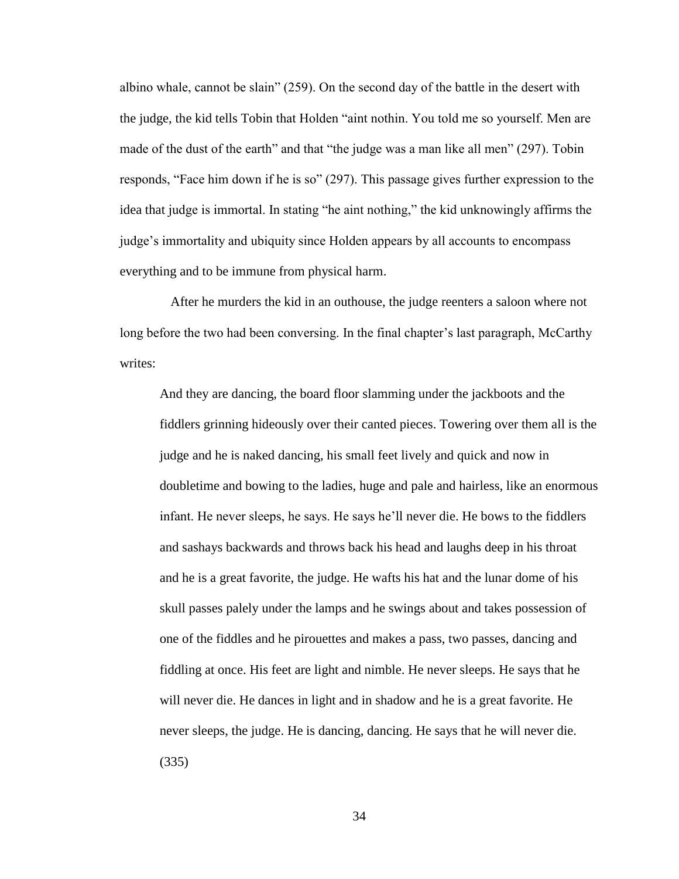albino whale, cannot be slain" (259). On the second day of the battle in the desert with the judge, the kid tells Tobin that Holden "aint nothin. You told me so yourself. Men are made of the dust of the earth" and that "the judge was a man like all men" (297). Tobin responds, "Face him down if he is so" (297). This passage gives further expression to the idea that judge is immortal. In stating "he aint nothing," the kid unknowingly affirms the judge's immortality and ubiquity since Holden appears by all accounts to encompass everything and to be immune from physical harm.

After he murders the kid in an outhouse, the judge reenters a saloon where not long before the two had been conversing. In the final chapter's last paragraph, McCarthy writes:

> And they are dancing, the board floor slamming under the jackboots and the fiddlers grinning hideously over their canted pieces. Towering over them all is the judge and he is naked dancing, his small feet lively and quick and now in doubletime and bowing to the ladies, huge and pale and hairless, like an enormous infant. He never sleeps, he says. He says he'll never die. He bows to the fiddlers and sashays backwards and throws back his head and laughs deep in his throat and he is a great favorite, the judge. He wafts his hat and the lunar dome of his skull passes palely under the lamps and he swings about and takes possession of one of the fiddles and he pirouettes and makes a pass, two passes, dancing and fiddling at once. His feet are light and nimble. He never sleeps. He says that he will never die. He dances in light and in shadow and he is a great favorite. He never sleeps, the judge. He is dancing, dancing. He says that he will never die. (335)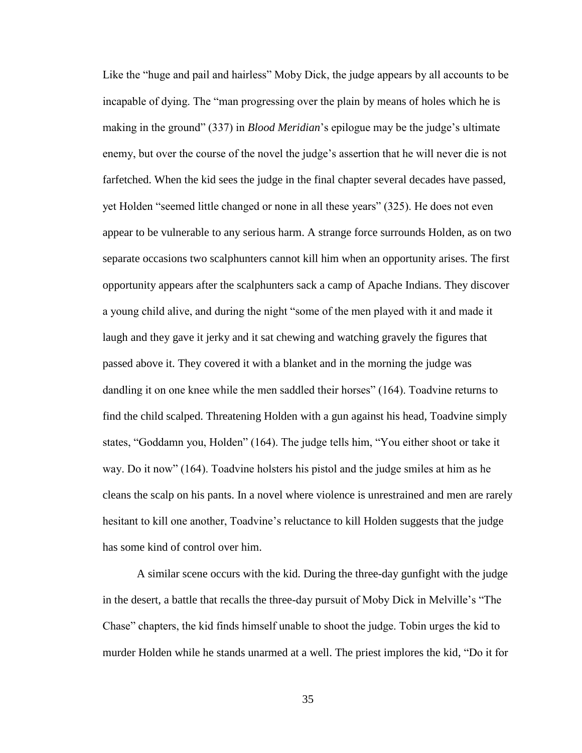Like the "huge and pail and hairless" Moby Dick, the judge appears by all accounts to be incapable of dying. The "man progressing over the plain by means of holes which he is making in the ground" (337) in *Blood Meridian*'s epilogue may be the judge's ultimate enemy, but over the course of the novel the judge's assertion that he will never die is not farfetched. When the kid sees the judge in the final chapter several decades have passed, yet Holden "seemed little changed or none in all these years" (325). He does not even appear to be vulnerable to any serious harm. A strange force surrounds Holden, as on two separate occasions two scalphunters cannot kill him when an opportunity arises. The first opportunity appears after the scalphunters sack a camp of Apache Indians. They discover a young child alive, and during the night "some of the men played with it and made it laugh and they gave it jerky and it sat chewing and watching gravely the figures that passed above it. They covered it with a blanket and in the morning the judge was dandling it on one knee while the men saddled their horses" (164). Toadvine returns to find the child scalped. Threatening Holden with a gun against his head, Toadvine simply states, "Goddamn you, Holden" (164). The judge tells him, "You either shoot or take it way. Do it now" (164). Toadvine holsters his pistol and the judge smiles at him as he cleans the scalp on his pants. In a novel where violence is unrestrained and men are rarely hesitant to kill one another, Toadvine's reluctance to kill Holden suggests that the judge has some kind of control over him.

A similar scene occurs with the kid. During the three-day gunfight with the judge in the desert, a battle that recalls the three-day pursuit of Moby Dick in Melville's "The Chase" chapters, the kid finds himself unable to shoot the judge. Tobin urges the kid to murder Holden while he stands unarmed at a well. The priest implores the kid, "Do it for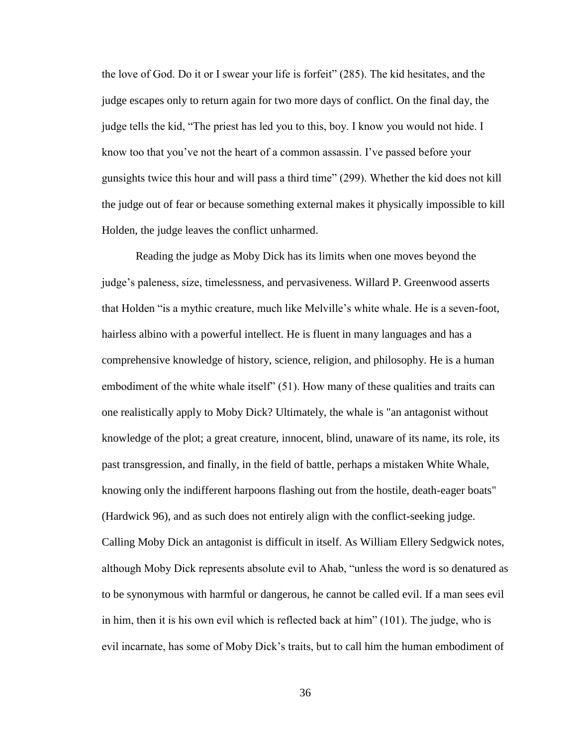the love of God. Do it or I swear your life is forfeit" (285). The kid hesitates, and the judge escapes only to return again for two more days of conflict. On the final day, the judge tells the kid, "The priest has led you to this, boy. I know you would not hide. I know too that you've not the heart of a common assassin. I've passed before your gunsights twice this hour and will pass a third time" (299). Whether the kid does not kill the judge out of fear or because something external makes it physically impossible to kill Holden, the judge leaves the conflict unharmed.

Reading the judge as Moby Dick has its limits when one moves beyond the judge's paleness, size, timelessness, and pervasiveness. Willard P. Greenwood asserts that Holden "is a mythic creature, much like Melville's white whale. He is a seven-foot, hairless albino with a powerful intellect. He is fluent in many languages and has a comprehensive knowledge of history, science, religion, and philosophy. He is a human embodiment of the white whale itself" (51). How many of these qualities and traits can one realistically apply to Moby Dick? Ultimately, the whale is "an antagonist without knowledge of the plot; a great creature, innocent, blind, unaware of its name, its role, its past transgression, and finally, in the field of battle, perhaps a mistaken White Whale, knowing only the indifferent harpoons flashing out from the hostile, death-eager boats" (Hardwick 96), and as such does not entirely align with the conflict-seeking judge. Calling Moby Dick an antagonist is difficult in itself. As William Ellery Sedgwick notes, although Moby Dick represents absolute evil to Ahab, "unless the word is so denatured as to be synonymous with harmful or dangerous, he cannot be called evil. If a man sees evil in him, then it is his own evil which is reflected back at him" (101). The judge, who is evil incarnate, has some of Moby Dick's traits, but to call him the human embodiment of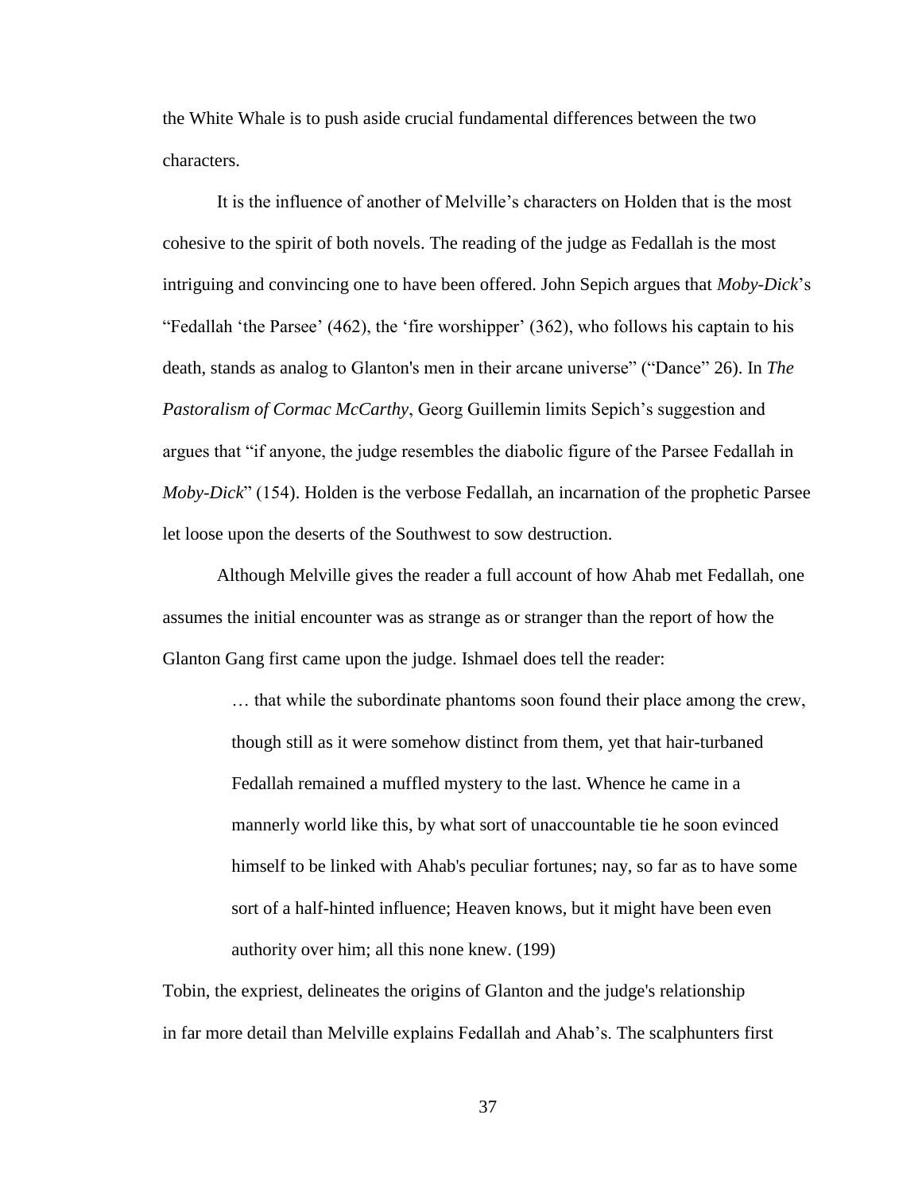the White Whale is to push aside crucial fundamental differences between the two characters.

It is the influence of another of Melville's characters on Holden that is the most cohesive to the spirit of both novels. The reading of the judge as Fedallah is the most intriguing and convincing one to have been offered. John Sepich argues that *Moby-Dick*'s "Fedallah 'the Parsee' (462), the 'fire worshipper' (362), who follows his captain to his death, stands as analog to Glanton's men in their arcane universe" ("Dance" 26). In *The Pastoralism of Cormac McCarthy*, Georg Guillemin limits Sepich's suggestion and argues that "if anyone, the judge resembles the diabolic figure of the Parsee Fedallah in *Moby-Dick*" (154). Holden is the verbose Fedallah, an incarnation of the prophetic Parsee let loose upon the deserts of the Southwest to sow destruction.

Although Melville gives the reader a full account of how Ahab met Fedallah, one assumes the initial encounter was as strange as or stranger than the report of how the Glanton Gang first came upon the judge. Ishmael does tell the reader:

> … that while the subordinate phantoms soon found their place among the crew, though still as it were somehow distinct from them, yet that hair-turbaned Fedallah remained a muffled mystery to the last. Whence he came in a mannerly world like this, by what sort of unaccountable tie he soon evinced himself to be linked with Ahab's peculiar fortunes; nay, so far as to have some sort of a half-hinted influence; Heaven knows, but it might have been even authority over him; all this none knew. (199)

Tobin, the expriest, delineates the origins of Glanton and the judge's relationship in far more detail than Melville explains Fedallah and Ahab's. The scalphunters first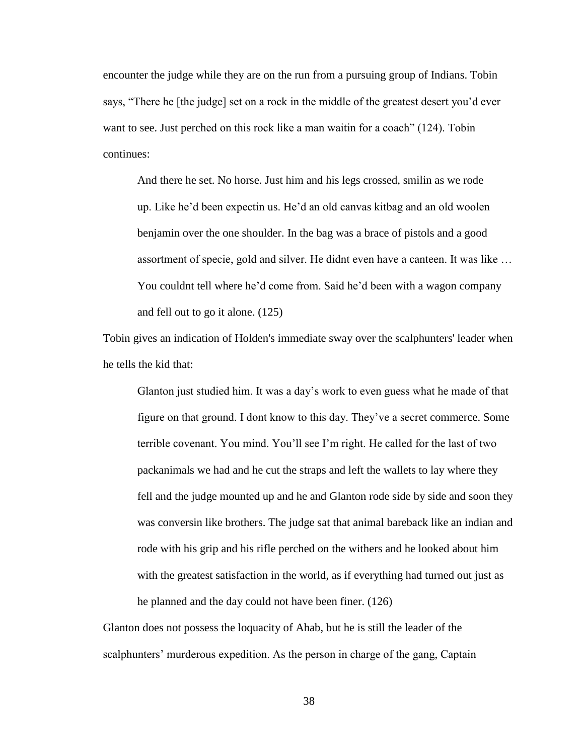encounter the judge while they are on the run from a pursuing group of Indians. Tobin says, "There he [the judge] set on a rock in the middle of the greatest desert you'd ever want to see. Just perched on this rock like a man waitin for a coach" (124). Tobin continues:

> And there he set. No horse. Just him and his legs crossed, smilin as we rode up. Like he'd been expectin us. He'd an old canvas kitbag and an old woolen benjamin over the one shoulder. In the bag was a brace of pistols and a good assortment of specie, gold and silver. He didnt even have a canteen. It was like … You couldnt tell where he'd come from. Said he'd been with a wagon company and fell out to go it alone. (125)

Tobin gives an indication of Holden's immediate sway over the scalphunters' leader when he tells the kid that:

> Glanton just studied him. It was a day's work to even guess what he made of that figure on that ground. I dont know to this day. They've a secret commerce. Some terrible covenant. You mind. You'll see I'm right. He called for the last of two packanimals we had and he cut the straps and left the wallets to lay where they fell and the judge mounted up and he and Glanton rode side by side and soon they was conversin like brothers. The judge sat that animal bareback like an indian and rode with his grip and his rifle perched on the withers and he looked about him with the greatest satisfaction in the world, as if everything had turned out just as he planned and the day could not have been finer. (126)

Glanton does not possess the loquacity of Ahab, but he is still the leader of the scalphunters' murderous expedition. As the person in charge of the gang, Captain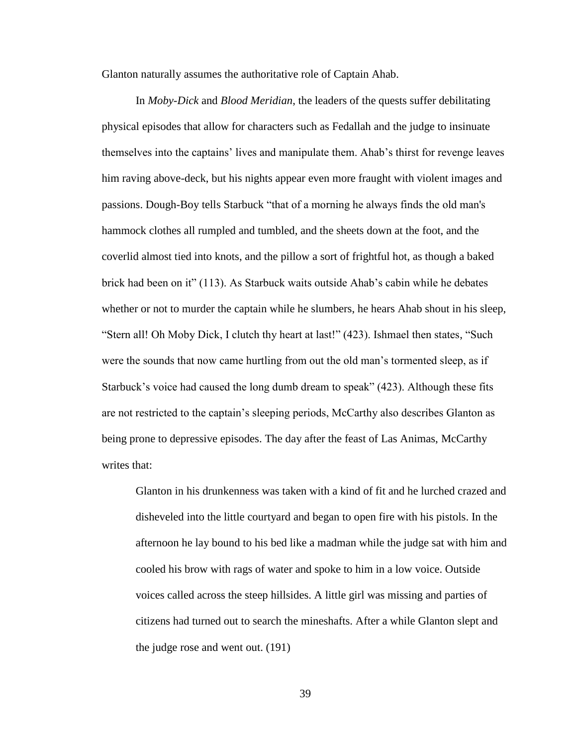Glanton naturally assumes the authoritative role of Captain Ahab.

In *Moby-Dick* and *Blood Meridian*, the leaders of the quests suffer debilitating physical episodes that allow for characters such as Fedallah and the judge to insinuate themselves into the captains' lives and manipulate them. Ahab's thirst for revenge leaves him raving above-deck, but his nights appear even more fraught with violent images and passions. Dough-Boy tells Starbuck "that of a morning he always finds the old man's hammock clothes all rumpled and tumbled, and the sheets down at the foot, and the coverlid almost tied into knots, and the pillow a sort of frightful hot, as though a baked brick had been on it" (113). As Starbuck waits outside Ahab's cabin while he debates whether or not to murder the captain while he slumbers, he hears Ahab shout in his sleep, "Stern all! Oh Moby Dick, I clutch thy heart at last!" (423). Ishmael then states, "Such were the sounds that now came hurtling from out the old man's tormented sleep, as if Starbuck's voice had caused the long dumb dream to speak" (423). Although these fits are not restricted to the captain's sleeping periods, McCarthy also describes Glanton as being prone to depressive episodes. The day after the feast of Las Animas, McCarthy writes that:

> Glanton in his drunkenness was taken with a kind of fit and he lurched crazed and disheveled into the little courtyard and began to open fire with his pistols. In the afternoon he lay bound to his bed like a madman while the judge sat with him and cooled his brow with rags of water and spoke to him in a low voice. Outside voices called across the steep hillsides. A little girl was missing and parties of citizens had turned out to search the mineshafts. After a while Glanton slept and the judge rose and went out. (191)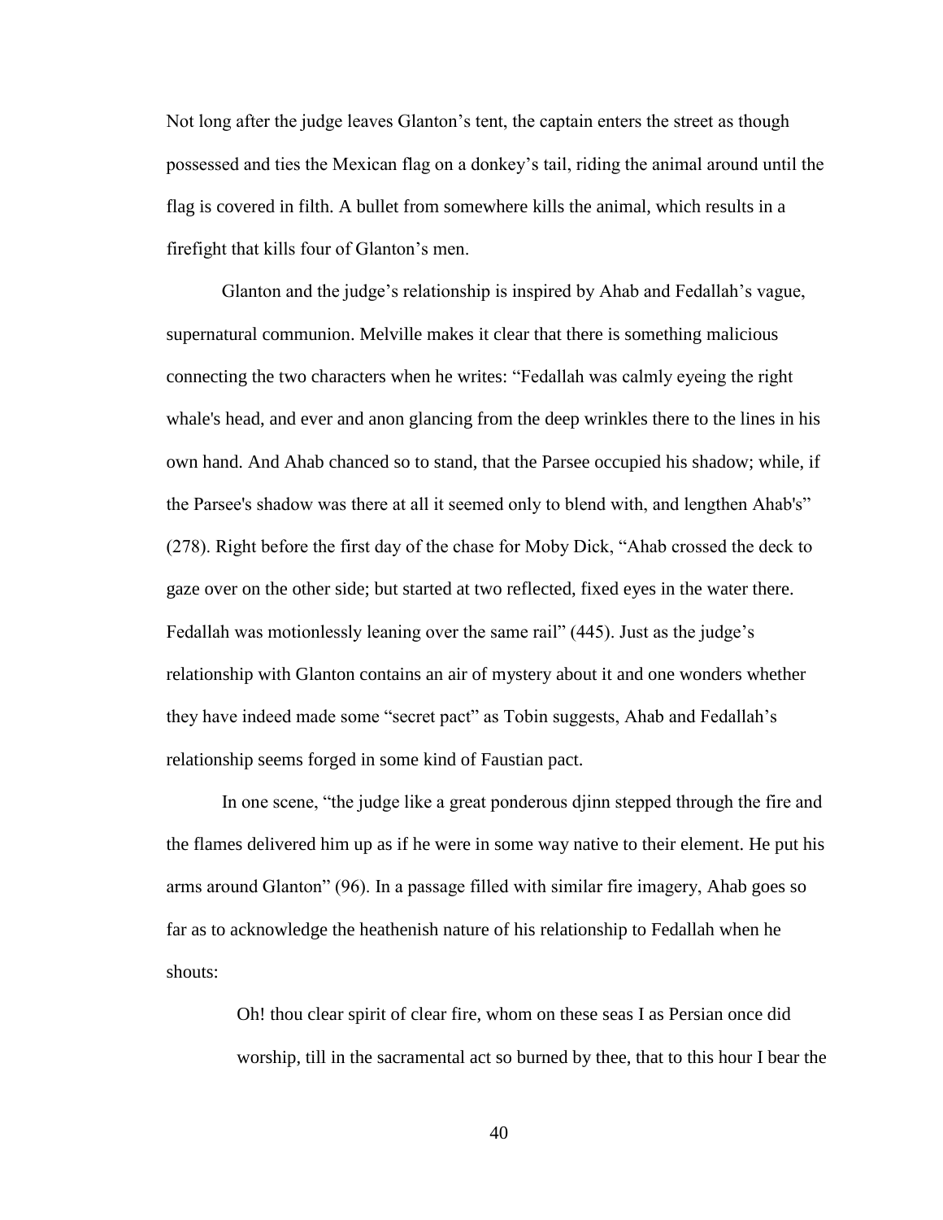Not long after the judge leaves Glanton's tent, the captain enters the street as though possessed and ties the Mexican flag on a donkey's tail, riding the animal around until the flag is covered in filth. A bullet from somewhere kills the animal, which results in a firefight that kills four of Glanton's men.

Glanton and the judge's relationship is inspired by Ahab and Fedallah's vague, supernatural communion. Melville makes it clear that there is something malicious connecting the two characters when he writes: "Fedallah was calmly eyeing the right whale's head, and ever and anon glancing from the deep wrinkles there to the lines in his own hand. And Ahab chanced so to stand, that the Parsee occupied his shadow; while, if the Parsee's shadow was there at all it seemed only to blend with, and lengthen Ahab's" (278). Right before the first day of the chase for Moby Dick, "Ahab crossed the deck to gaze over on the other side; but started at two reflected, fixed eyes in the water there. Fedallah was motionlessly leaning over the same rail" (445). Just as the judge's relationship with Glanton contains an air of mystery about it and one wonders whether they have indeed made some "secret pact" as Tobin suggests, Ahab and Fedallah's relationship seems forged in some kind of Faustian pact.

In one scene, "the judge like a great ponderous djinn stepped through the fire and the flames delivered him up as if he were in some way native to their element. He put his arms around Glanton" (96). In a passage filled with similar fire imagery, Ahab goes so far as to acknowledge the heathenish nature of his relationship to Fedallah when he shouts:

> Oh! thou clear spirit of clear fire, whom on these seas I as Persian once did worship, till in the sacramental act so burned by thee, that to this hour I bear the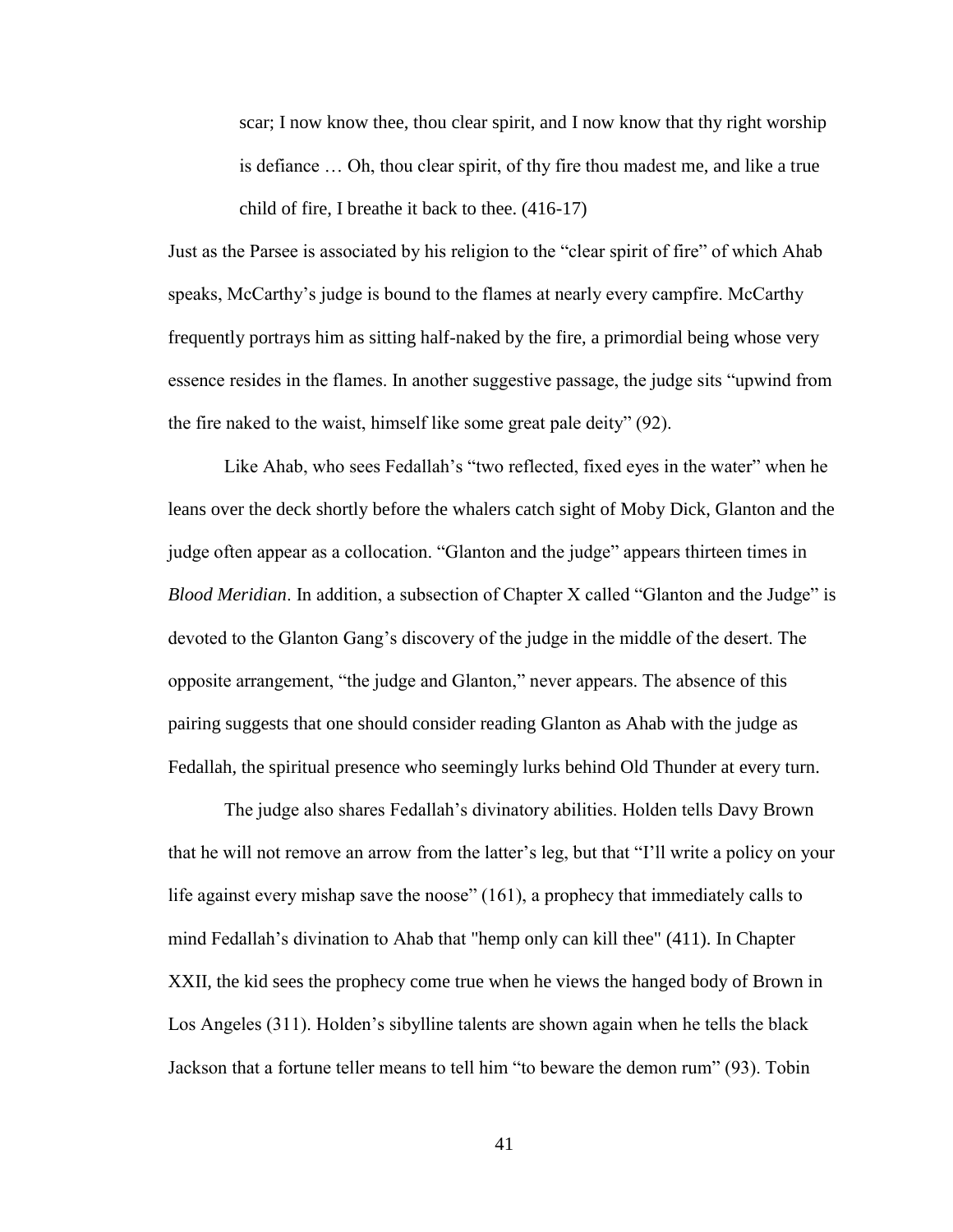> scar; I now know thee, thou clear spirit, and I now know that thy right worship is defiance … Oh, thou clear spirit, of thy fire thou madest me, and like a true child of fire, I breathe it back to thee. (416-17)

Just as the Parsee is associated by his religion to the "clear spirit of fire" of which Ahab speaks, McCarthy's judge is bound to the flames at nearly every campfire. McCarthy frequently portrays him as sitting half-naked by the fire, a primordial being whose very essence resides in the flames. In another suggestive passage, the judge sits "upwind from the fire naked to the waist, himself like some great pale deity" (92).

Like Ahab, who sees Fedallah's "two reflected, fixed eyes in the water" when he leans over the deck shortly before the whalers catch sight of Moby Dick, Glanton and the judge often appear as a collocation. "Glanton and the judge" appears thirteen times in *Blood Meridian*. In addition, a subsection of Chapter X called "Glanton and the Judge" is devoted to the Glanton Gang's discovery of the judge in the middle of the desert. The opposite arrangement, "the judge and Glanton," never appears. The absence of this pairing suggests that one should consider reading Glanton as Ahab with the judge as Fedallah, the spiritual presence who seemingly lurks behind Old Thunder at every turn.

The judge also shares Fedallah's divinatory abilities. Holden tells Davy Brown that he will not remove an arrow from the latter's leg, but that "I'll write a policy on your life against every mishap save the noose" (161), a prophecy that immediately calls to mind Fedallah's divination to Ahab that "hemp only can kill thee" (411). In Chapter XXII, the kid sees the prophecy come true when he views the hanged body of Brown in Los Angeles (311). Holden's sibylline talents are shown again when he tells the black Jackson that a fortune teller means to tell him "to beware the demon rum" (93). Tobin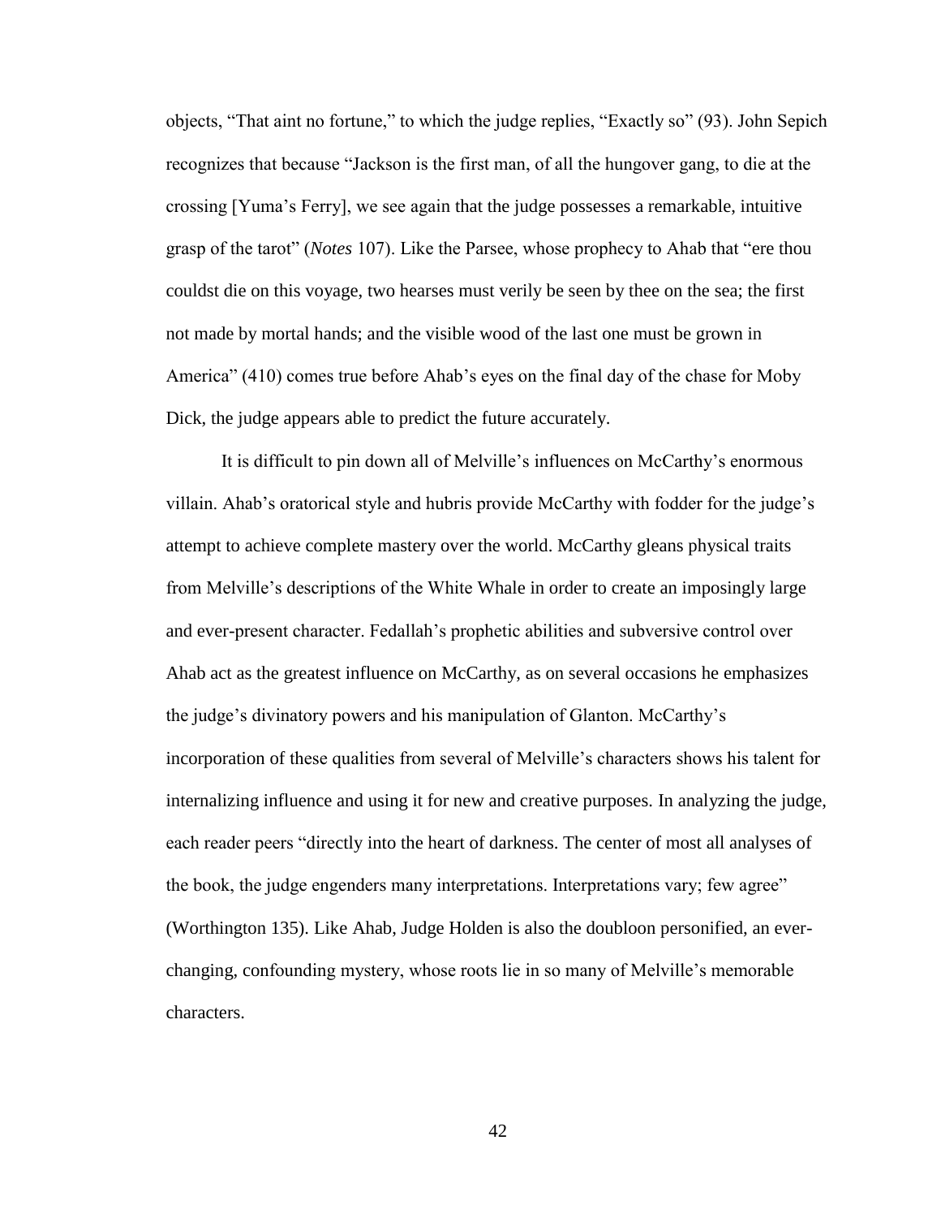objects, "That aint no fortune," to which the judge replies, "Exactly so" (93). John Sepich recognizes that because "Jackson is the first man, of all the hungover gang, to die at the crossing [Yuma's Ferry], we see again that the judge possesses a remarkable, intuitive grasp of the tarot" (*Notes* 107). Like the Parsee, whose prophecy to Ahab that "ere thou couldst die on this voyage, two hearses must verily be seen by thee on the sea; the first not made by mortal hands; and the visible wood of the last one must be grown in America" (410) comes true before Ahab's eyes on the final day of the chase for Moby Dick, the judge appears able to predict the future accurately.

It is difficult to pin down all of Melville's influences on McCarthy's enormous villain. Ahab's oratorical style and hubris provide McCarthy with fodder for the judge's attempt to achieve complete mastery over the world. McCarthy gleans physical traits from Melville's descriptions of the White Whale in order to create an imposingly large and ever-present character. Fedallah's prophetic abilities and subversive control over Ahab act as the greatest influence on McCarthy, as on several occasions he emphasizes the judge's divinatory powers and his manipulation of Glanton. McCarthy's incorporation of these qualities from several of Melville's characters shows his talent for internalizing influence and using it for new and creative purposes. In analyzing the judge, each reader peers "directly into the heart of darkness. The center of most all analyses of the book, the judge engenders many interpretations. Interpretations vary; few agree" (Worthington 135). Like Ahab, Judge Holden is also the doubloon personified, an ever-changing, confounding mystery, whose roots lie in so many of Melville's memorable characters.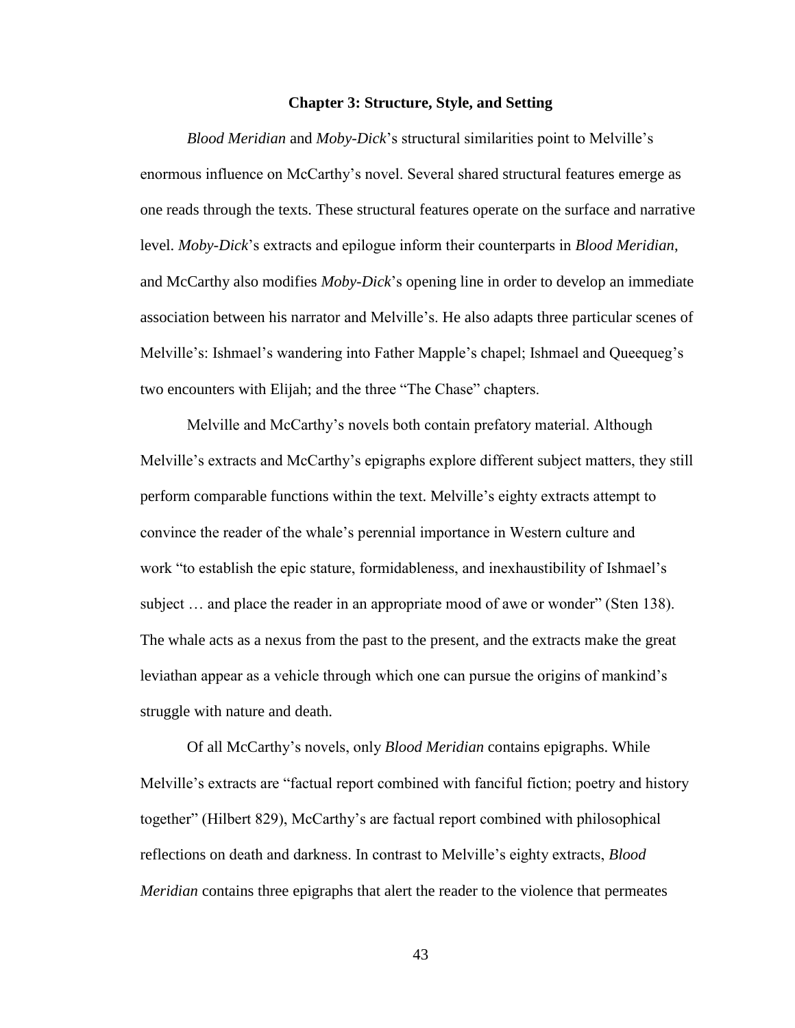## Chapter 3: Structure, Style, and Setting

*Blood Meridian* and *Moby-Dick*'s structural similarities point to Melville's enormous influence on McCarthy's novel. Several shared structural features emerge as one reads through the texts. These structural features operate on the surface and narrative level. *Moby-Dick*'s extracts and epilogue inform their counterparts in *Blood Meridian*, and McCarthy also modifies *Moby-Dick*'s opening line in order to develop an immediate association between his narrator and Melville's. He also adapts three particular scenes of Melville's: Ishmael's wandering into Father Mapple's chapel; Ishmael and Queequeg's two encounters with Elijah; and the three "The Chase" chapters.

Melville and McCarthy's novels both contain prefatory material. Although Melville's extracts and McCarthy's epigraphs explore different subject matters, they still perform comparable functions within the text. Melville's eighty extracts attempt to convince the reader of the whale's perennial importance in Western culture and work "to establish the epic stature, formidableness, and inexhaustibility of Ishmael's subject … and place the reader in an appropriate mood of awe or wonder" (Sten 138). The whale acts as a nexus from the past to the present, and the extracts make the great leviathan appear as a vehicle through which one can pursue the origins of mankind's struggle with nature and death.

Of all McCarthy's novels, only *Blood Meridian* contains epigraphs. While Melville's extracts are "factual report combined with fanciful fiction; poetry and history together" (Hilbert 829), McCarthy's are factual report combined with philosophical reflections on death and darkness. In contrast to Melville's eighty extracts, *Blood Meridian* contains three epigraphs that alert the reader to the violence that permeates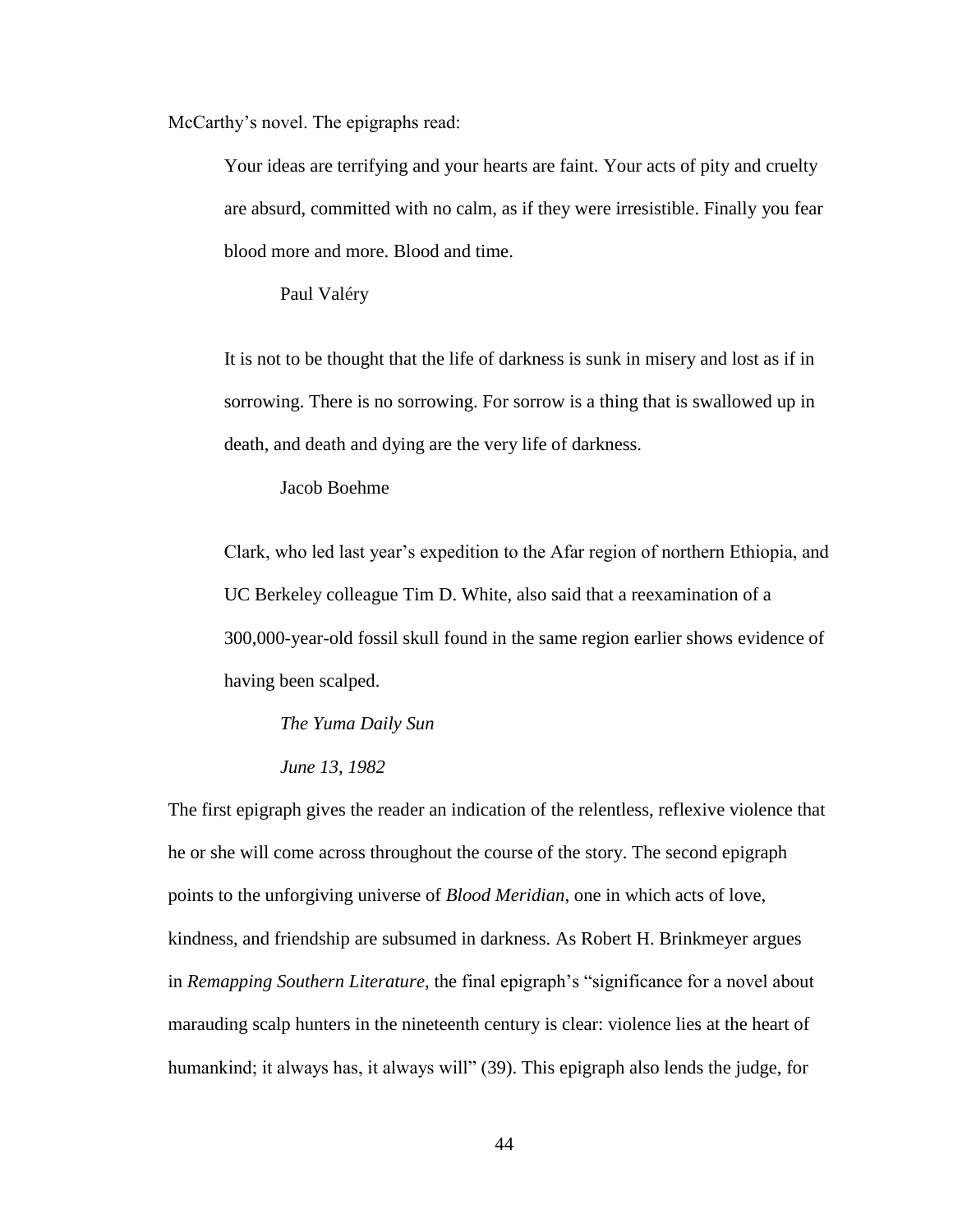McCarthy's novel. The epigraphs read:

> Your ideas are terrifying and your hearts are faint. Your acts of pity and cruelty are absurd, committed with no calm, as if they were irresistible. Finally you fear blood more and more. Blood and time.
>
> Paul Valéry

> It is not to be thought that the life of darkness is sunk in misery and lost as if in sorrowing. There is no sorrowing. For sorrow is a thing that is swallowed up in death, and death and dying are the very life of darkness.
>
> Jacob Boehme

> Clark, who led last year's expedition to the Afar region of northern Ethiopia, and UC Berkeley colleague Tim D. White, also said that a reexamination of a 300,000-year-old fossil skull found in the same region earlier shows evidence of having been scalped.
>
> *The Yuma Daily Sun*
>
> *June 13, 1982*

The first epigraph gives the reader an indication of the relentless, reflexive violence that he or she will come across throughout the course of the story. The second epigraph points to the unforgiving universe of *Blood Meridian*, one in which acts of love, kindness, and friendship are subsumed in darkness. As Robert H. Brinkmeyer argues in *Remapping Southern Literature*, the final epigraph's "significance for a novel about marauding scalp hunters in the nineteenth century is clear: violence lies at the heart of humankind; it always has, it always will" (39). This epigraph also lends the judge, for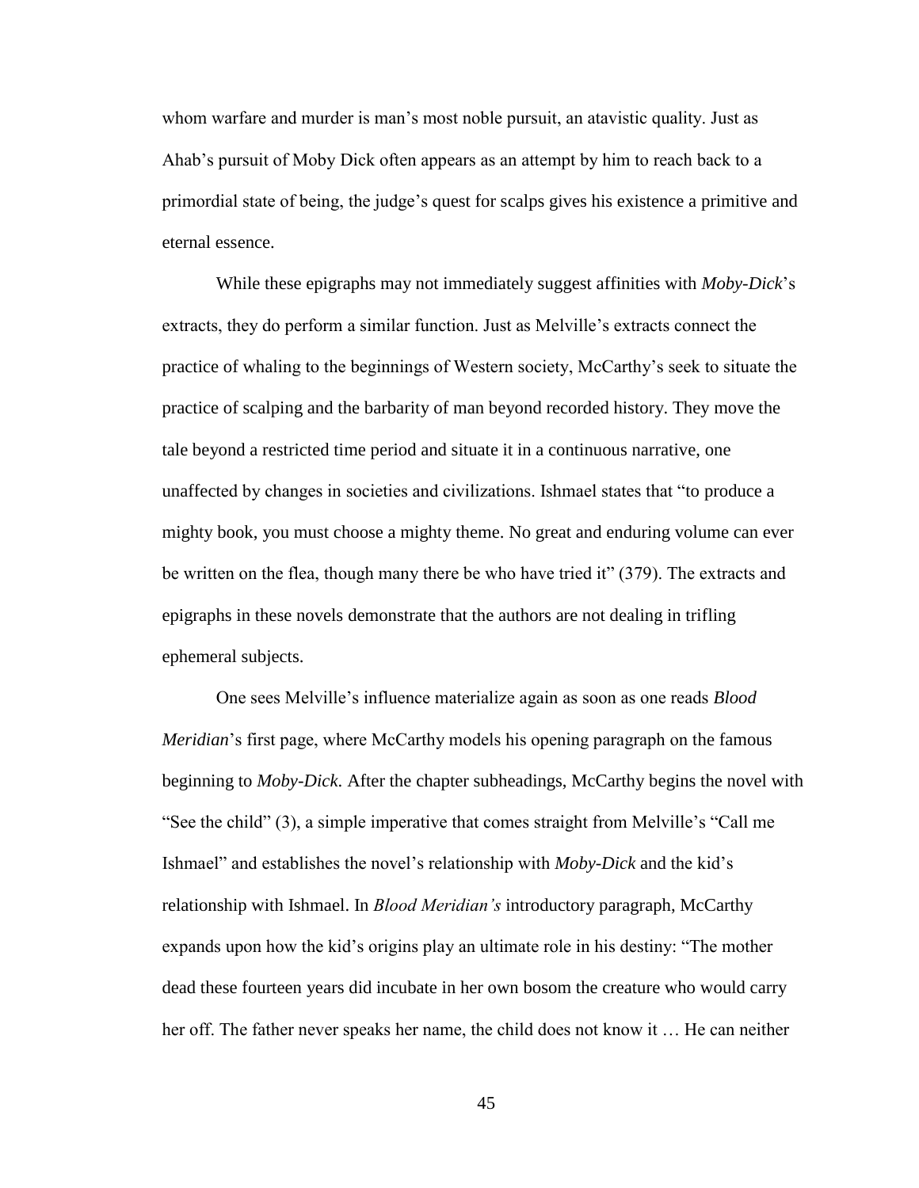whom warfare and murder is man's most noble pursuit, an atavistic quality. Just as Ahab's pursuit of Moby Dick often appears as an attempt by him to reach back to a primordial state of being, the judge's quest for scalps gives his existence a primitive and eternal essence.

While these epigraphs may not immediately suggest affinities with *Moby-Dick*'s extracts, they do perform a similar function. Just as Melville's extracts connect the practice of whaling to the beginnings of Western society, McCarthy's seek to situate the practice of scalping and the barbarity of man beyond recorded history. They move the tale beyond a restricted time period and situate it in a continuous narrative, one unaffected by changes in societies and civilizations. Ishmael states that "to produce a mighty book, you must choose a mighty theme. No great and enduring volume can ever be written on the flea, though many there be who have tried it" (379). The extracts and epigraphs in these novels demonstrate that the authors are not dealing in trifling ephemeral subjects.

One sees Melville's influence materialize again as soon as one reads *Blood Meridian*'s first page, where McCarthy models his opening paragraph on the famous beginning to *Moby-Dick*. After the chapter subheadings, McCarthy begins the novel with "See the child" (3), a simple imperative that comes straight from Melville's "Call me Ishmael" and establishes the novel's relationship with *Moby-Dick* and the kid's relationship with Ishmael. In *Blood Meridian's* introductory paragraph, McCarthy expands upon how the kid's origins play an ultimate role in his destiny: "The mother dead these fourteen years did incubate in her own bosom the creature who would carry her off. The father never speaks her name, the child does not know it … He can neither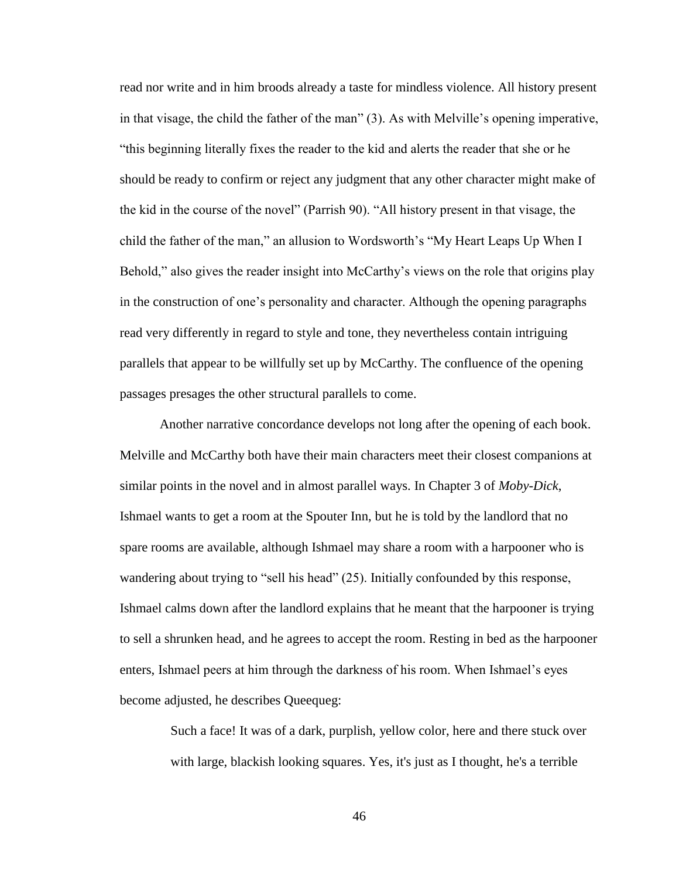read nor write and in him broods already a taste for mindless violence. All history present in that visage, the child the father of the man" (3). As with Melville's opening imperative, "this beginning literally fixes the reader to the kid and alerts the reader that she or he should be ready to confirm or reject any judgment that any other character might make of the kid in the course of the novel" (Parrish 90). "All history present in that visage, the child the father of the man," an allusion to Wordsworth's "My Heart Leaps Up When I Behold," also gives the reader insight into McCarthy's views on the role that origins play in the construction of one's personality and character. Although the opening paragraphs read very differently in regard to style and tone, they nevertheless contain intriguing parallels that appear to be willfully set up by McCarthy. The confluence of the opening passages presages the other structural parallels to come.

Another narrative concordance develops not long after the opening of each book. Melville and McCarthy both have their main characters meet their closest companions at similar points in the novel and in almost parallel ways. In Chapter 3 of *Moby-Dick*, Ishmael wants to get a room at the Spouter Inn, but he is told by the landlord that no spare rooms are available, although Ishmael may share a room with a harpooner who is wandering about trying to "sell his head" (25). Initially confounded by this response, Ishmael calms down after the landlord explains that he meant that the harpooner is trying to sell a shrunken head, and he agrees to accept the room. Resting in bed as the harpooner enters, Ishmael peers at him through the darkness of his room. When Ishmael's eyes become adjusted, he describes Queequeg:

> Such a face! It was of a dark, purplish, yellow color, here and there stuck over with large, blackish looking squares. Yes, it's just as I thought, he's a terrible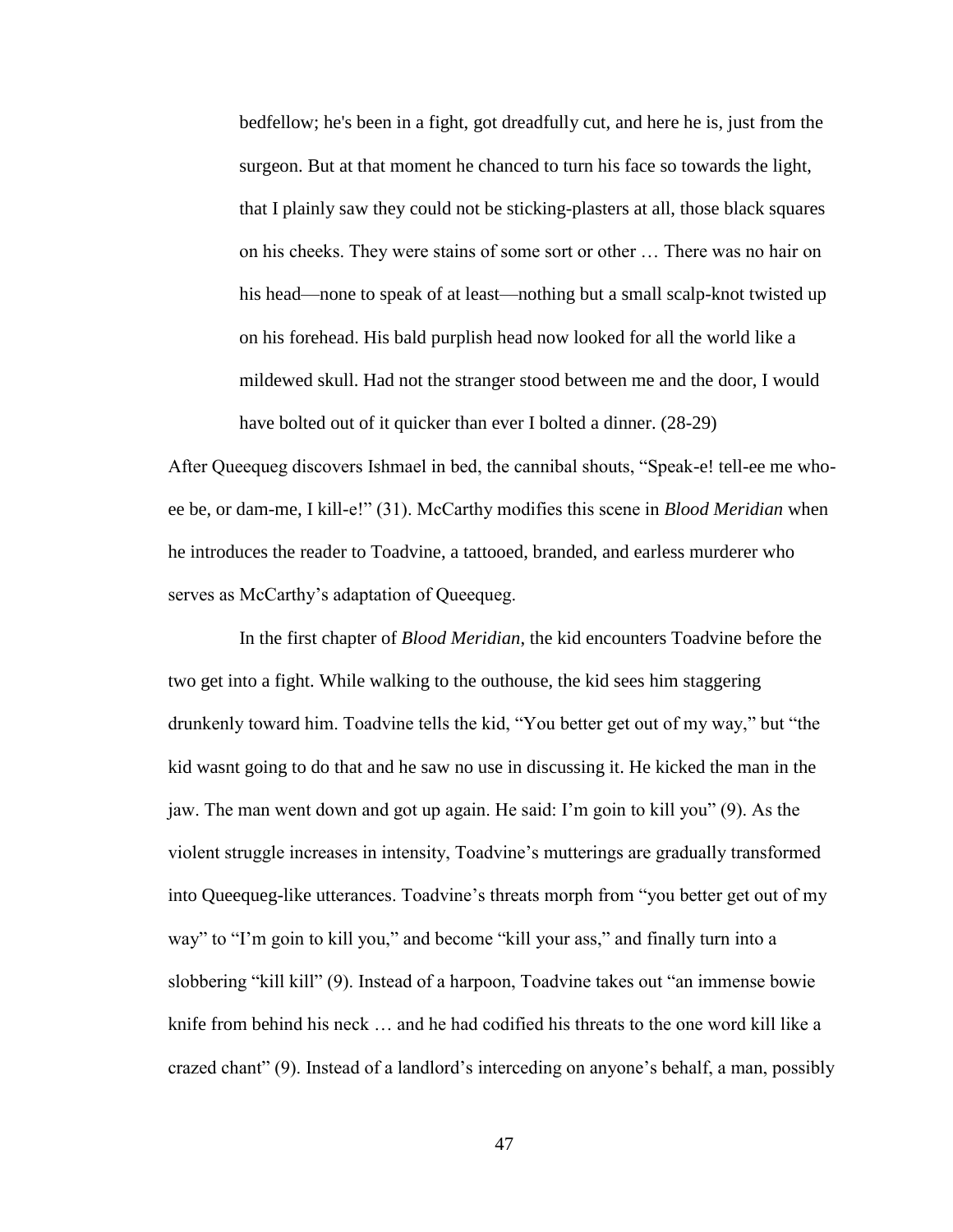> bedfellow; he's been in a fight, got dreadfully cut, and here he is, just from the surgeon. But at that moment he chanced to turn his face so towards the light, that I plainly saw they could not be sticking-plasters at all, those black squares on his cheeks. They were stains of some sort or other … There was no hair on his head—none to speak of at least—nothing but a small scalp-knot twisted up on his forehead. His bald purplish head now looked for all the world like a mildewed skull. Had not the stranger stood between me and the door, I would have bolted out of it quicker than ever I bolted a dinner. (28-29)

After Queequeg discovers Ishmael in bed, the cannibal shouts, "Speak-e! tell-ee me who-ee be, or dam-me, I kill-e!" (31). McCarthy modifies this scene in *Blood Meridian* when he introduces the reader to Toadvine, a tattooed, branded, and earless murderer who serves as McCarthy's adaptation of Queequeg.

In the first chapter of *Blood Meridian*, the kid encounters Toadvine before the two get into a fight. While walking to the outhouse, the kid sees him staggering drunkenly toward him. Toadvine tells the kid, "You better get out of my way," but "the kid wasnt going to do that and he saw no use in discussing it. He kicked the man in the jaw. The man went down and got up again. He said: I'm goin to kill you" (9). As the violent struggle increases in intensity, Toadvine's mutterings are gradually transformed into Queequeg-like utterances. Toadvine's threats morph from "you better get out of my way" to "I'm goin to kill you," and become "kill your ass," and finally turn into a slobbering "kill kill" (9). Instead of a harpoon, Toadvine takes out "an immense bowie knife from behind his neck … and he had codified his threats to the one word kill like a crazed chant" (9). Instead of a landlord's interceding on anyone's behalf, a man, possibly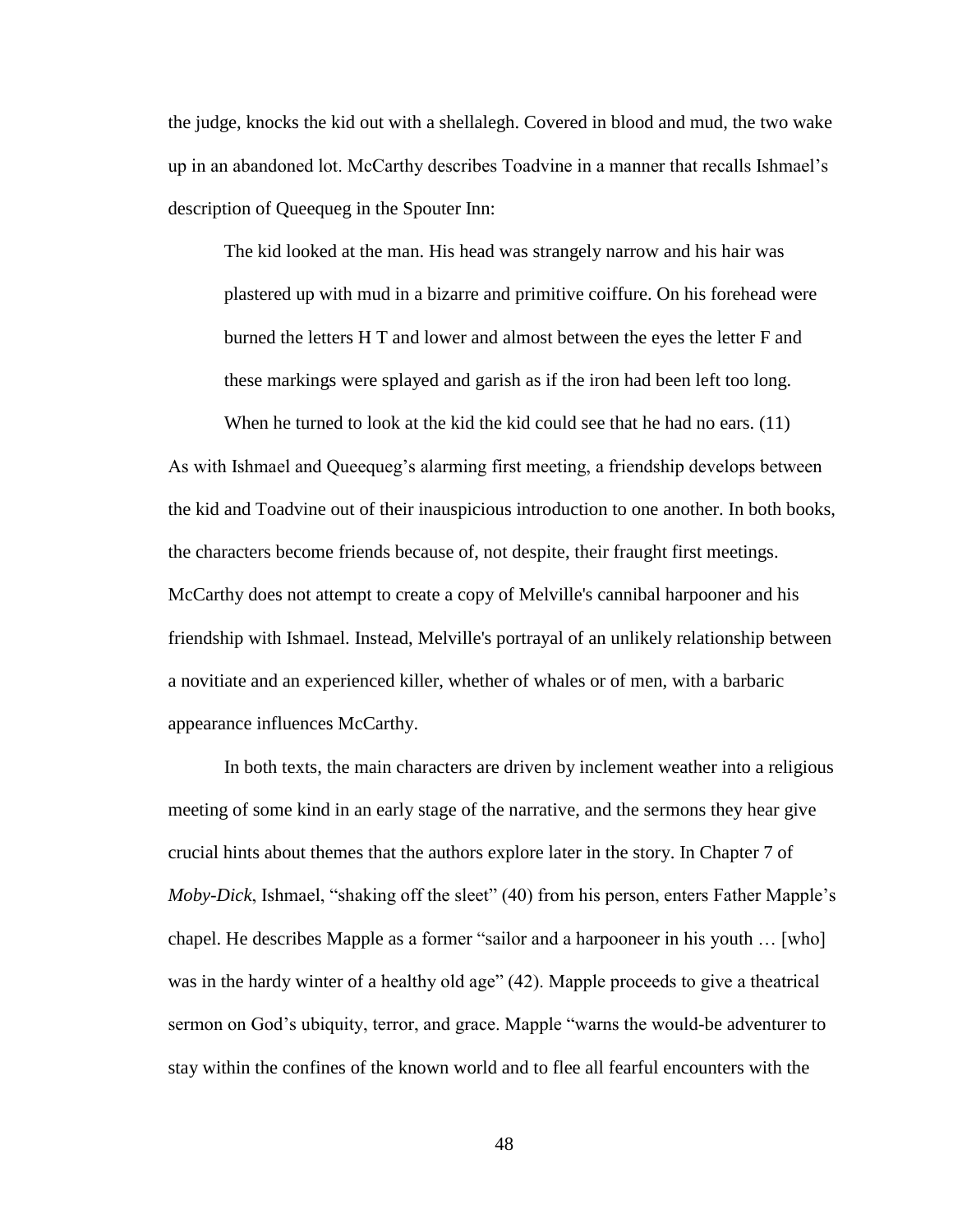the judge, knocks the kid out with a shellalegh. Covered in blood and mud, the two wake up in an abandoned lot. McCarthy describes Toadvine in a manner that recalls Ishmael's description of Queequeg in the Spouter Inn:

> The kid looked at the man. His head was strangely narrow and his hair was plastered up with mud in a bizarre and primitive coiffure. On his forehead were burned the letters H T and lower and almost between the eyes the letter F and these markings were splayed and garish as if the iron had been left too long.
>
> When he turned to look at the kid the kid could see that he had no ears. (11)

As with Ishmael and Queequeg's alarming first meeting, a friendship develops between the kid and Toadvine out of their inauspicious introduction to one another. In both books, the characters become friends because of, not despite, their fraught first meetings. McCarthy does not attempt to create a copy of Melville's cannibal harpooner and his friendship with Ishmael. Instead, Melville's portrayal of an unlikely relationship between a novitiate and an experienced killer, whether of whales or of men, with a barbaric appearance influences McCarthy.

In both texts, the main characters are driven by inclement weather into a religious meeting of some kind in an early stage of the narrative, and the sermons they hear give crucial hints about themes that the authors explore later in the story. In Chapter 7 of *Moby-Dick*, Ishmael, "shaking off the sleet" (40) from his person, enters Father Mapple's chapel. He describes Mapple as a former "sailor and a harpooneer in his youth … [who] was in the hardy winter of a healthy old age" (42). Mapple proceeds to give a theatrical sermon on God's ubiquity, terror, and grace. Mapple "warns the would-be adventurer to stay within the confines of the known world and to flee all fearful encounters with the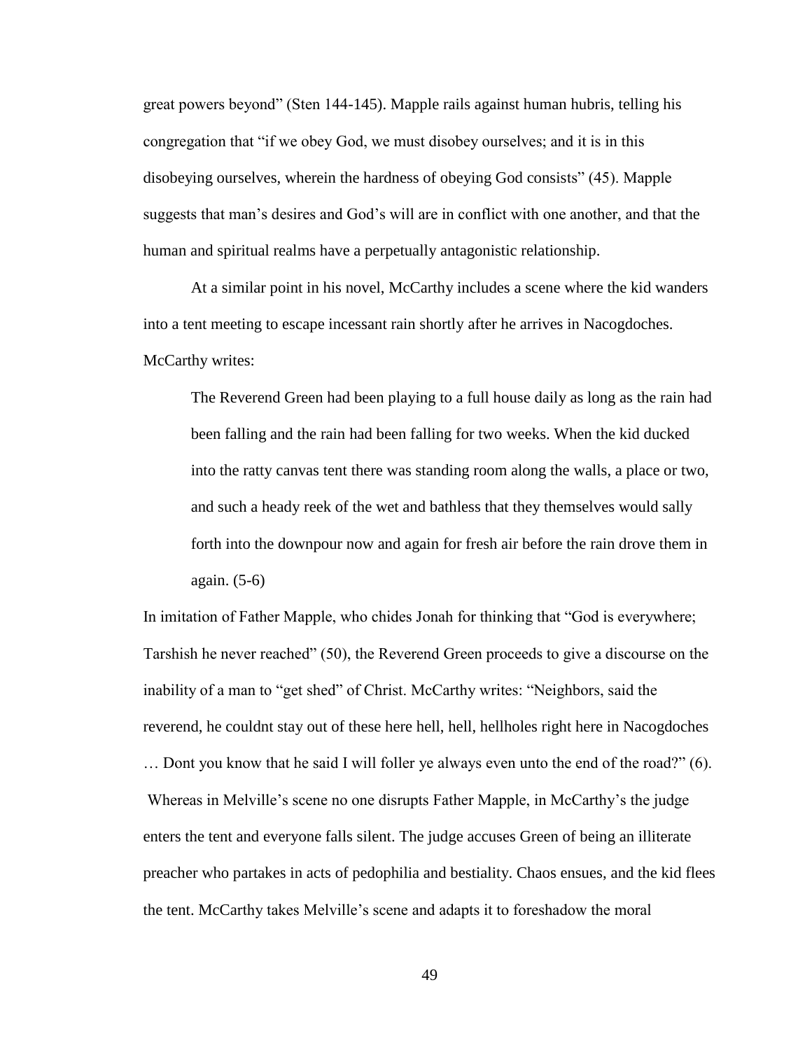great powers beyond" (Sten 144-145). Mapple rails against human hubris, telling his congregation that "if we obey God, we must disobey ourselves; and it is in this disobeying ourselves, wherein the hardness of obeying God consists" (45). Mapple suggests that man's desires and God's will are in conflict with one another, and that the human and spiritual realms have a perpetually antagonistic relationship.

At a similar point in his novel, McCarthy includes a scene where the kid wanders into a tent meeting to escape incessant rain shortly after he arrives in Nacogdoches. McCarthy writes:

> The Reverend Green had been playing to a full house daily as long as the rain had been falling and the rain had been falling for two weeks. When the kid ducked into the ratty canvas tent there was standing room along the walls, a place or two, and such a heady reek of the wet and bathless that they themselves would sally forth into the downpour now and again for fresh air before the rain drove them in again. (5-6)

In imitation of Father Mapple, who chides Jonah for thinking that "God is everywhere; Tarshish he never reached" (50), the Reverend Green proceeds to give a discourse on the inability of a man to "get shed" of Christ. McCarthy writes: "Neighbors, said the reverend, he couldnt stay out of these here hell, hell, hellholes right here in Nacogdoches … Dont you know that he said I will foller ye always even unto the end of the road?" (6). Whereas in Melville's scene no one disrupts Father Mapple, in McCarthy's the judge enters the tent and everyone falls silent. The judge accuses Green of being an illiterate preacher who partakes in acts of pedophilia and bestiality. Chaos ensues, and the kid flees the tent. McCarthy takes Melville's scene and adapts it to foreshadow the moral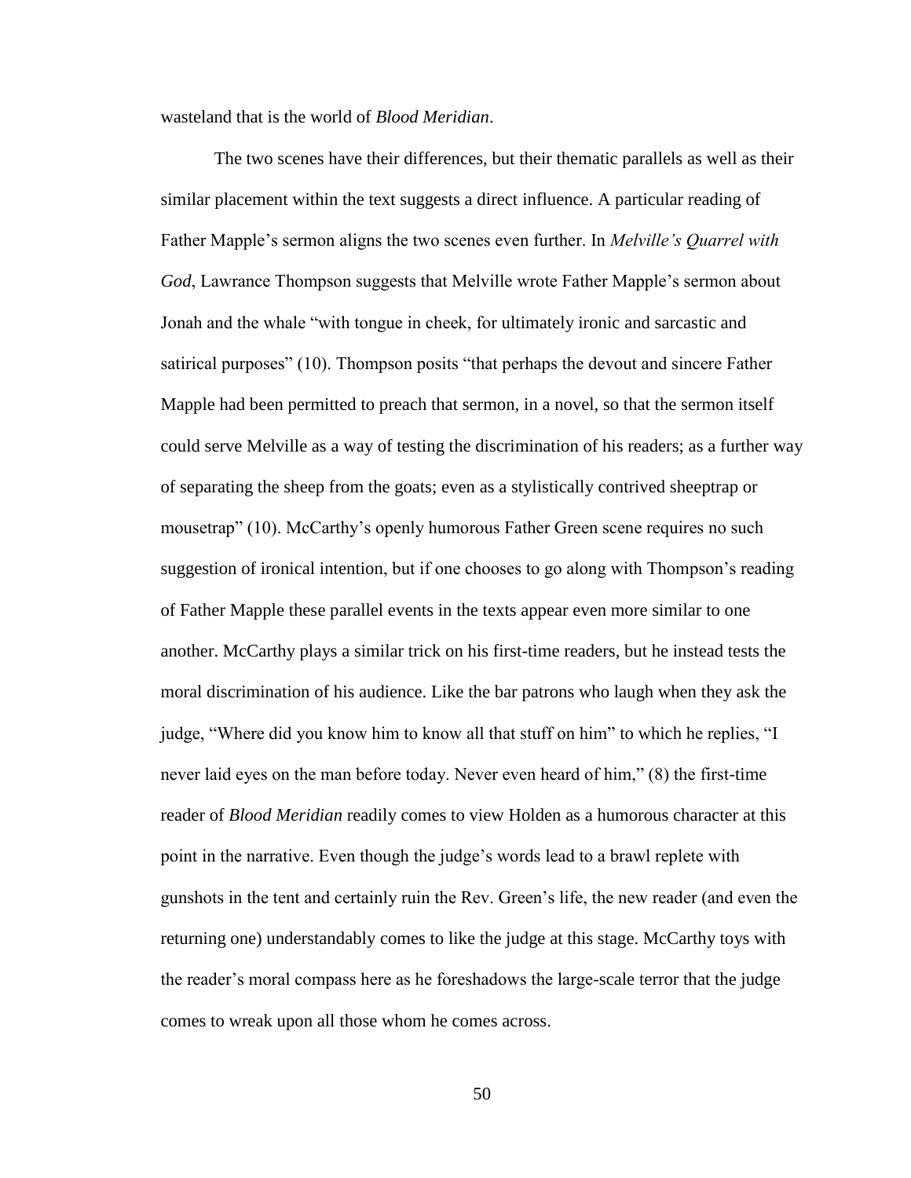wasteland that is the world of *Blood Meridian*.

The two scenes have their differences, but their thematic parallels as well as their similar placement within the text suggests a direct influence. A particular reading of Father Mapple's sermon aligns the two scenes even further. In *Melville's Quarrel with God*, Lawrance Thompson suggests that Melville wrote Father Mapple's sermon about Jonah and the whale "with tongue in cheek, for ultimately ironic and sarcastic and satirical purposes" (10). Thompson posits "that perhaps the devout and sincere Father Mapple had been permitted to preach that sermon, in a novel, so that the sermon itself could serve Melville as a way of testing the discrimination of his readers; as a further way of separating the sheep from the goats; even as a stylistically contrived sheeptrap or mousetrap" (10). McCarthy's openly humorous Father Green scene requires no such suggestion of ironical intention, but if one chooses to go along with Thompson's reading of Father Mapple these parallel events in the texts appear even more similar to one another. McCarthy plays a similar trick on his first-time readers, but he instead tests the moral discrimination of his audience. Like the bar patrons who laugh when they ask the judge, "Where did you know him to know all that stuff on him" to which he replies, "I never laid eyes on the man before today. Never even heard of him," (8) the first-time reader of *Blood Meridian* readily comes to view Holden as a humorous character at this point in the narrative. Even though the judge's words lead to a brawl replete with gunshots in the tent and certainly ruin the Rev. Green's life, the new reader (and even the returning one) understandably comes to like the judge at this stage. McCarthy toys with the reader's moral compass here as he foreshadows the large-scale terror that the judge comes to wreak upon all those whom he comes across.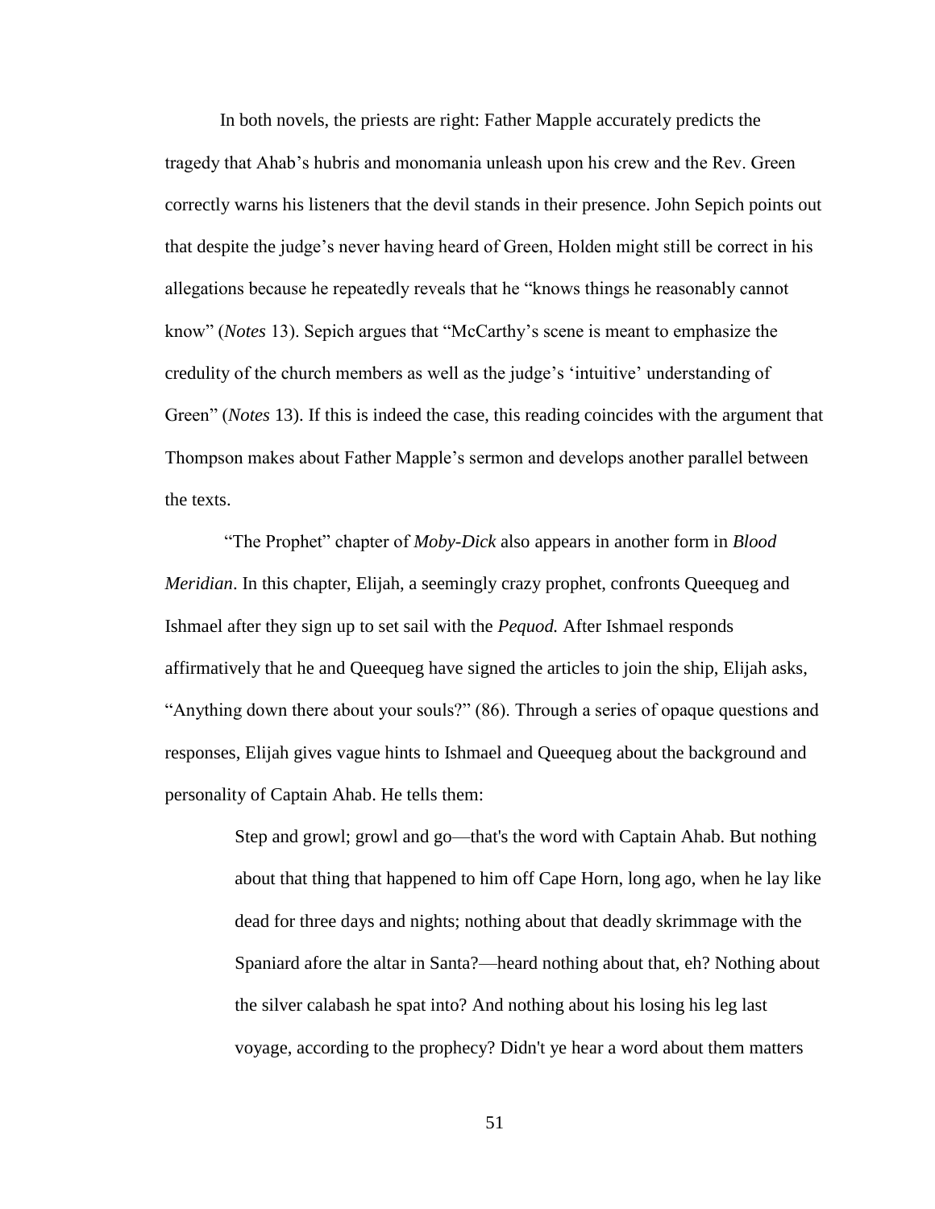In both novels, the priests are right: Father Mapple accurately predicts the tragedy that Ahab's hubris and monomania unleash upon his crew and the Rev. Green correctly warns his listeners that the devil stands in their presence. John Sepich points out that despite the judge's never having heard of Green, Holden might still be correct in his allegations because he repeatedly reveals that he "knows things he reasonably cannot know" (*Notes* 13). Sepich argues that "McCarthy's scene is meant to emphasize the credulity of the church members as well as the judge's 'intuitive' understanding of Green" (*Notes* 13). If this is indeed the case, this reading coincides with the argument that Thompson makes about Father Mapple's sermon and develops another parallel between the texts.

"The Prophet" chapter of *Moby-Dick* also appears in another form in *Blood Meridian*. In this chapter, Elijah, a seemingly crazy prophet, confronts Queequeg and Ishmael after they sign up to set sail with the *Pequod.* After Ishmael responds affirmatively that he and Queequeg have signed the articles to join the ship, Elijah asks, "Anything down there about your souls?" (86). Through a series of opaque questions and responses, Elijah gives vague hints to Ishmael and Queequeg about the background and personality of Captain Ahab. He tells them:

> Step and growl; growl and go—that's the word with Captain Ahab. But nothing about that thing that happened to him off Cape Horn, long ago, when he lay like dead for three days and nights; nothing about that deadly skrimmage with the Spaniard afore the altar in Santa?—heard nothing about that, eh? Nothing about the silver calabash he spat into? And nothing about his losing his leg last voyage, according to the prophecy? Didn't ye hear a word about them matters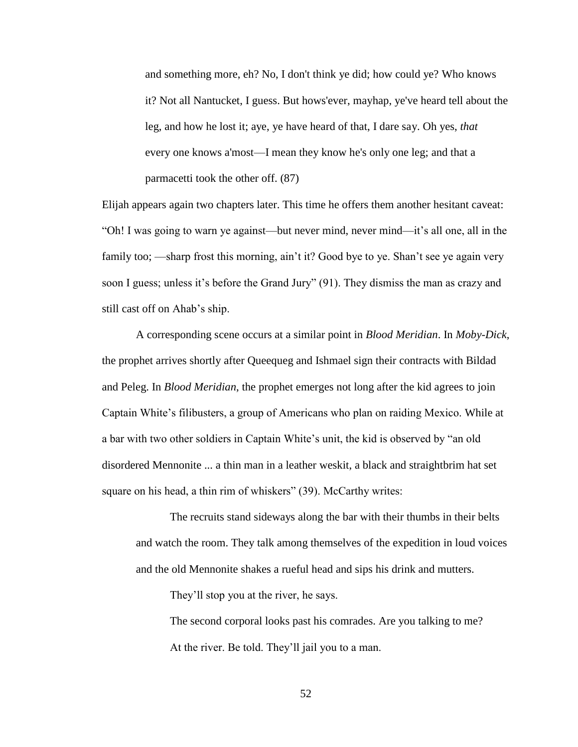> and something more, eh? No, I don't think ye did; how could ye? Who knows it? Not all Nantucket, I guess. But hows'ever, mayhap, ye've heard tell about the leg, and how he lost it; aye, ye have heard of that, I dare say. Oh yes, *that* every one knows a'most—I mean they know he's only one leg; and that a parmacetti took the other off. (87)

Elijah appears again two chapters later. This time he offers them another hesitant caveat: "Oh! I was going to warn ye against—but never mind, never mind—it's all one, all in the family too; —sharp frost this morning, ain't it? Good bye to ye. Shan't see ye again very soon I guess; unless it's before the Grand Jury" (91). They dismiss the man as crazy and still cast off on Ahab's ship.

A corresponding scene occurs at a similar point in *Blood Meridian*. In *Moby-Dick*, the prophet arrives shortly after Queequeg and Ishmael sign their contracts with Bildad and Peleg. In *Blood Meridian,* the prophet emerges not long after the kid agrees to join Captain White's filibusters, a group of Americans who plan on raiding Mexico. While at a bar with two other soldiers in Captain White's unit, the kid is observed by "an old disordered Mennonite ... a thin man in a leather weskit, a black and straightbrim hat set square on his head, a thin rim of whiskers" (39). McCarthy writes:

> The recruits stand sideways along the bar with their thumbs in their belts and watch the room. They talk among themselves of the expedition in loud voices and the old Mennonite shakes a rueful head and sips his drink and mutters.
>
> They'll stop you at the river, he says.
>
> The second corporal looks past his comrades. Are you talking to me?
>
> At the river. Be told. They'll jail you to a man.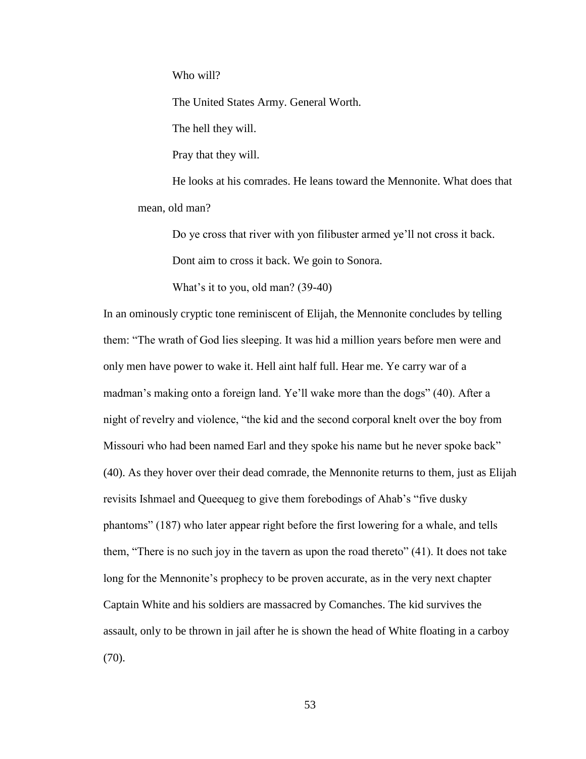Who will?

The United States Army. General Worth.

The hell they will.

Pray that they will.

He looks at his comrades. He leans toward the Mennonite. What does that mean, old man?

Do ye cross that river with yon filibuster armed ye'll not cross it back.

Dont aim to cross it back. We goin to Sonora.

What's it to you, old man? (39-40)

In an ominously cryptic tone reminiscent of Elijah, the Mennonite concludes by telling them: "The wrath of God lies sleeping. It was hid a million years before men were and only men have power to wake it. Hell aint half full. Hear me. Ye carry war of a madman's making onto a foreign land. Ye'll wake more than the dogs" (40). After a night of revelry and violence, "the kid and the second corporal knelt over the boy from Missouri who had been named Earl and they spoke his name but he never spoke back" (40). As they hover over their dead comrade, the Mennonite returns to them, just as Elijah revisits Ishmael and Queequeg to give them forebodings of Ahab's "five dusky phantoms" (187) who later appear right before the first lowering for a whale, and tells them, "There is no such joy in the tavern as upon the road thereto" (41). It does not take long for the Mennonite's prophecy to be proven accurate, as in the very next chapter Captain White and his soldiers are massacred by Comanches. The kid survives the assault, only to be thrown in jail after he is shown the head of White floating in a carboy (70).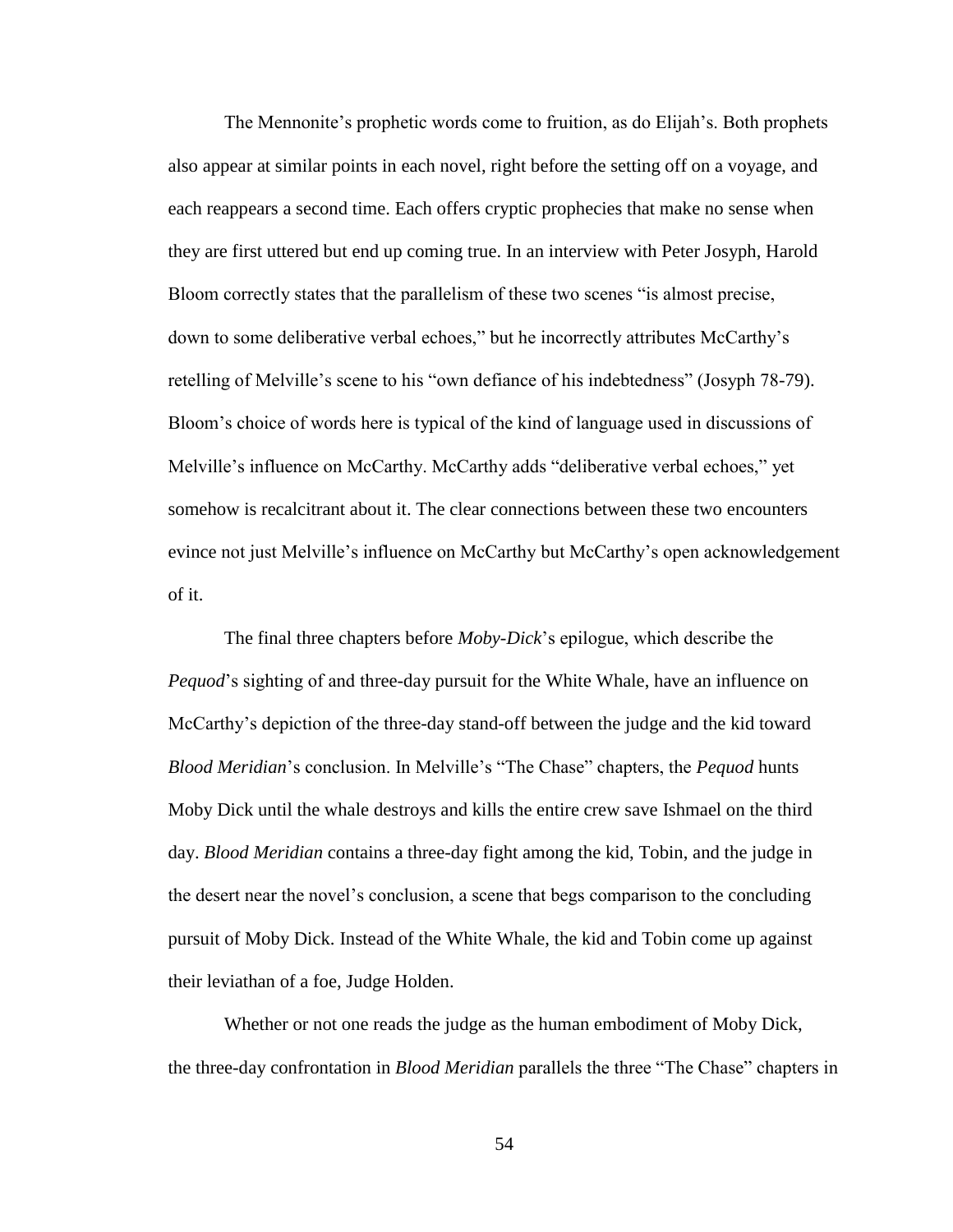The Mennonite's prophetic words come to fruition, as do Elijah's. Both prophets also appear at similar points in each novel, right before the setting off on a voyage, and each reappears a second time. Each offers cryptic prophecies that make no sense when they are first uttered but end up coming true. In an interview with Peter Josyph, Harold Bloom correctly states that the parallelism of these two scenes "is almost precise, down to some deliberative verbal echoes," but he incorrectly attributes McCarthy's retelling of Melville's scene to his "own defiance of his indebtedness" (Josyph 78-79). Bloom's choice of words here is typical of the kind of language used in discussions of Melville's influence on McCarthy. McCarthy adds "deliberative verbal echoes," yet somehow is recalcitrant about it. The clear connections between these two encounters evince not just Melville's influence on McCarthy but McCarthy's open acknowledgement of it.

The final three chapters before *Moby-Dick*'s epilogue, which describe the *Pequod*'s sighting of and three-day pursuit for the White Whale, have an influence on McCarthy's depiction of the three-day stand-off between the judge and the kid toward *Blood Meridian*'s conclusion. In Melville's "The Chase" chapters, the *Pequod* hunts Moby Dick until the whale destroys and kills the entire crew save Ishmael on the third day. *Blood Meridian* contains a three-day fight among the kid, Tobin, and the judge in the desert near the novel's conclusion, a scene that begs comparison to the concluding pursuit of Moby Dick. Instead of the White Whale, the kid and Tobin come up against their leviathan of a foe, Judge Holden.

Whether or not one reads the judge as the human embodiment of Moby Dick, the three-day confrontation in *Blood Meridian* parallels the three "The Chase" chapters in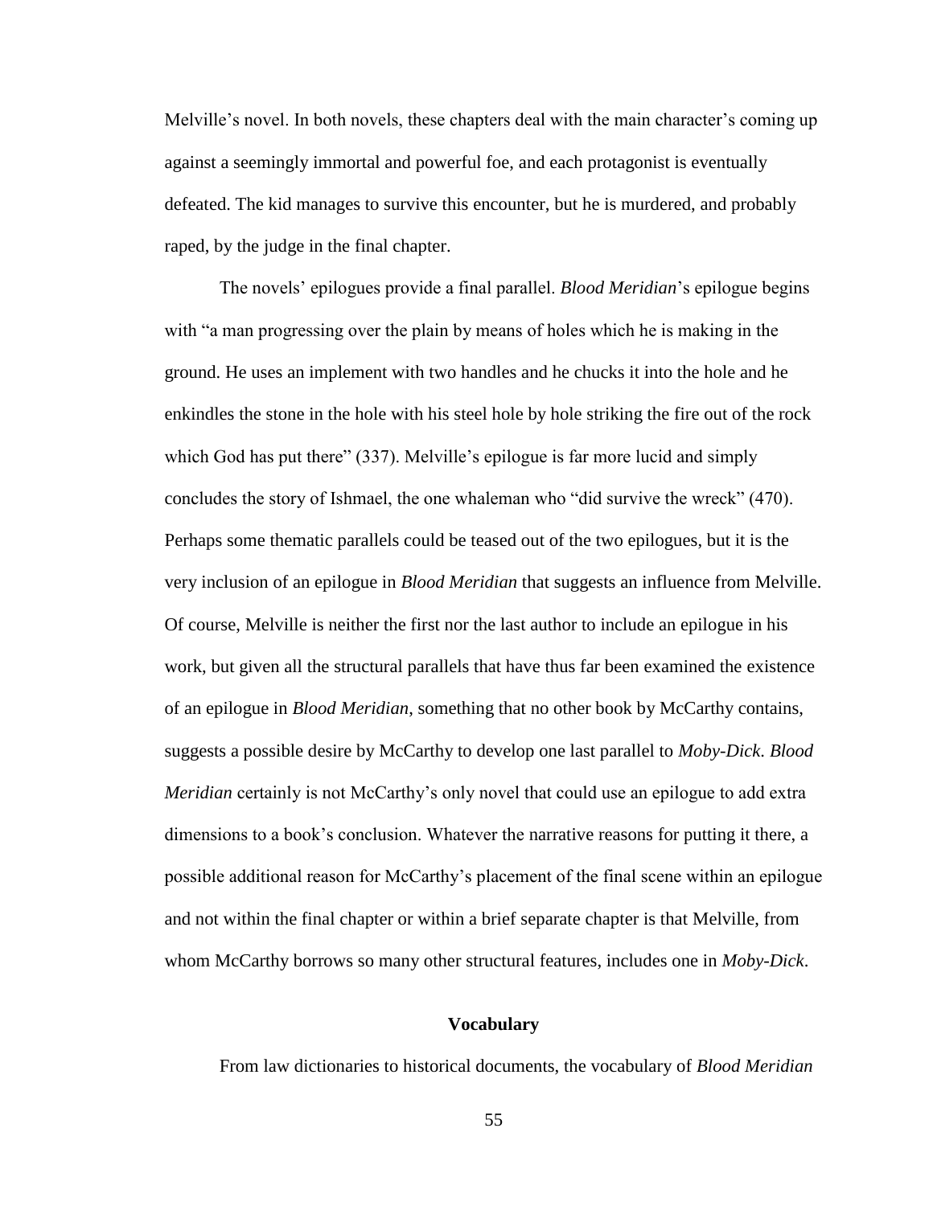Melville's novel. In both novels, these chapters deal with the main character's coming up against a seemingly immortal and powerful foe, and each protagonist is eventually defeated. The kid manages to survive this encounter, but he is murdered, and probably raped, by the judge in the final chapter.

The novels' epilogues provide a final parallel. *Blood Meridian*'s epilogue begins with "a man progressing over the plain by means of holes which he is making in the ground. He uses an implement with two handles and he chucks it into the hole and he enkindles the stone in the hole with his steel hole by hole striking the fire out of the rock which God has put there" (337). Melville's epilogue is far more lucid and simply concludes the story of Ishmael, the one whaleman who "did survive the wreck" (470). Perhaps some thematic parallels could be teased out of the two epilogues, but it is the very inclusion of an epilogue in *Blood Meridian* that suggests an influence from Melville. Of course, Melville is neither the first nor the last author to include an epilogue in his work, but given all the structural parallels that have thus far been examined the existence of an epilogue in *Blood Meridian*, something that no other book by McCarthy contains, suggests a possible desire by McCarthy to develop one last parallel to *Moby-Dick*. *Blood Meridian* certainly is not McCarthy's only novel that could use an epilogue to add extra dimensions to a book's conclusion. Whatever the narrative reasons for putting it there, a possible additional reason for McCarthy's placement of the final scene within an epilogue and not within the final chapter or within a brief separate chapter is that Melville, from whom McCarthy borrows so many other structural features, includes one in *Moby-Dick*.

## Vocabulary

From law dictionaries to historical documents, the vocabulary of *Blood Meridian*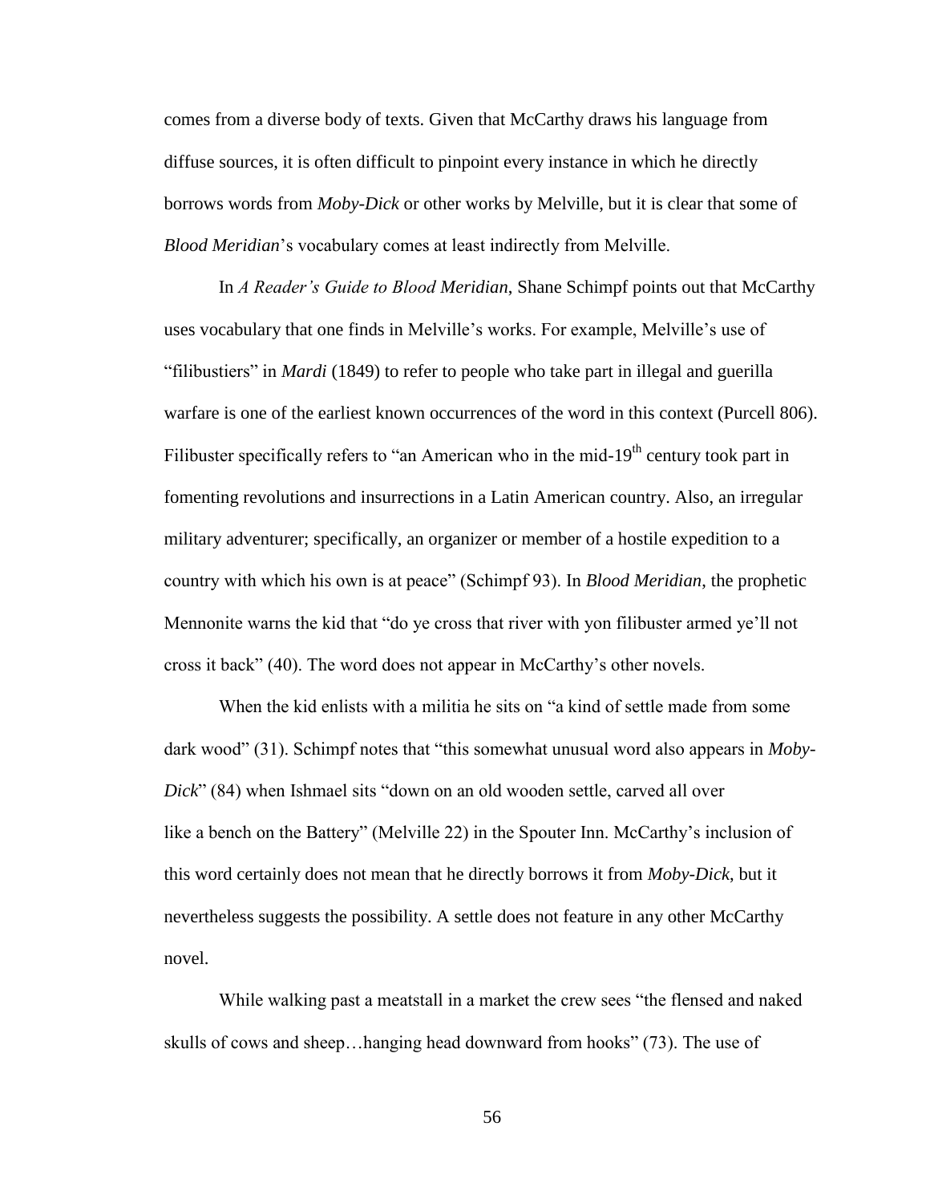comes from a diverse body of texts. Given that McCarthy draws his language from diffuse sources, it is often difficult to pinpoint every instance in which he directly borrows words from *Moby-Dick* or other works by Melville, but it is clear that some of *Blood Meridian*'s vocabulary comes at least indirectly from Melville.

In *A Reader's Guide to Blood Meridian*, Shane Schimpf points out that McCarthy uses vocabulary that one finds in Melville's works. For example, Melville's use of "filibustiers" in *Mardi* (1849) to refer to people who take part in illegal and guerilla warfare is one of the earliest known occurrences of the word in this context (Purcell 806). Filibuster specifically refers to "an American who in the mid-19th century took part in fomenting revolutions and insurrections in a Latin American country. Also, an irregular military adventurer; specifically, an organizer or member of a hostile expedition to a country with which his own is at peace" (Schimpf 93). In *Blood Meridian*, the prophetic Mennonite warns the kid that "do ye cross that river with yon filibuster armed ye'll not cross it back" (40). The word does not appear in McCarthy's other novels.

When the kid enlists with a militia he sits on "a kind of settle made from some dark wood" (31). Schimpf notes that "this somewhat unusual word also appears in *Moby-Dick*" (84) when Ishmael sits "down on an old wooden settle, carved all over like a bench on the Battery" (Melville 22) in the Spouter Inn. McCarthy's inclusion of this word certainly does not mean that he directly borrows it from *Moby-Dick*, but it nevertheless suggests the possibility. A settle does not feature in any other McCarthy novel.

While walking past a meatstall in a market the crew sees "the flensed and naked skulls of cows and sheep…hanging head downward from hooks" (73). The use of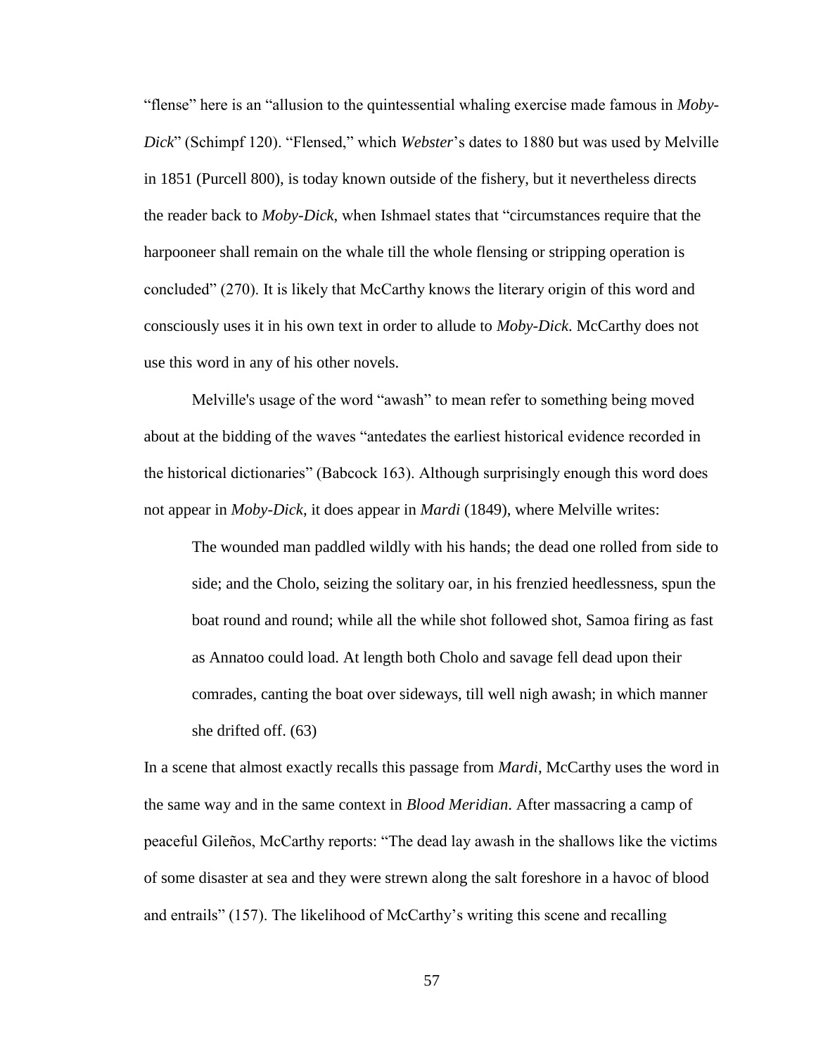"flense" here is an "allusion to the quintessential whaling exercise made famous in *Moby-Dick*" (Schimpf 120). "Flensed," which *Webster*'s dates to 1880 but was used by Melville in 1851 (Purcell 800), is today known outside of the fishery, but it nevertheless directs the reader back to *Moby-Dick*, when Ishmael states that "circumstances require that the harpooneer shall remain on the whale till the whole flensing or stripping operation is concluded" (270). It is likely that McCarthy knows the literary origin of this word and consciously uses it in his own text in order to allude to *Moby-Dick*. McCarthy does not use this word in any of his other novels.

Melville's usage of the word "awash" to mean refer to something being moved about at the bidding of the waves "antedates the earliest historical evidence recorded in the historical dictionaries" (Babcock 163). Although surprisingly enough this word does not appear in *Moby-Dick*, it does appear in *Mardi* (1849), where Melville writes:

> The wounded man paddled wildly with his hands; the dead one rolled from side to side; and the Cholo, seizing the solitary oar, in his frenzied heedlessness, spun the boat round and round; while all the while shot followed shot, Samoa firing as fast as Annatoo could load. At length both Cholo and savage fell dead upon their comrades, canting the boat over sideways, till well nigh awash; in which manner she drifted off. (63)

In a scene that almost exactly recalls this passage from *Mardi*, McCarthy uses the word in the same way and in the same context in *Blood Meridian*. After massacring a camp of peaceful Gileños, McCarthy reports: "The dead lay awash in the shallows like the victims of some disaster at sea and they were strewn along the salt foreshore in a havoc of blood and entrails" (157). The likelihood of McCarthy's writing this scene and recalling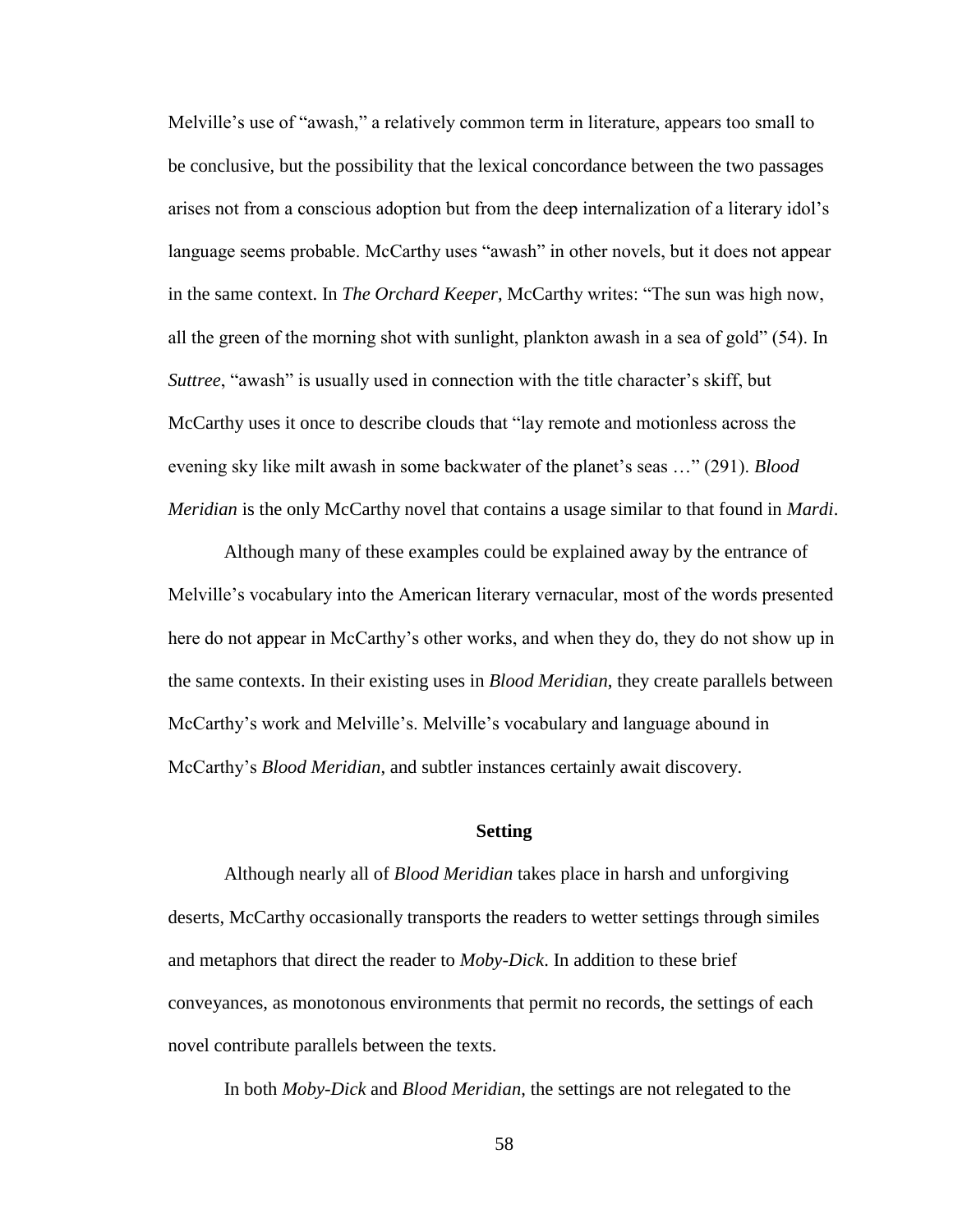Melville's use of "awash," a relatively common term in literature, appears too small to be conclusive, but the possibility that the lexical concordance between the two passages arises not from a conscious adoption but from the deep internalization of a literary idol's language seems probable. McCarthy uses "awash" in other novels, but it does not appear in the same context. In *The Orchard Keeper*, McCarthy writes: "The sun was high now, all the green of the morning shot with sunlight, plankton awash in a sea of gold" (54). In *Suttree*, "awash" is usually used in connection with the title character's skiff, but McCarthy uses it once to describe clouds that "lay remote and motionless across the evening sky like milt awash in some backwater of the planet's seas …" (291). *Blood Meridian* is the only McCarthy novel that contains a usage similar to that found in *Mardi*.

Although many of these examples could be explained away by the entrance of Melville's vocabulary into the American literary vernacular, most of the words presented here do not appear in McCarthy's other works, and when they do, they do not show up in the same contexts. In their existing uses in *Blood Meridian*, they create parallels between McCarthy's work and Melville's. Melville's vocabulary and language abound in McCarthy's *Blood Meridian*, and subtler instances certainly await discovery.

## Setting

Although nearly all of *Blood Meridian* takes place in harsh and unforgiving deserts, McCarthy occasionally transports the readers to wetter settings through similes and metaphors that direct the reader to *Moby-Dick*. In addition to these brief conveyances, as monotonous environments that permit no records, the settings of each novel contribute parallels between the texts.

In both *Moby-Dick* and *Blood Meridian*, the settings are not relegated to the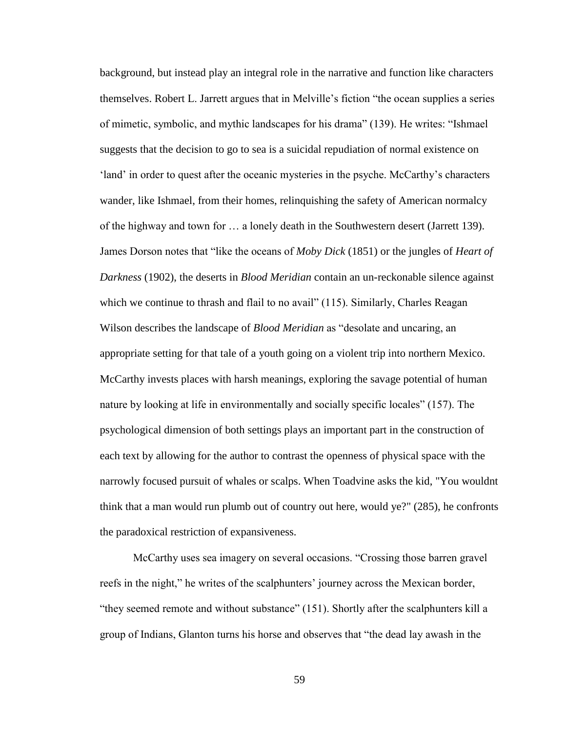background, but instead play an integral role in the narrative and function like characters themselves. Robert L. Jarrett argues that in Melville's fiction "the ocean supplies a series of mimetic, symbolic, and mythic landscapes for his drama" (139). He writes: "Ishmael suggests that the decision to go to sea is a suicidal repudiation of normal existence on 'land' in order to quest after the oceanic mysteries in the psyche. McCarthy's characters wander, like Ishmael, from their homes, relinquishing the safety of American normalcy of the highway and town for … a lonely death in the Southwestern desert (Jarrett 139). James Dorson notes that "like the oceans of *Moby Dick* (1851) or the jungles of *Heart of Darkness* (1902), the deserts in *Blood Meridian* contain an un-reckonable silence against which we continue to thrash and flail to no avail" (115). Similarly, Charles Reagan Wilson describes the landscape of *Blood Meridian* as "desolate and uncaring, an appropriate setting for that tale of a youth going on a violent trip into northern Mexico. McCarthy invests places with harsh meanings, exploring the savage potential of human nature by looking at life in environmentally and socially specific locales" (157). The psychological dimension of both settings plays an important part in the construction of each text by allowing for the author to contrast the openness of physical space with the narrowly focused pursuit of whales or scalps. When Toadvine asks the kid, "You wouldnt think that a man would run plumb out of country out here, would ye?" (285), he confronts the paradoxical restriction of expansiveness.

McCarthy uses sea imagery on several occasions. "Crossing those barren gravel reefs in the night," he writes of the scalphunters' journey across the Mexican border, "they seemed remote and without substance" (151). Shortly after the scalphunters kill a group of Indians, Glanton turns his horse and observes that "the dead lay awash in the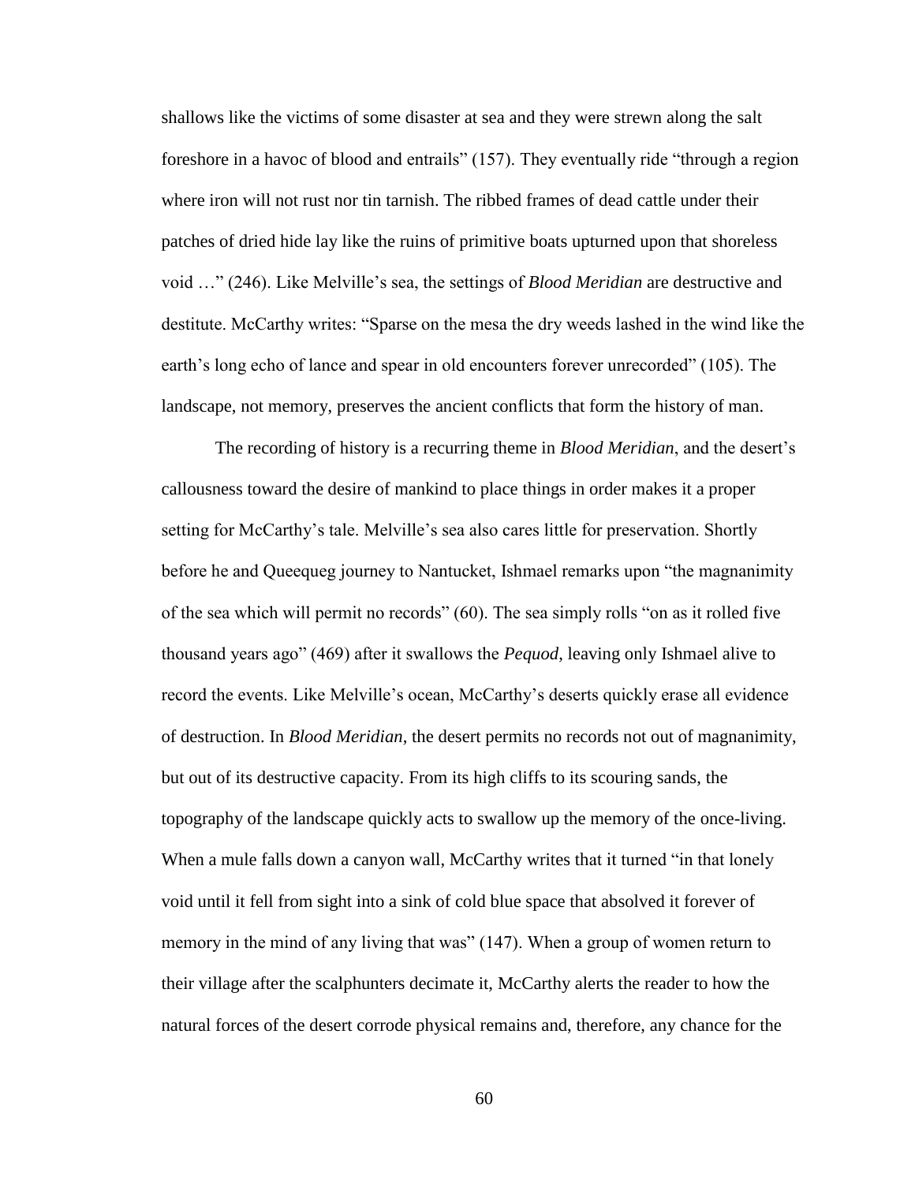shallows like the victims of some disaster at sea and they were strewn along the salt foreshore in a havoc of blood and entrails" (157). They eventually ride "through a region where iron will not rust nor tin tarnish. The ribbed frames of dead cattle under their patches of dried hide lay like the ruins of primitive boats upturned upon that shoreless void …" (246). Like Melville's sea, the settings of *Blood Meridian* are destructive and destitute. McCarthy writes: "Sparse on the mesa the dry weeds lashed in the wind like the earth's long echo of lance and spear in old encounters forever unrecorded" (105). The landscape, not memory, preserves the ancient conflicts that form the history of man.

The recording of history is a recurring theme in *Blood Meridian*, and the desert's callousness toward the desire of mankind to place things in order makes it a proper setting for McCarthy's tale. Melville's sea also cares little for preservation. Shortly before he and Queequeg journey to Nantucket, Ishmael remarks upon "the magnanimity of the sea which will permit no records" (60). The sea simply rolls "on as it rolled five thousand years ago" (469) after it swallows the *Pequod*, leaving only Ishmael alive to record the events. Like Melville's ocean, McCarthy's deserts quickly erase all evidence of destruction. In *Blood Meridian*, the desert permits no records not out of magnanimity, but out of its destructive capacity. From its high cliffs to its scouring sands, the topography of the landscape quickly acts to swallow up the memory of the once-living. When a mule falls down a canyon wall, McCarthy writes that it turned "in that lonely void until it fell from sight into a sink of cold blue space that absolved it forever of memory in the mind of any living that was" (147). When a group of women return to their village after the scalphunters decimate it, McCarthy alerts the reader to how the natural forces of the desert corrode physical remains and, therefore, any chance for the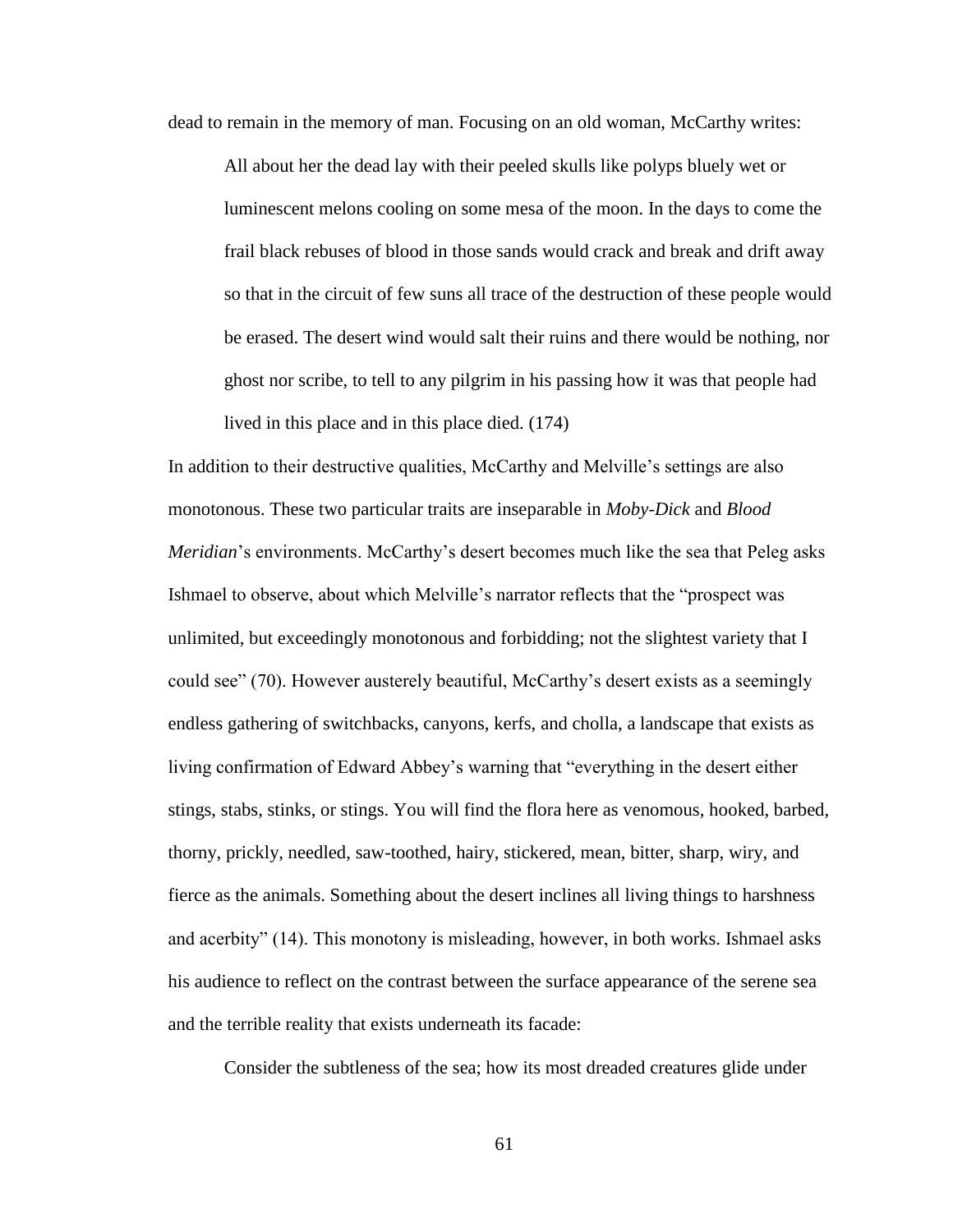dead to remain in the memory of man. Focusing on an old woman, McCarthy writes:

> All about her the dead lay with their peeled skulls like polyps bluely wet or luminescent melons cooling on some mesa of the moon. In the days to come the frail black rebuses of blood in those sands would crack and break and drift away so that in the circuit of few suns all trace of the destruction of these people would be erased. The desert wind would salt their ruins and there would be nothing, nor ghost nor scribe, to tell to any pilgrim in his passing how it was that people had lived in this place and in this place died. (174)

In addition to their destructive qualities, McCarthy and Melville's settings are also monotonous. These two particular traits are inseparable in *Moby-Dick* and *Blood Meridian*'s environments. McCarthy's desert becomes much like the sea that Peleg asks Ishmael to observe, about which Melville's narrator reflects that the "prospect was unlimited, but exceedingly monotonous and forbidding; not the slightest variety that I could see" (70). However austerely beautiful, McCarthy's desert exists as a seemingly endless gathering of switchbacks, canyons, kerfs, and cholla, a landscape that exists as living confirmation of Edward Abbey's warning that "everything in the desert either stings, stabs, stinks, or stings. You will find the flora here as venomous, hooked, barbed, thorny, prickly, needled, saw-toothed, hairy, stickered, mean, bitter, sharp, wiry, and fierce as the animals. Something about the desert inclines all living things to harshness and acerbity" (14). This monotony is misleading, however, in both works. Ishmael asks his audience to reflect on the contrast between the surface appearance of the serene sea and the terrible reality that exists underneath its facade:

> Consider the subtleness of the sea; how its most dreaded creatures glide under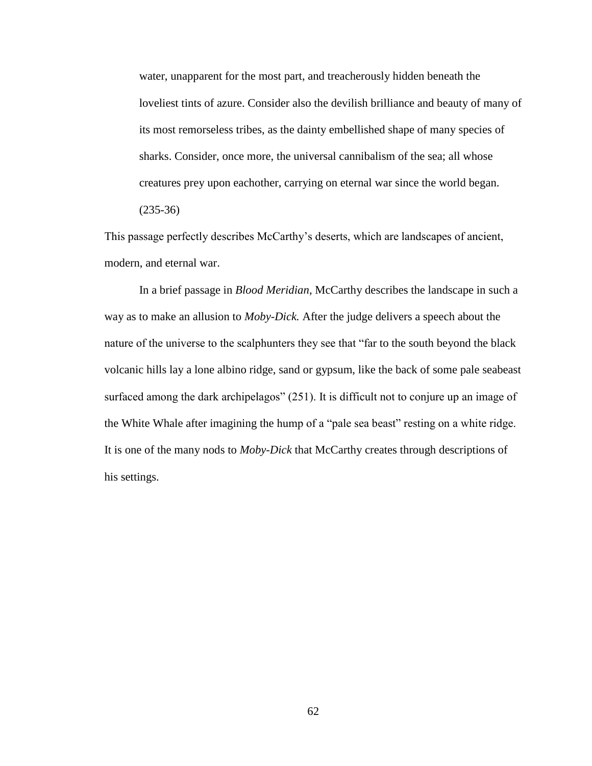> water, unapparent for the most part, and treacherously hidden beneath the loveliest tints of azure. Consider also the devilish brilliance and beauty of many of its most remorseless tribes, as the dainty embellished shape of many species of sharks. Consider, once more, the universal cannibalism of the sea; all whose creatures prey upon eachother, carrying on eternal war since the world began. (235-36)

This passage perfectly describes McCarthy's deserts, which are landscapes of ancient, modern, and eternal war.

In a brief passage in *Blood Meridian*, McCarthy describes the landscape in such a way as to make an allusion to *Moby-Dick.* After the judge delivers a speech about the nature of the universe to the scalphunters they see that "far to the south beyond the black volcanic hills lay a lone albino ridge, sand or gypsum, like the back of some pale seabeast surfaced among the dark archipelagos" (251). It is difficult not to conjure up an image of the White Whale after imagining the hump of a "pale sea beast" resting on a white ridge. It is one of the many nods to *Moby-Dick* that McCarthy creates through descriptions of his settings.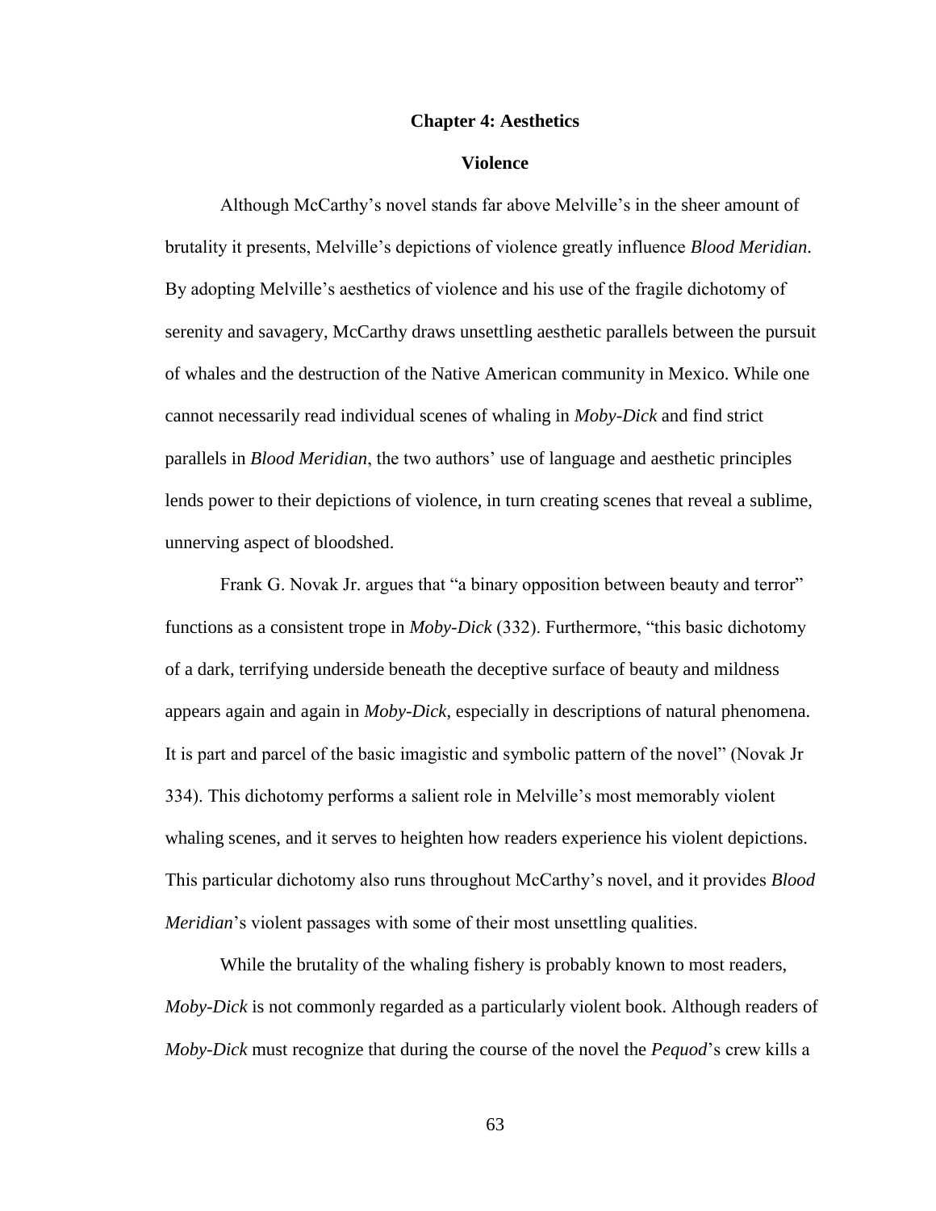# Chapter 4: Aesthetics

## Violence

Although McCarthy's novel stands far above Melville's in the sheer amount of brutality it presents, Melville's depictions of violence greatly influence *Blood Meridian*. By adopting Melville's aesthetics of violence and his use of the fragile dichotomy of serenity and savagery, McCarthy draws unsettling aesthetic parallels between the pursuit of whales and the destruction of the Native American community in Mexico. While one cannot necessarily read individual scenes of whaling in *Moby-Dick* and find strict parallels in *Blood Meridian*, the two authors' use of language and aesthetic principles lends power to their depictions of violence, in turn creating scenes that reveal a sublime, unnerving aspect of bloodshed.

Frank G. Novak Jr. argues that "a binary opposition between beauty and terror" functions as a consistent trope in *Moby-Dick* (332). Furthermore, "this basic dichotomy of a dark, terrifying underside beneath the deceptive surface of beauty and mildness appears again and again in *Moby-Dick*, especially in descriptions of natural phenomena. It is part and parcel of the basic imagistic and symbolic pattern of the novel" (Novak Jr 334). This dichotomy performs a salient role in Melville's most memorably violent whaling scenes, and it serves to heighten how readers experience his violent depictions. This particular dichotomy also runs throughout McCarthy's novel, and it provides *Blood Meridian*'s violent passages with some of their most unsettling qualities.

While the brutality of the whaling fishery is probably known to most readers, *Moby-Dick* is not commonly regarded as a particularly violent book. Although readers of *Moby-Dick* must recognize that during the course of the novel the *Pequod*'s crew kills a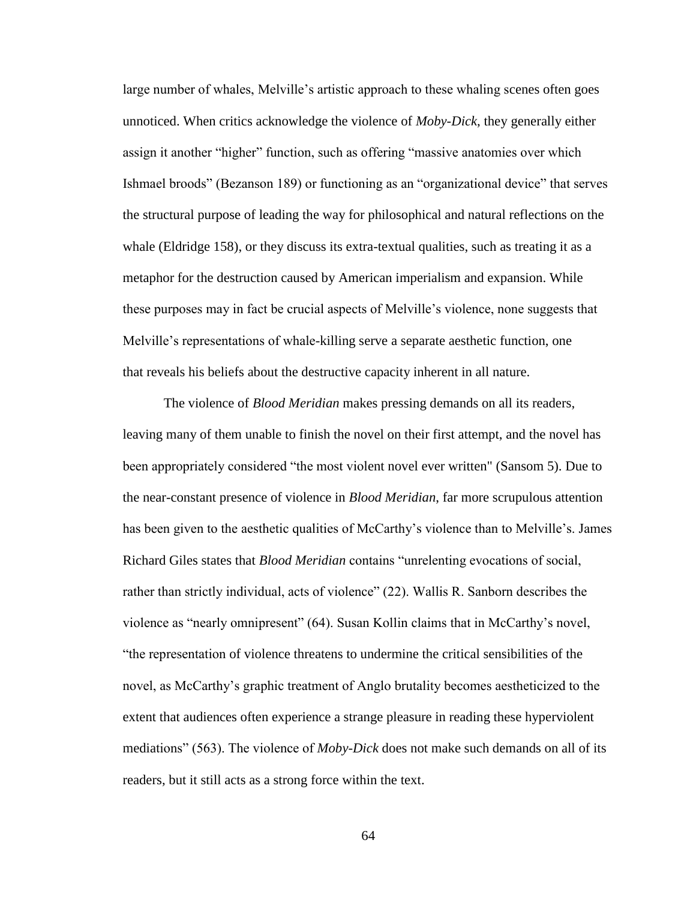large number of whales, Melville's artistic approach to these whaling scenes often goes unnoticed. When critics acknowledge the violence of *Moby-Dick*, they generally either assign it another "higher" function, such as offering "massive anatomies over which Ishmael broods" (Bezanson 189) or functioning as an "organizational device" that serves the structural purpose of leading the way for philosophical and natural reflections on the whale (Eldridge 158), or they discuss its extra-textual qualities, such as treating it as a metaphor for the destruction caused by American imperialism and expansion. While these purposes may in fact be crucial aspects of Melville's violence, none suggests that Melville's representations of whale-killing serve a separate aesthetic function, one that reveals his beliefs about the destructive capacity inherent in all nature.

The violence of *Blood Meridian* makes pressing demands on all its readers, leaving many of them unable to finish the novel on their first attempt, and the novel has been appropriately considered "the most violent novel ever written" (Sansom 5). Due to the near-constant presence of violence in *Blood Meridian*, far more scrupulous attention has been given to the aesthetic qualities of McCarthy's violence than to Melville's. James Richard Giles states that *Blood Meridian* contains "unrelenting evocations of social, rather than strictly individual, acts of violence" (22). Wallis R. Sanborn describes the violence as "nearly omnipresent" (64). Susan Kollin claims that in McCarthy's novel, "the representation of violence threatens to undermine the critical sensibilities of the novel, as McCarthy's graphic treatment of Anglo brutality becomes aestheticized to the extent that audiences often experience a strange pleasure in reading these hyperviolent mediations" (563). The violence of *Moby-Dick* does not make such demands on all of its readers, but it still acts as a strong force within the text.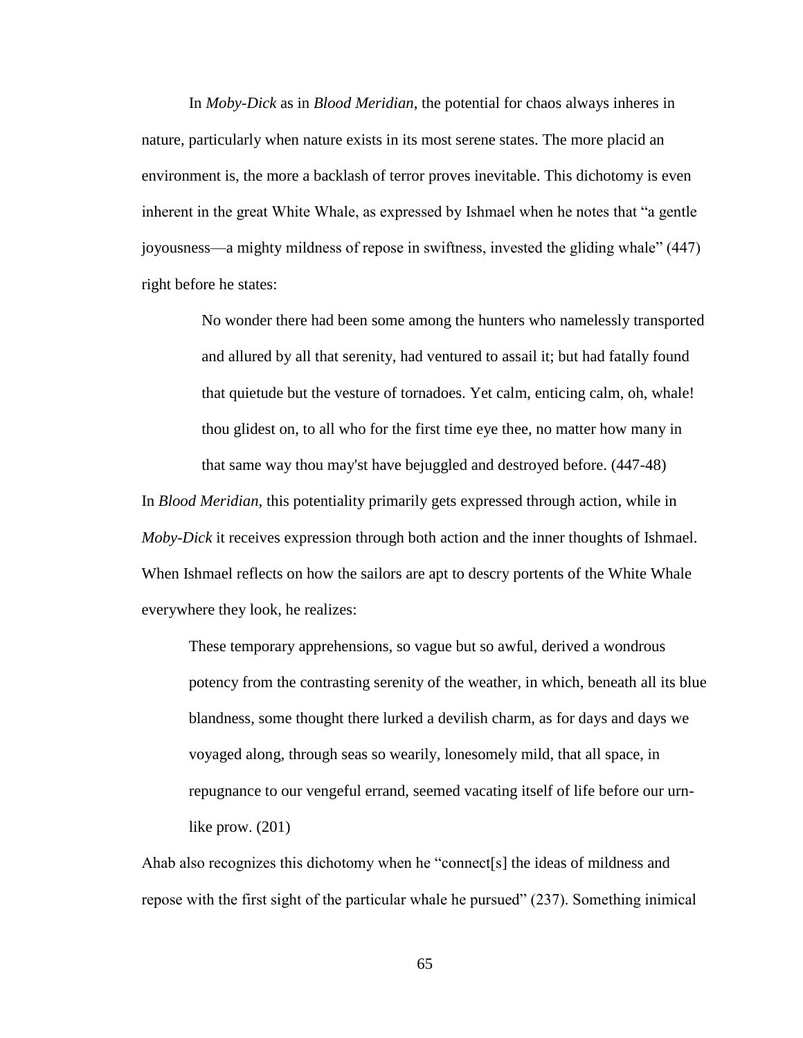In *Moby-Dick* as in *Blood Meridian*, the potential for chaos always inheres in nature, particularly when nature exists in its most serene states. The more placid an environment is, the more a backlash of terror proves inevitable. This dichotomy is even inherent in the great White Whale, as expressed by Ishmael when he notes that "a gentle joyousness—a mighty mildness of repose in swiftness, invested the gliding whale" (447) right before he states:

> No wonder there had been some among the hunters who namelessly transported and allured by all that serenity, had ventured to assail it; but had fatally found that quietude but the vesture of tornadoes. Yet calm, enticing calm, oh, whale! thou glidest on, to all who for the first time eye thee, no matter how many in that same way thou may'st have bejuggled and destroyed before. (447-48)

In *Blood Meridian*, this potentiality primarily gets expressed through action, while in *Moby-Dick* it receives expression through both action and the inner thoughts of Ishmael. When Ishmael reflects on how the sailors are apt to descry portents of the White Whale everywhere they look, he realizes:

> These temporary apprehensions, so vague but so awful, derived a wondrous potency from the contrasting serenity of the weather, in which, beneath all its blue blandness, some thought there lurked a devilish charm, as for days and days we voyaged along, through seas so wearily, lonesomely mild, that all space, in repugnance to our vengeful errand, seemed vacating itself of life before our urn-like prow. (201)

Ahab also recognizes this dichotomy when he "connect[s] the ideas of mildness and repose with the first sight of the particular whale he pursued" (237). Something inimical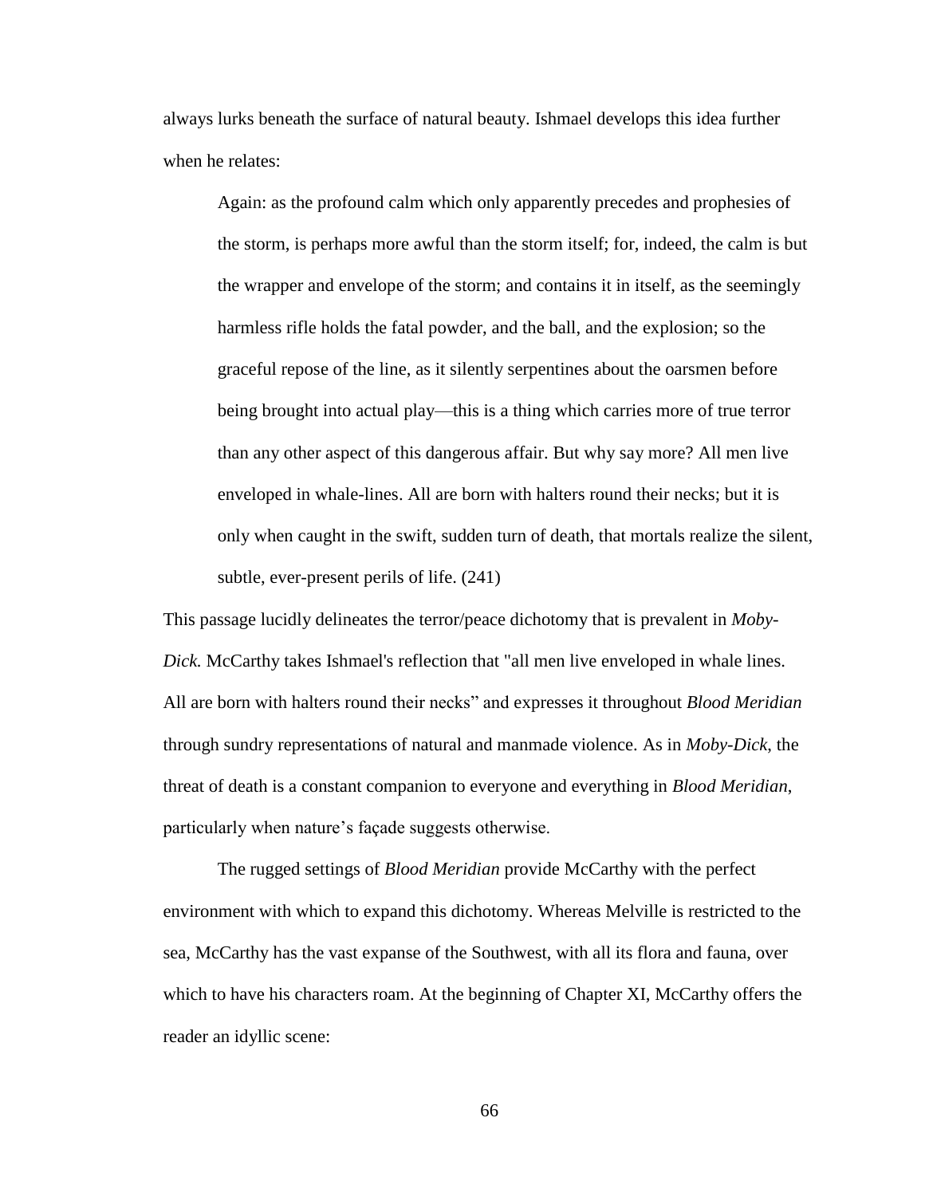always lurks beneath the surface of natural beauty. Ishmael develops this idea further when he relates:

> Again: as the profound calm which only apparently precedes and prophesies of the storm, is perhaps more awful than the storm itself; for, indeed, the calm is but the wrapper and envelope of the storm; and contains it in itself, as the seemingly harmless rifle holds the fatal powder, and the ball, and the explosion; so the graceful repose of the line, as it silently serpentines about the oarsmen before being brought into actual play—this is a thing which carries more of true terror than any other aspect of this dangerous affair. But why say more? All men live enveloped in whale-lines. All are born with halters round their necks; but it is only when caught in the swift, sudden turn of death, that mortals realize the silent, subtle, ever-present perils of life. (241)

This passage lucidly delineates the terror/peace dichotomy that is prevalent in *Moby-Dick.* McCarthy takes Ishmael's reflection that "all men live enveloped in whale lines. All are born with halters round their necks" and expresses it throughout *Blood Meridian* through sundry representations of natural and manmade violence. As in *Moby-Dick*, the threat of death is a constant companion to everyone and everything in *Blood Meridian*, particularly when nature's façade suggests otherwise.

The rugged settings of *Blood Meridian* provide McCarthy with the perfect environment with which to expand this dichotomy. Whereas Melville is restricted to the sea, McCarthy has the vast expanse of the Southwest, with all its flora and fauna, over which to have his characters roam. At the beginning of Chapter XI, McCarthy offers the reader an idyllic scene: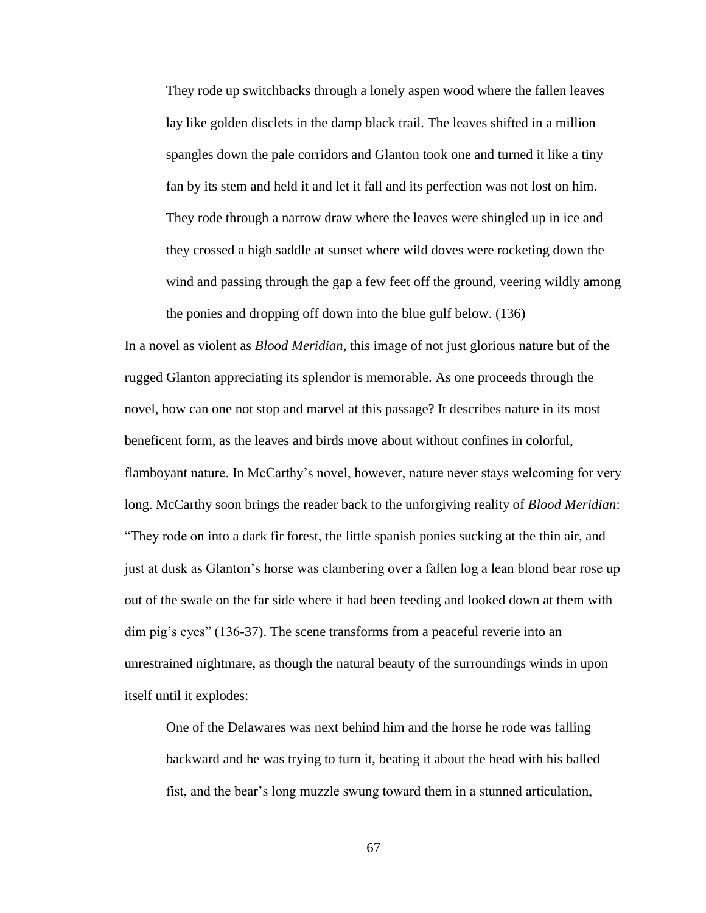> They rode up switchbacks through a lonely aspen wood where the fallen leaves lay like golden disclets in the damp black trail. The leaves shifted in a million spangles down the pale corridors and Glanton took one and turned it like a tiny fan by its stem and held it and let it fall and its perfection was not lost on him. They rode through a narrow draw where the leaves were shingled up in ice and they crossed a high saddle at sunset where wild doves were rocketing down the wind and passing through the gap a few feet off the ground, veering wildly among the ponies and dropping off down into the blue gulf below. (136)

In a novel as violent as *Blood Meridian*, this image of not just glorious nature but of the rugged Glanton appreciating its splendor is memorable. As one proceeds through the novel, how can one not stop and marvel at this passage? It describes nature in its most beneficent form, as the leaves and birds move about without confines in colorful, flamboyant nature. In McCarthy's novel, however, nature never stays welcoming for very long. McCarthy soon brings the reader back to the unforgiving reality of *Blood Meridian*: "They rode on into a dark fir forest, the little spanish ponies sucking at the thin air, and just at dusk as Glanton's horse was clambering over a fallen log a lean blond bear rose up out of the swale on the far side where it had been feeding and looked down at them with dim pig's eyes" (136-37). The scene transforms from a peaceful reverie into an unrestrained nightmare, as though the natural beauty of the surroundings winds in upon itself until it explodes:

> One of the Delawares was next behind him and the horse he rode was falling backward and he was trying to turn it, beating it about the head with his balled fist, and the bear's long muzzle swung toward them in a stunned articulation,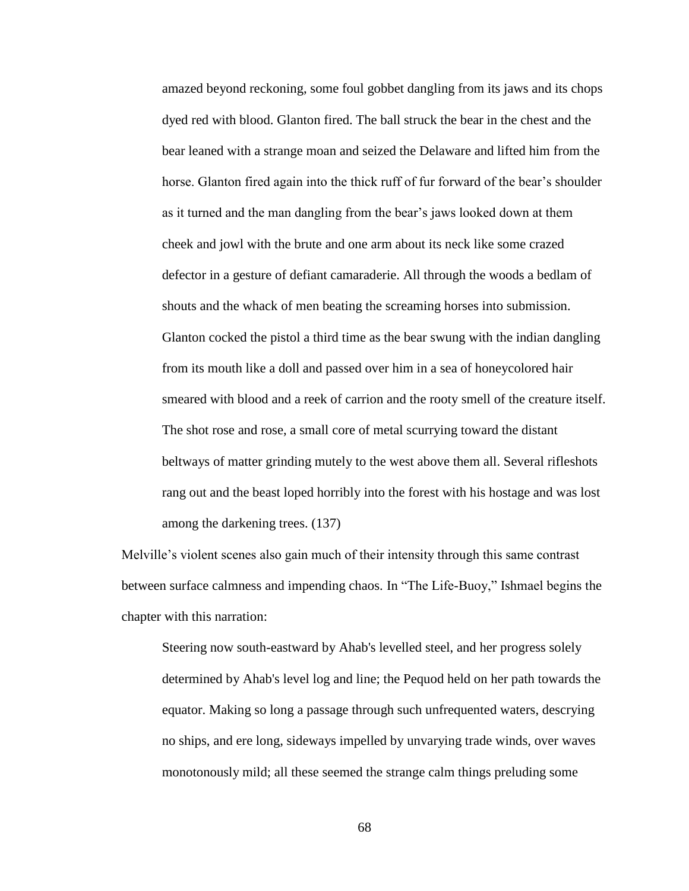> amazed beyond reckoning, some foul gobbet dangling from its jaws and its chops dyed red with blood. Glanton fired. The ball struck the bear in the chest and the bear leaned with a strange moan and seized the Delaware and lifted him from the horse. Glanton fired again into the thick ruff of fur forward of the bear's shoulder as it turned and the man dangling from the bear's jaws looked down at them cheek and jowl with the brute and one arm about its neck like some crazed defector in a gesture of defiant camaraderie. All through the woods a bedlam of shouts and the whack of men beating the screaming horses into submission. Glanton cocked the pistol a third time as the bear swung with the indian dangling from its mouth like a doll and passed over him in a sea of honeycolored hair smeared with blood and a reek of carrion and the rooty smell of the creature itself. The shot rose and rose, a small core of metal scurrying toward the distant beltways of matter grinding mutely to the west above them all. Several rifleshots rang out and the beast loped horribly into the forest with his hostage and was lost among the darkening trees. (137)

Melville's violent scenes also gain much of their intensity through this same contrast between surface calmness and impending chaos. In "The Life-Buoy," Ishmael begins the chapter with this narration:

> Steering now south-eastward by Ahab's levelled steel, and her progress solely determined by Ahab's level log and line; the Pequod held on her path towards the equator. Making so long a passage through such unfrequented waters, descrying no ships, and ere long, sideways impelled by unvarying trade winds, over waves monotonously mild; all these seemed the strange calm things preluding some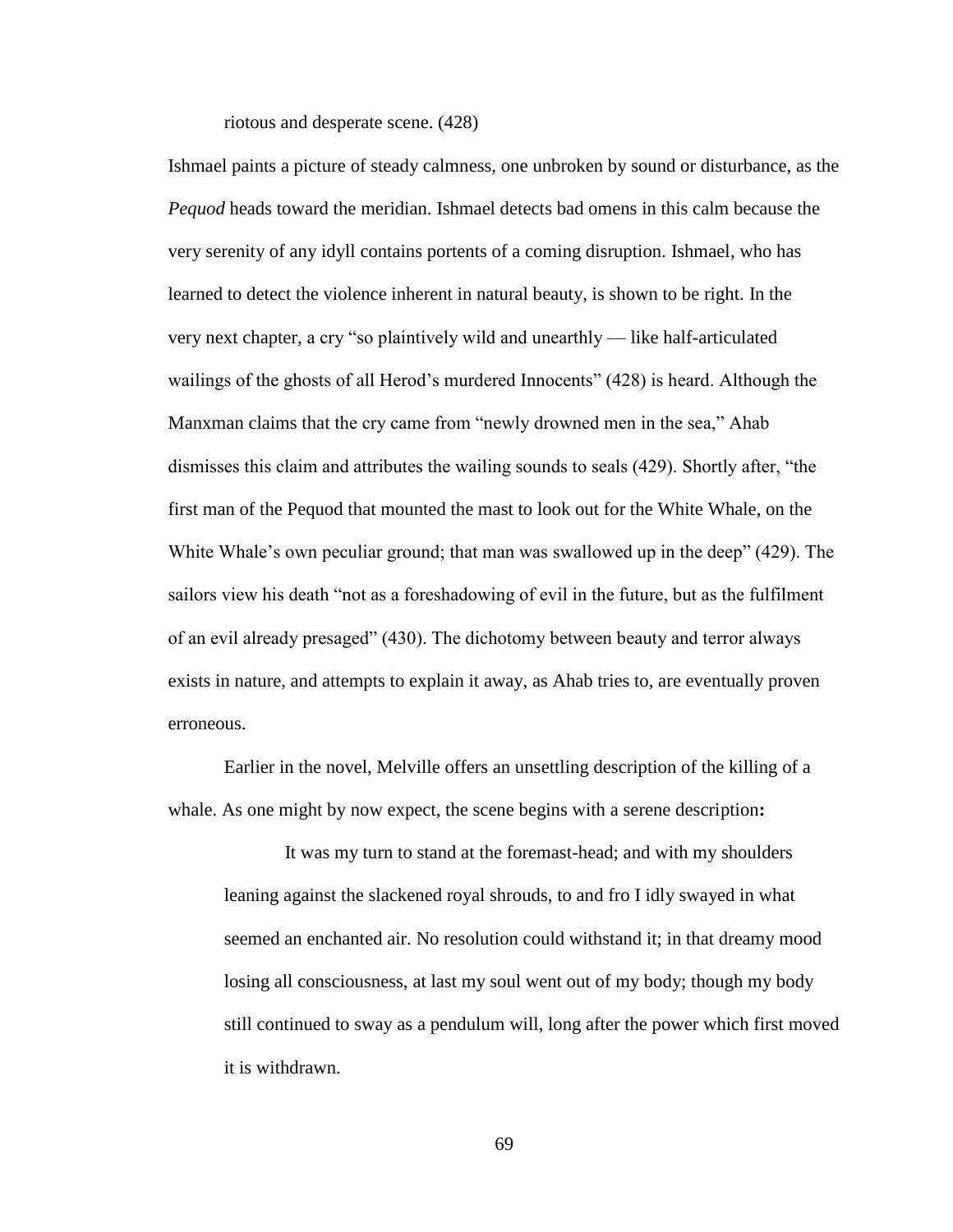riotous and desperate scene. (428)

Ishmael paints a picture of steady calmness, one unbroken by sound or disturbance, as the *Pequod* heads toward the meridian. Ishmael detects bad omens in this calm because the very serenity of any idyll contains portents of a coming disruption. Ishmael, who has learned to detect the violence inherent in natural beauty, is shown to be right. In the very next chapter, a cry "so plaintively wild and unearthly — like half-articulated wailings of the ghosts of all Herod's murdered Innocents" (428) is heard. Although the Manxman claims that the cry came from "newly drowned men in the sea," Ahab dismisses this claim and attributes the wailing sounds to seals (429). Shortly after, "the first man of the Pequod that mounted the mast to look out for the White Whale, on the White Whale's own peculiar ground; that man was swallowed up in the deep" (429). The sailors view his death "not as a foreshadowing of evil in the future, but as the fulfilment of an evil already presaged" (430). The dichotomy between beauty and terror always exists in nature, and attempts to explain it away, as Ahab tries to, are eventually proven erroneous.

Earlier in the novel, Melville offers an unsettling description of the killing of a whale. As one might by now expect, the scene begins with a serene description**:**

> It was my turn to stand at the foremast-head; and with my shoulders leaning against the slackened royal shrouds, to and fro I idly swayed in what seemed an enchanted air. No resolution could withstand it; in that dreamy mood losing all consciousness, at last my soul went out of my body; though my body still continued to sway as a pendulum will, long after the power which first moved it is withdrawn.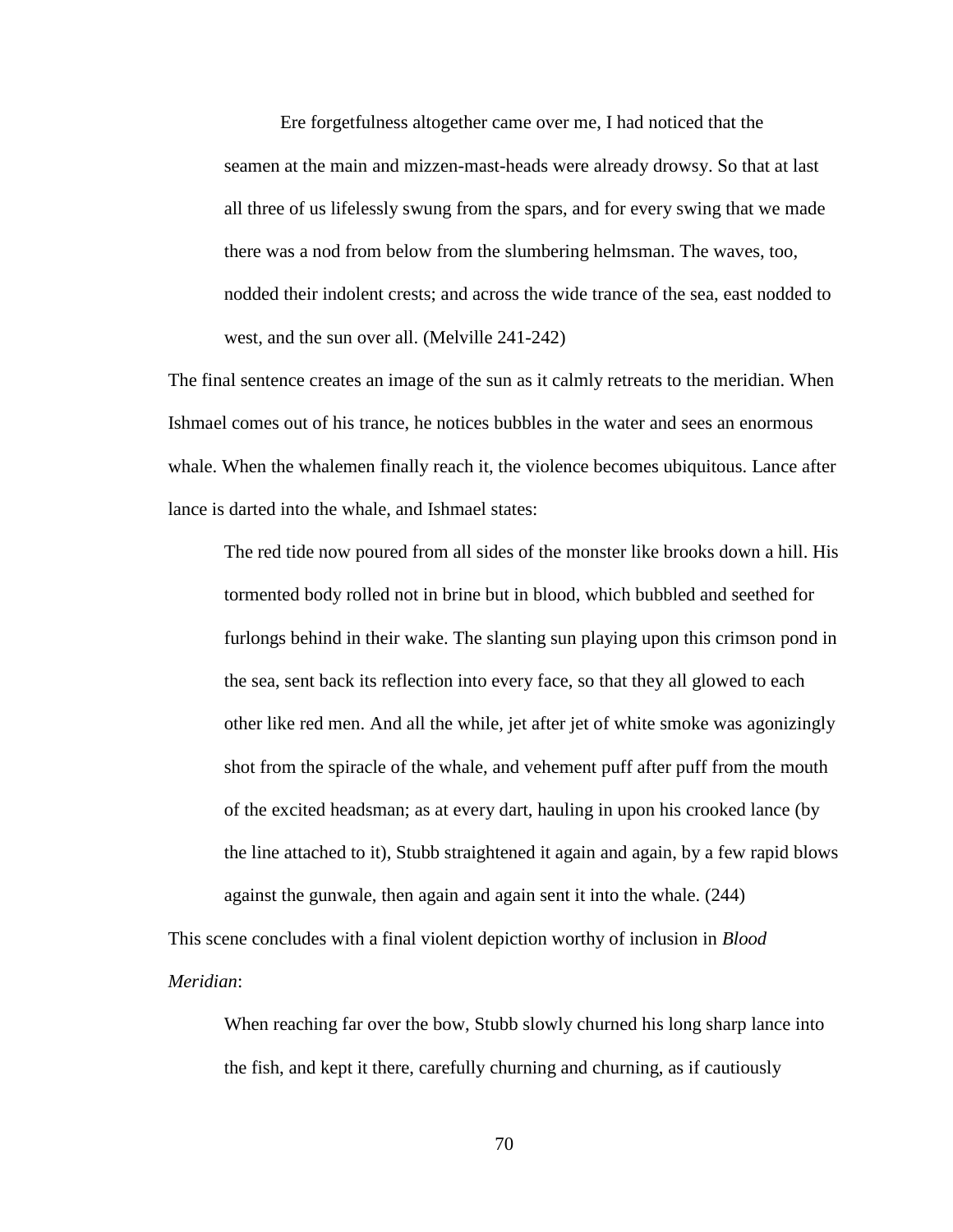> Ere forgetfulness altogether came over me, I had noticed that the seamen at the main and mizzen-mast-heads were already drowsy. So that at last all three of us lifelessly swung from the spars, and for every swing that we made there was a nod from below from the slumbering helmsman. The waves, too, nodded their indolent crests; and across the wide trance of the sea, east nodded to west, and the sun over all. (Melville 241-242)

The final sentence creates an image of the sun as it calmly retreats to the meridian. When Ishmael comes out of his trance, he notices bubbles in the water and sees an enormous whale. When the whalemen finally reach it, the violence becomes ubiquitous. Lance after lance is darted into the whale, and Ishmael states:

> The red tide now poured from all sides of the monster like brooks down a hill. His tormented body rolled not in brine but in blood, which bubbled and seethed for furlongs behind in their wake. The slanting sun playing upon this crimson pond in the sea, sent back its reflection into every face, so that they all glowed to each other like red men. And all the while, jet after jet of white smoke was agonizingly shot from the spiracle of the whale, and vehement puff after puff from the mouth of the excited headsman; as at every dart, hauling in upon his crooked lance (by the line attached to it), Stubb straightened it again and again, by a few rapid blows against the gunwale, then again and again sent it into the whale. (244)

This scene concludes with a final violent depiction worthy of inclusion in *Blood Meridian*:

> When reaching far over the bow, Stubb slowly churned his long sharp lance into the fish, and kept it there, carefully churning and churning, as if cautiously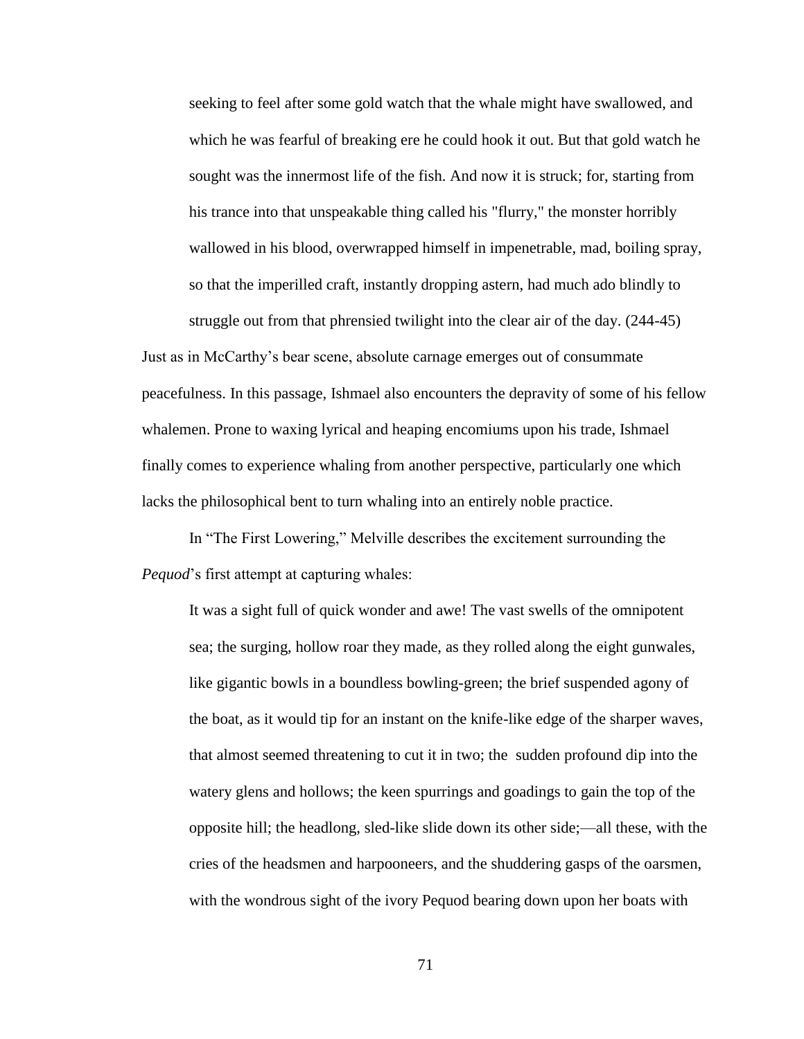> seeking to feel after some gold watch that the whale might have swallowed, and which he was fearful of breaking ere he could hook it out. But that gold watch he sought was the innermost life of the fish. And now it is struck; for, starting from his trance into that unspeakable thing called his "flurry," the monster horribly wallowed in his blood, overwrapped himself in impenetrable, mad, boiling spray, so that the imperilled craft, instantly dropping astern, had much ado blindly to struggle out from that phrensied twilight into the clear air of the day. (244-45)

Just as in McCarthy's bear scene, absolute carnage emerges out of consummate peacefulness. In this passage, Ishmael also encounters the depravity of some of his fellow whalemen. Prone to waxing lyrical and heaping encomiums upon his trade, Ishmael finally comes to experience whaling from another perspective, particularly one which lacks the philosophical bent to turn whaling into an entirely noble practice.

In "The First Lowering," Melville describes the excitement surrounding the *Pequod*'s first attempt at capturing whales:

> It was a sight full of quick wonder and awe! The vast swells of the omnipotent sea; the surging, hollow roar they made, as they rolled along the eight gunwales, like gigantic bowls in a boundless bowling-green; the brief suspended agony of the boat, as it would tip for an instant on the knife-like edge of the sharper waves, that almost seemed threatening to cut it in two; the sudden profound dip into the watery glens and hollows; the keen spurrings and goadings to gain the top of the opposite hill; the headlong, sled-like slide down its other side;—all these, with the cries of the headsmen and harpooneers, and the shuddering gasps of the oarsmen, with the wondrous sight of the ivory Pequod bearing down upon her boats with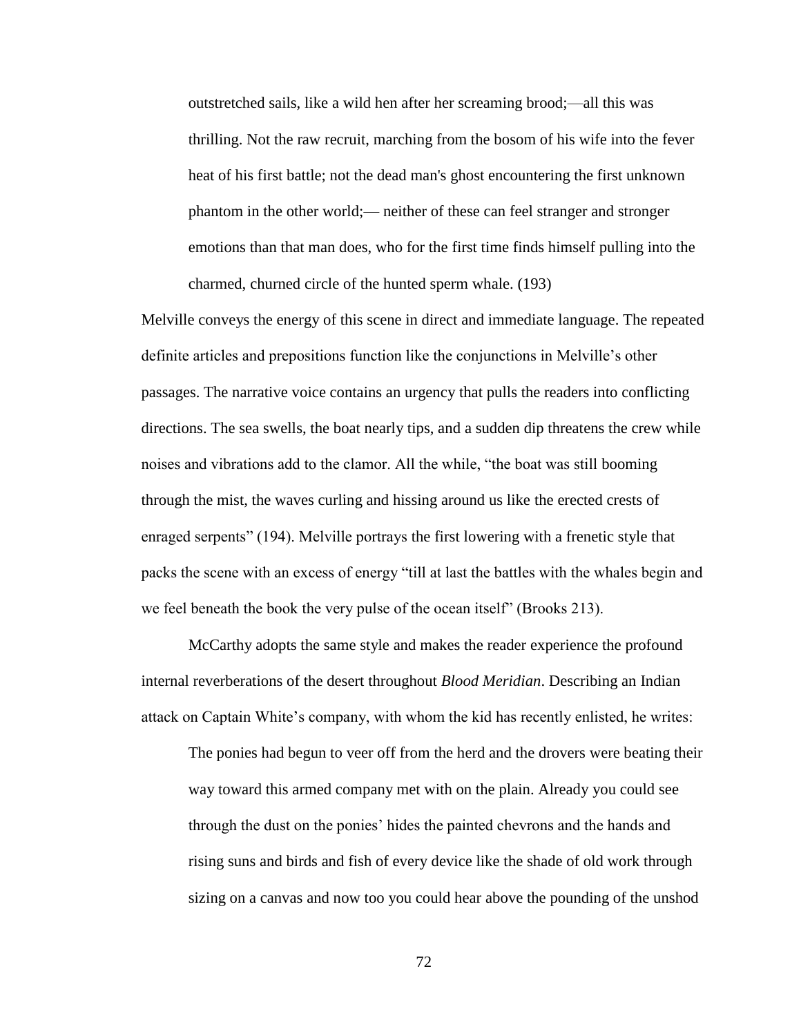> outstretched sails, like a wild hen after her screaming brood;—all this was thrilling. Not the raw recruit, marching from the bosom of his wife into the fever heat of his first battle; not the dead man's ghost encountering the first unknown phantom in the other world;— neither of these can feel stranger and stronger emotions than that man does, who for the first time finds himself pulling into the charmed, churned circle of the hunted sperm whale. (193)

Melville conveys the energy of this scene in direct and immediate language. The repeated definite articles and prepositions function like the conjunctions in Melville's other passages. The narrative voice contains an urgency that pulls the readers into conflicting directions. The sea swells, the boat nearly tips, and a sudden dip threatens the crew while noises and vibrations add to the clamor. All the while, "the boat was still booming through the mist, the waves curling and hissing around us like the erected crests of enraged serpents" (194). Melville portrays the first lowering with a frenetic style that packs the scene with an excess of energy "till at last the battles with the whales begin and we feel beneath the book the very pulse of the ocean itself" (Brooks 213).

McCarthy adopts the same style and makes the reader experience the profound internal reverberations of the desert throughout *Blood Meridian*. Describing an Indian attack on Captain White's company, with whom the kid has recently enlisted, he writes:

> The ponies had begun to veer off from the herd and the drovers were beating their way toward this armed company met with on the plain. Already you could see through the dust on the ponies' hides the painted chevrons and the hands and rising suns and birds and fish of every device like the shade of old work through sizing on a canvas and now too you could hear above the pounding of the unshod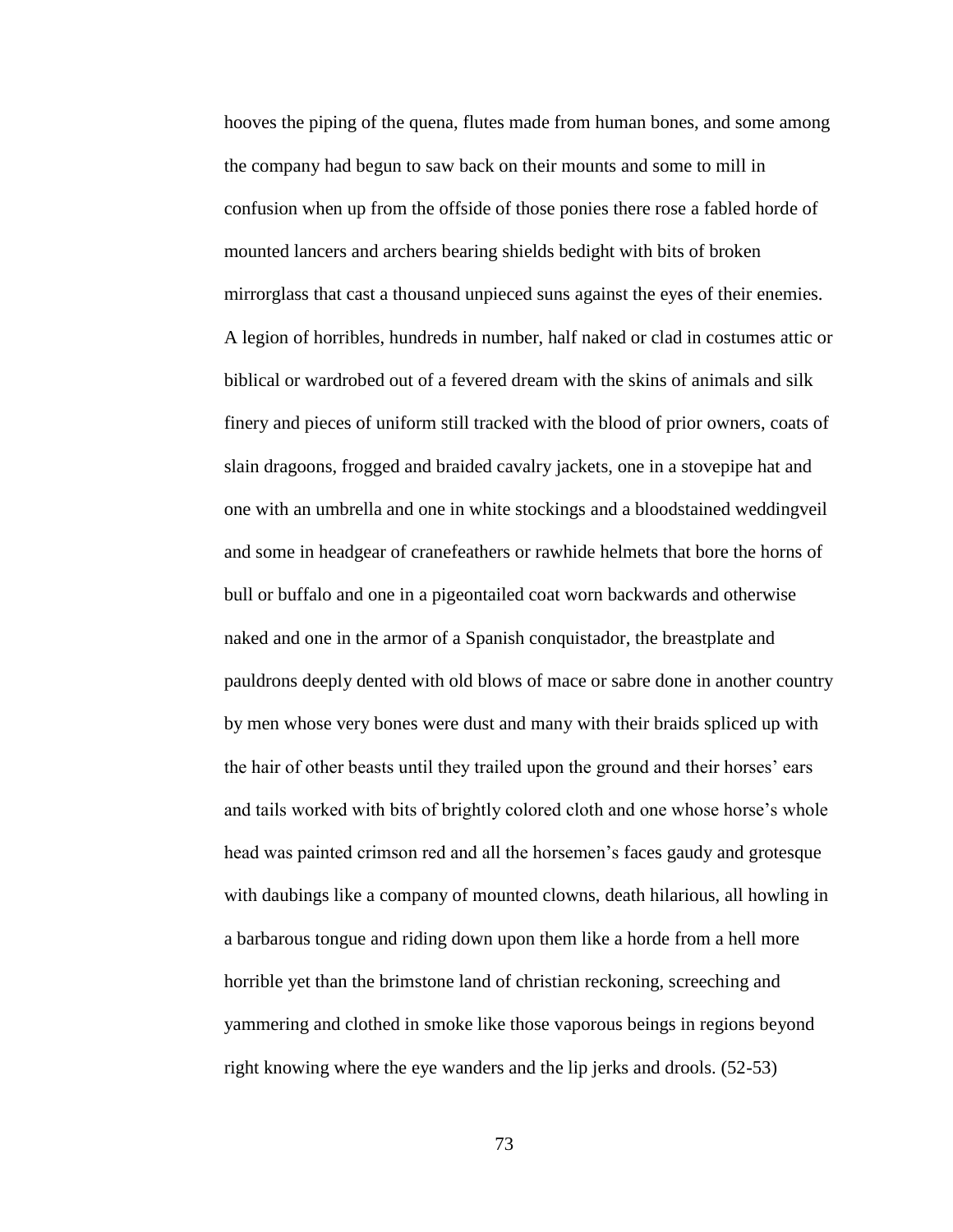hooves the piping of the quena, flutes made from human bones, and some among the company had begun to saw back on their mounts and some to mill in confusion when up from the offside of those ponies there rose a fabled horde of mounted lancers and archers bearing shields bedight with bits of broken mirrorglass that cast a thousand unpieced suns against the eyes of their enemies. A legion of horribles, hundreds in number, half naked or clad in costumes attic or biblical or wardrobed out of a fevered dream with the skins of animals and silk finery and pieces of uniform still tracked with the blood of prior owners, coats of slain dragoons, frogged and braided cavalry jackets, one in a stovepipe hat and one with an umbrella and one in white stockings and a bloodstained weddingveil and some in headgear of cranefeathers or rawhide helmets that bore the horns of bull or buffalo and one in a pigeontailed coat worn backwards and otherwise naked and one in the armor of a Spanish conquistador, the breastplate and pauldrons deeply dented with old blows of mace or sabre done in another country by men whose very bones were dust and many with their braids spliced up with the hair of other beasts until they trailed upon the ground and their horses' ears and tails worked with bits of brightly colored cloth and one whose horse's whole head was painted crimson red and all the horsemen's faces gaudy and grotesque with daubings like a company of mounted clowns, death hilarious, all howling in a barbarous tongue and riding down upon them like a horde from a hell more horrible yet than the brimstone land of christian reckoning, screeching and yammering and clothed in smoke like those vaporous beings in regions beyond right knowing where the eye wanders and the lip jerks and drools. (52-53)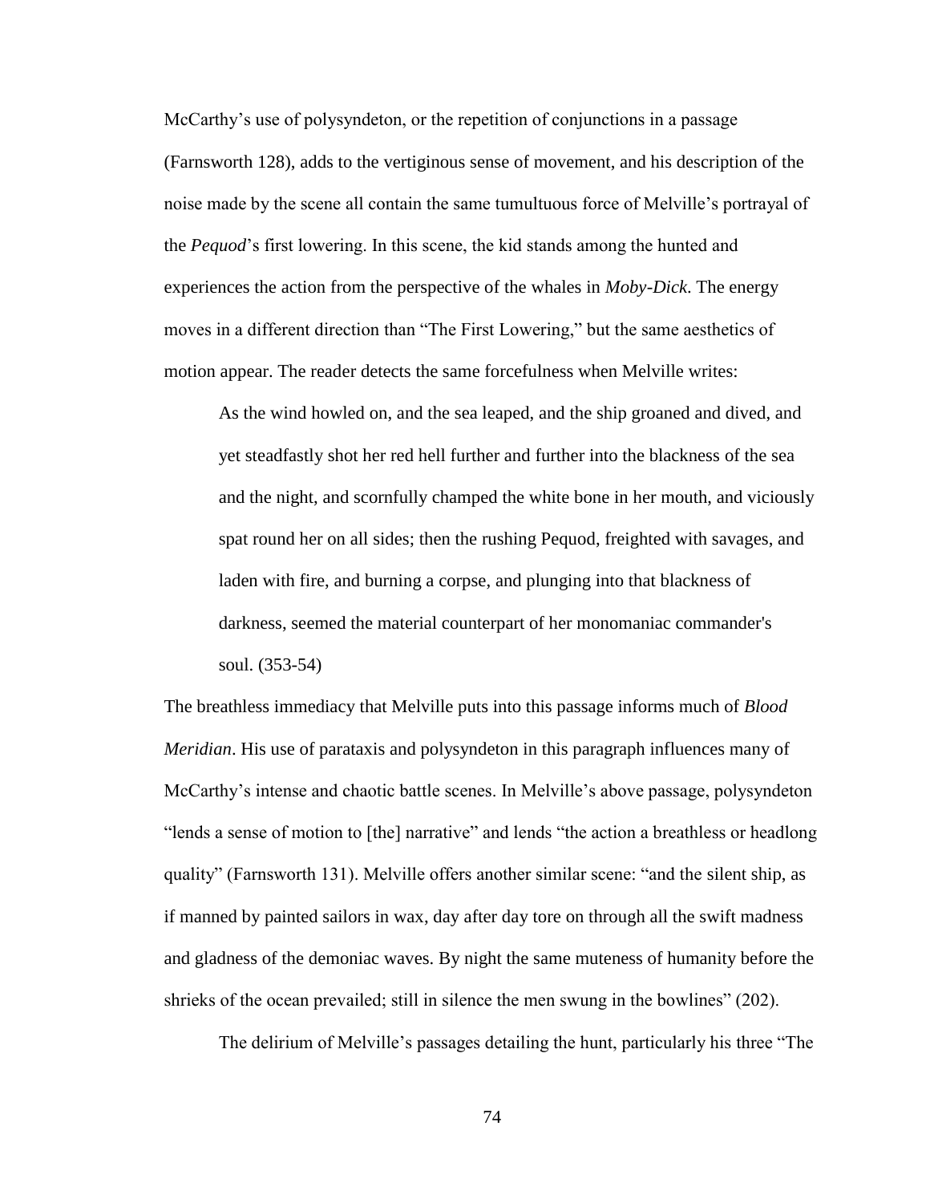McCarthy's use of polysyndeton, or the repetition of conjunctions in a passage (Farnsworth 128), adds to the vertiginous sense of movement, and his description of the noise made by the scene all contain the same tumultuous force of Melville's portrayal of the *Pequod*'s first lowering. In this scene, the kid stands among the hunted and experiences the action from the perspective of the whales in *Moby-Dick*. The energy moves in a different direction than "The First Lowering," but the same aesthetics of motion appear. The reader detects the same forcefulness when Melville writes:

> As the wind howled on, and the sea leaped, and the ship groaned and dived, and yet steadfastly shot her red hell further and further into the blackness of the sea and the night, and scornfully champed the white bone in her mouth, and viciously spat round her on all sides; then the rushing Pequod, freighted with savages, and laden with fire, and burning a corpse, and plunging into that blackness of darkness, seemed the material counterpart of her monomaniac commander's soul. (353-54)

The breathless immediacy that Melville puts into this passage informs much of *Blood Meridian*. His use of parataxis and polysyndeton in this paragraph influences many of McCarthy's intense and chaotic battle scenes. In Melville's above passage, polysyndeton "lends a sense of motion to [the] narrative" and lends "the action a breathless or headlong quality" (Farnsworth 131). Melville offers another similar scene: "and the silent ship, as if manned by painted sailors in wax, day after day tore on through all the swift madness and gladness of the demoniac waves. By night the same muteness of humanity before the shrieks of the ocean prevailed; still in silence the men swung in the bowlines" (202).

The delirium of Melville's passages detailing the hunt, particularly his three "The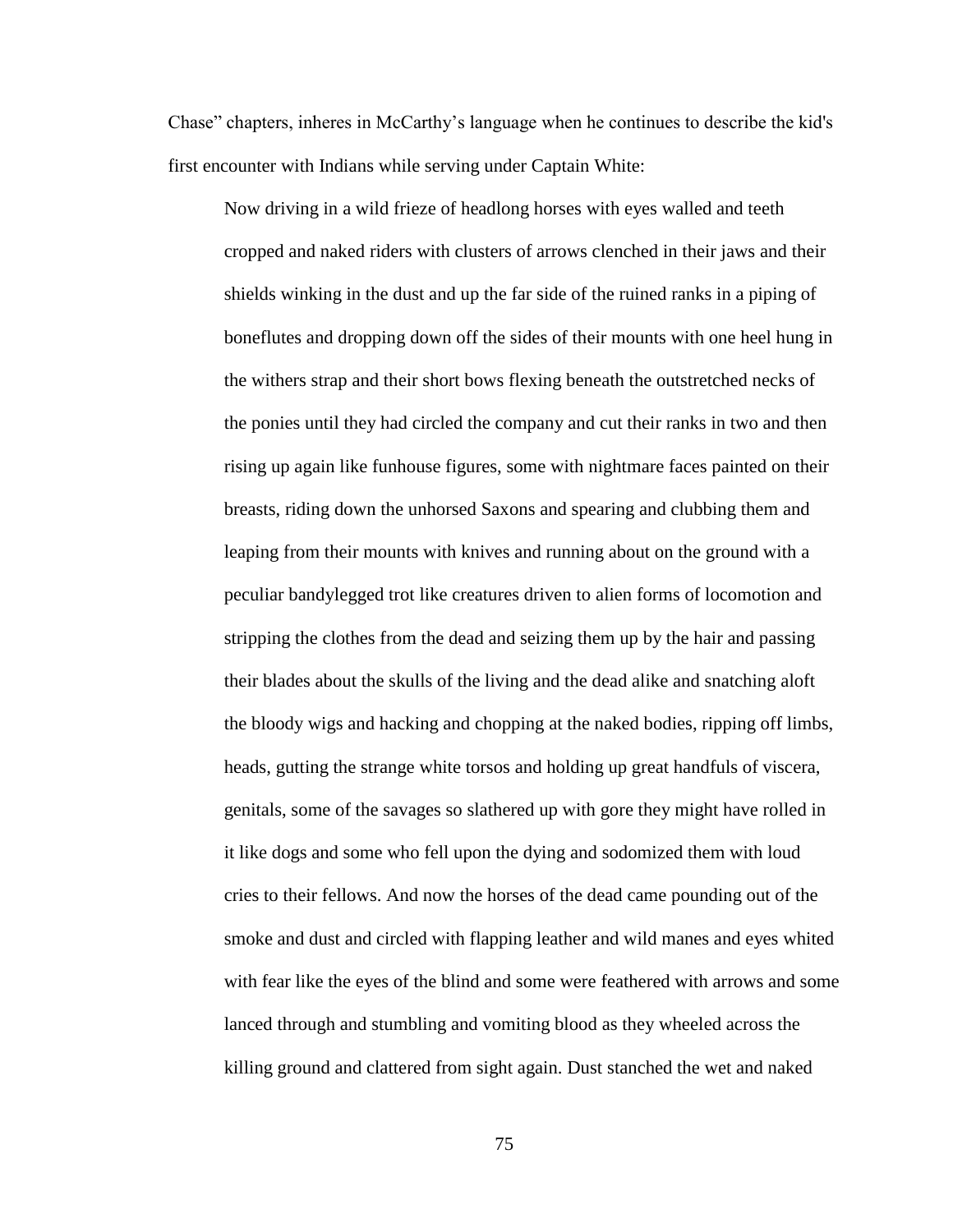Chase" chapters, inheres in McCarthy's language when he continues to describe the kid's first encounter with Indians while serving under Captain White:

> Now driving in a wild frieze of headlong horses with eyes walled and teeth cropped and naked riders with clusters of arrows clenched in their jaws and their shields winking in the dust and up the far side of the ruined ranks in a piping of boneflutes and dropping down off the sides of their mounts with one heel hung in the withers strap and their short bows flexing beneath the outstretched necks of the ponies until they had circled the company and cut their ranks in two and then rising up again like funhouse figures, some with nightmare faces painted on their breasts, riding down the unhorsed Saxons and spearing and clubbing them and leaping from their mounts with knives and running about on the ground with a peculiar bandylegged trot like creatures driven to alien forms of locomotion and stripping the clothes from the dead and seizing them up by the hair and passing their blades about the skulls of the living and the dead alike and snatching aloft the bloody wigs and hacking and chopping at the naked bodies, ripping off limbs, heads, gutting the strange white torsos and holding up great handfuls of viscera, genitals, some of the savages so slathered up with gore they might have rolled in it like dogs and some who fell upon the dying and sodomized them with loud cries to their fellows. And now the horses of the dead came pounding out of the smoke and dust and circled with flapping leather and wild manes and eyes whited with fear like the eyes of the blind and some were feathered with arrows and some lanced through and stumbling and vomiting blood as they wheeled across the killing ground and clattered from sight again. Dust stanched the wet and naked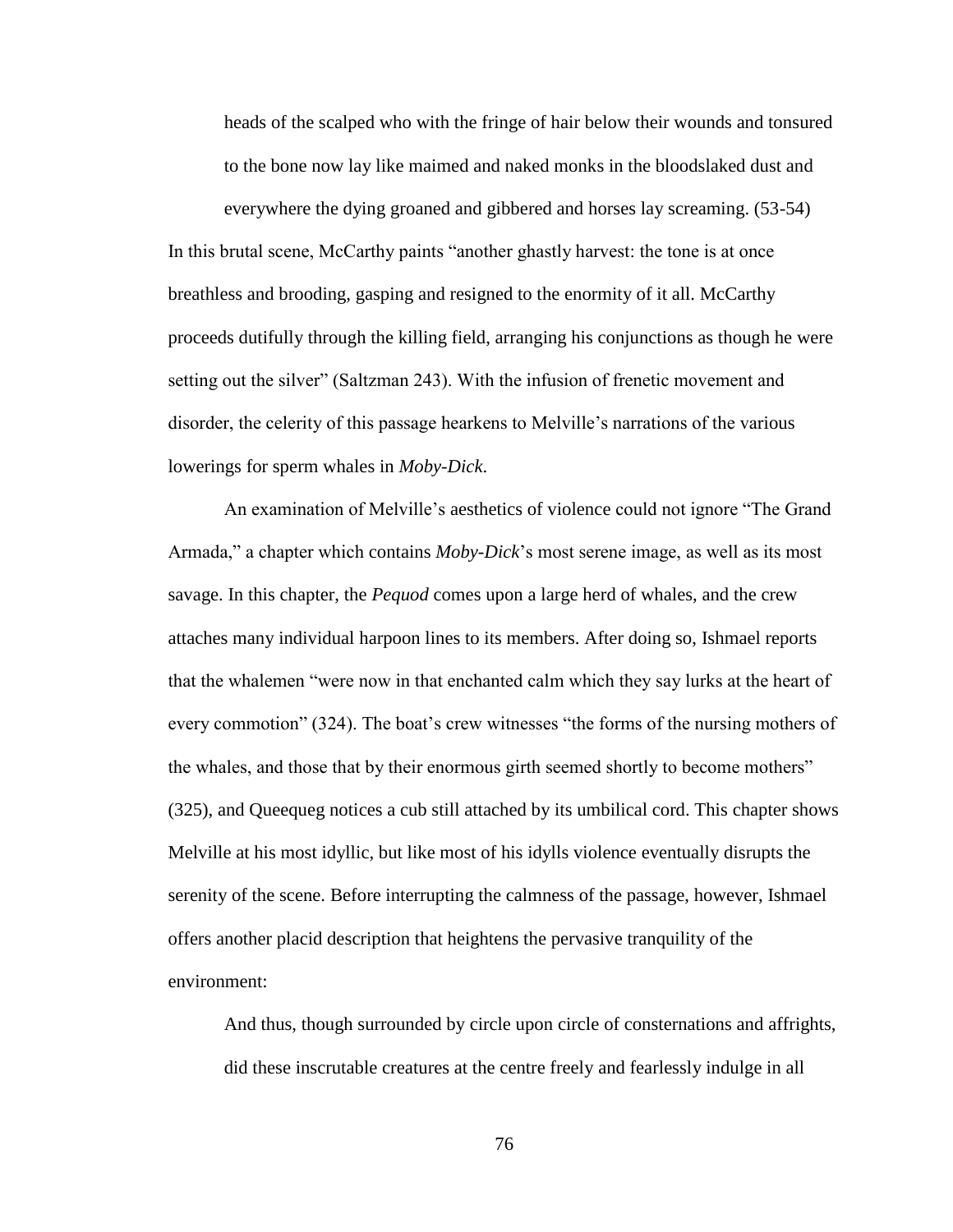> heads of the scalped who with the fringe of hair below their wounds and tonsured to the bone now lay like maimed and naked monks in the bloodslaked dust and everywhere the dying groaned and gibbered and horses lay screaming. (53-54)

In this brutal scene, McCarthy paints "another ghastly harvest: the tone is at once breathless and brooding, gasping and resigned to the enormity of it all. McCarthy proceeds dutifully through the killing field, arranging his conjunctions as though he were setting out the silver" (Saltzman 243). With the infusion of frenetic movement and disorder, the celerity of this passage hearkens to Melville's narrations of the various lowerings for sperm whales in *Moby-Dick*.

An examination of Melville's aesthetics of violence could not ignore "The Grand Armada," a chapter which contains *Moby-Dick*'s most serene image, as well as its most savage. In this chapter, the *Pequod* comes upon a large herd of whales, and the crew attaches many individual harpoon lines to its members. After doing so, Ishmael reports that the whalemen "were now in that enchanted calm which they say lurks at the heart of every commotion" (324). The boat's crew witnesses "the forms of the nursing mothers of the whales, and those that by their enormous girth seemed shortly to become mothers" (325), and Queequeg notices a cub still attached by its umbilical cord. This chapter shows Melville at his most idyllic, but like most of his idylls violence eventually disrupts the serenity of the scene. Before interrupting the calmness of the passage, however, Ishmael offers another placid description that heightens the pervasive tranquility of the environment:

> And thus, though surrounded by circle upon circle of consternations and affrights, did these inscrutable creatures at the centre freely and fearlessly indulge in all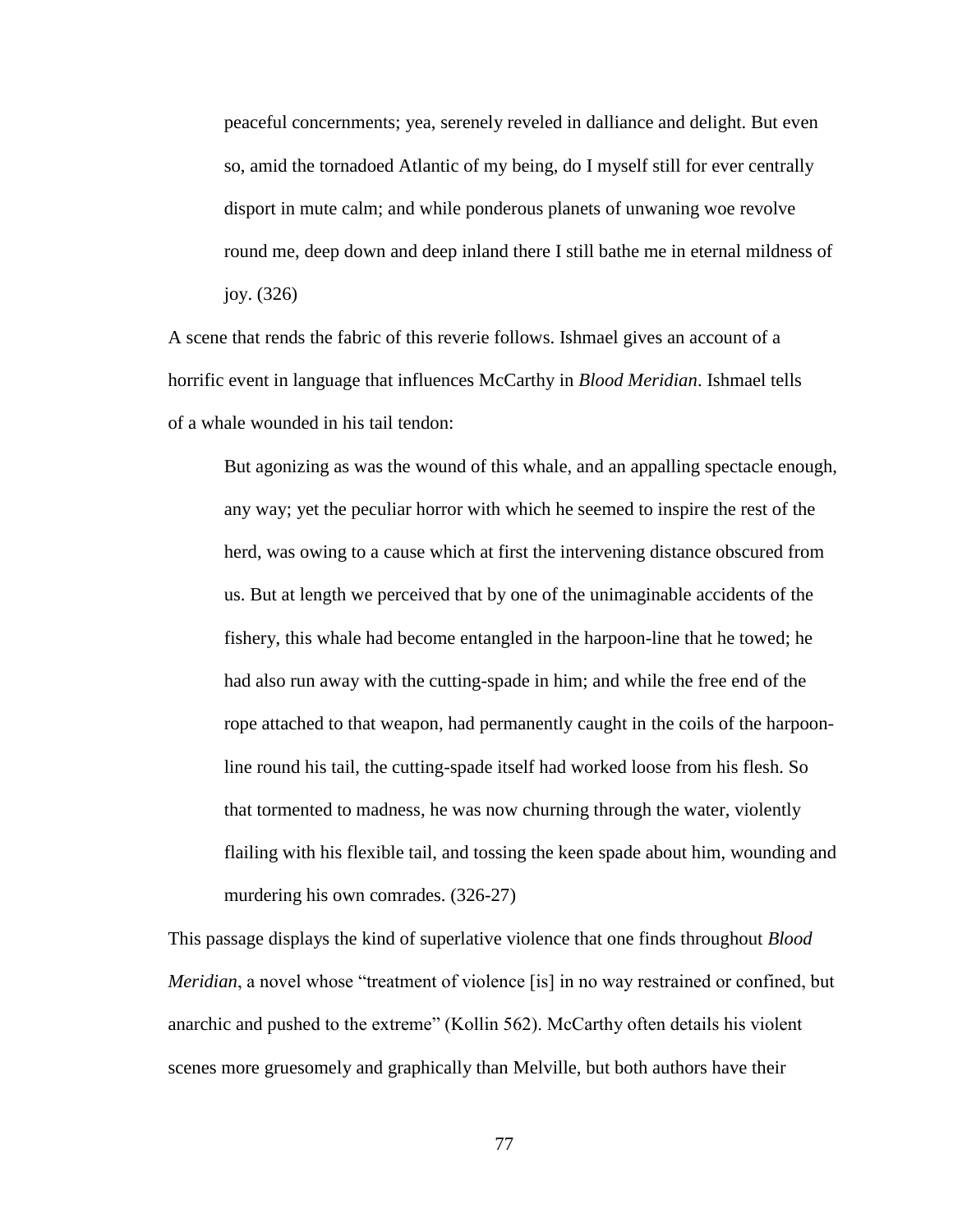> peaceful concernments; yea, serenely reveled in dalliance and delight. But even so, amid the tornadoed Atlantic of my being, do I myself still for ever centrally disport in mute calm; and while ponderous planets of unwaning woe revolve round me, deep down and deep inland there I still bathe me in eternal mildness of joy. (326)

A scene that rends the fabric of this reverie follows. Ishmael gives an account of a horrific event in language that influences McCarthy in *Blood Meridian*. Ishmael tells of a whale wounded in his tail tendon:

> But agonizing as was the wound of this whale, and an appalling spectacle enough, any way; yet the peculiar horror with which he seemed to inspire the rest of the herd, was owing to a cause which at first the intervening distance obscured from us. But at length we perceived that by one of the unimaginable accidents of the fishery, this whale had become entangled in the harpoon-line that he towed; he had also run away with the cutting-spade in him; and while the free end of the rope attached to that weapon, had permanently caught in the coils of the harpoon-line round his tail, the cutting-spade itself had worked loose from his flesh. So that tormented to madness, he was now churning through the water, violently flailing with his flexible tail, and tossing the keen spade about him, wounding and murdering his own comrades. (326-27)

This passage displays the kind of superlative violence that one finds throughout *Blood Meridian*, a novel whose "treatment of violence [is] in no way restrained or confined, but anarchic and pushed to the extreme" (Kollin 562). McCarthy often details his violent scenes more gruesomely and graphically than Melville, but both authors have their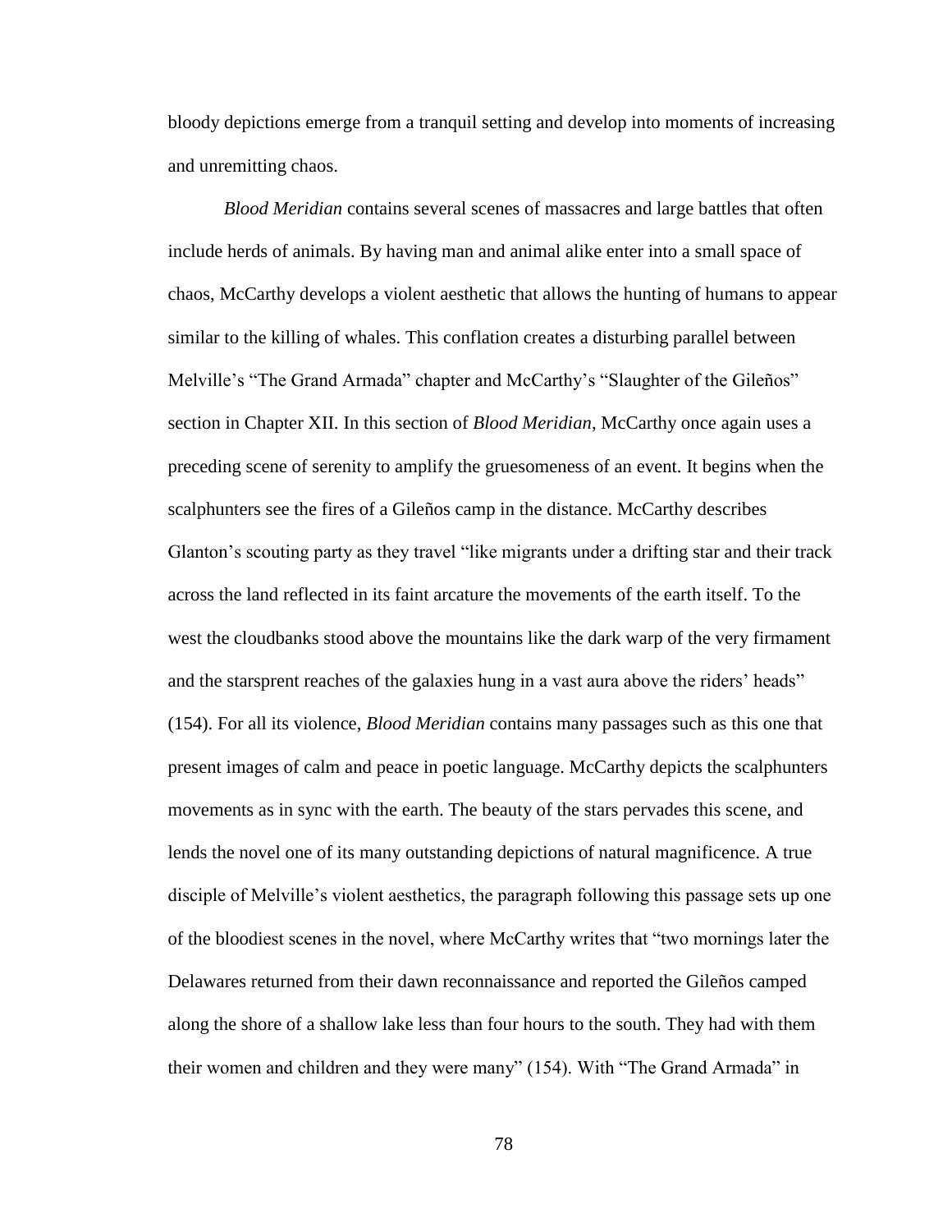bloody depictions emerge from a tranquil setting and develop into moments of increasing and unremitting chaos.

*Blood Meridian* contains several scenes of massacres and large battles that often include herds of animals. By having man and animal alike enter into a small space of chaos, McCarthy develops a violent aesthetic that allows the hunting of humans to appear similar to the killing of whales. This conflation creates a disturbing parallel between Melville's "The Grand Armada" chapter and McCarthy's "Slaughter of the Gileños" section in Chapter XII. In this section of *Blood Meridian*, McCarthy once again uses a preceding scene of serenity to amplify the gruesomeness of an event. It begins when the scalphunters see the fires of a Gileños camp in the distance. McCarthy describes Glanton's scouting party as they travel "like migrants under a drifting star and their track across the land reflected in its faint arcature the movements of the earth itself. To the west the cloudbanks stood above the mountains like the dark warp of the very firmament and the starsprent reaches of the galaxies hung in a vast aura above the riders' heads" (154). For all its violence, *Blood Meridian* contains many passages such as this one that present images of calm and peace in poetic language. McCarthy depicts the scalphunters movements as in sync with the earth. The beauty of the stars pervades this scene, and lends the novel one of its many outstanding depictions of natural magnificence. A true disciple of Melville's violent aesthetics, the paragraph following this passage sets up one of the bloodiest scenes in the novel, where McCarthy writes that "two mornings later the Delawares returned from their dawn reconnaissance and reported the Gileños camped along the shore of a shallow lake less than four hours to the south. They had with them their women and children and they were many" (154). With "The Grand Armada" in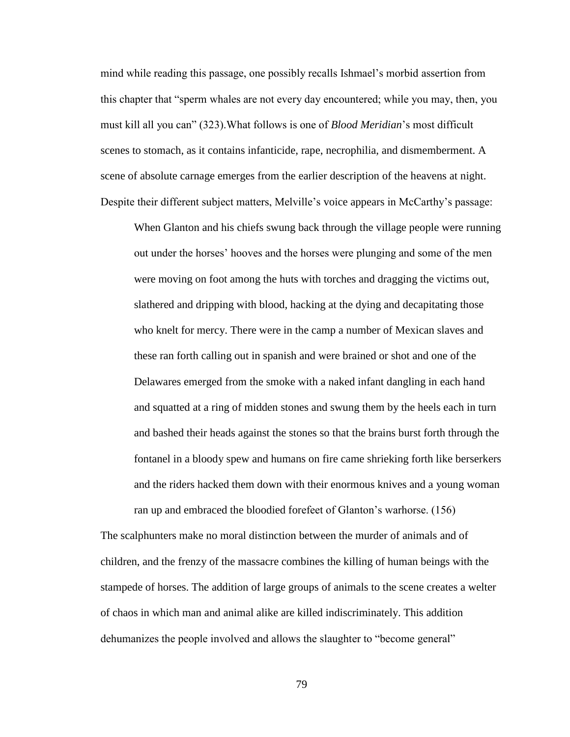mind while reading this passage, one possibly recalls Ishmael's morbid assertion from this chapter that "sperm whales are not every day encountered; while you may, then, you must kill all you can" (323).What follows is one of *Blood Meridian*'s most difficult scenes to stomach, as it contains infanticide, rape, necrophilia, and dismemberment. A scene of absolute carnage emerges from the earlier description of the heavens at night. Despite their different subject matters, Melville's voice appears in McCarthy's passage:

> When Glanton and his chiefs swung back through the village people were running out under the horses' hooves and the horses were plunging and some of the men were moving on foot among the huts with torches and dragging the victims out, slathered and dripping with blood, hacking at the dying and decapitating those who knelt for mercy. There were in the camp a number of Mexican slaves and these ran forth calling out in spanish and were brained or shot and one of the Delawares emerged from the smoke with a naked infant dangling in each hand and squatted at a ring of midden stones and swung them by the heels each in turn and bashed their heads against the stones so that the brains burst forth through the fontanel in a bloody spew and humans on fire came shrieking forth like berserkers and the riders hacked them down with their enormous knives and a young woman ran up and embraced the bloodied forefeet of Glanton's warhorse. (156)

The scalphunters make no moral distinction between the murder of animals and of children, and the frenzy of the massacre combines the killing of human beings with the stampede of horses. The addition of large groups of animals to the scene creates a welter of chaos in which man and animal alike are killed indiscriminately. This addition dehumanizes the people involved and allows the slaughter to "become general"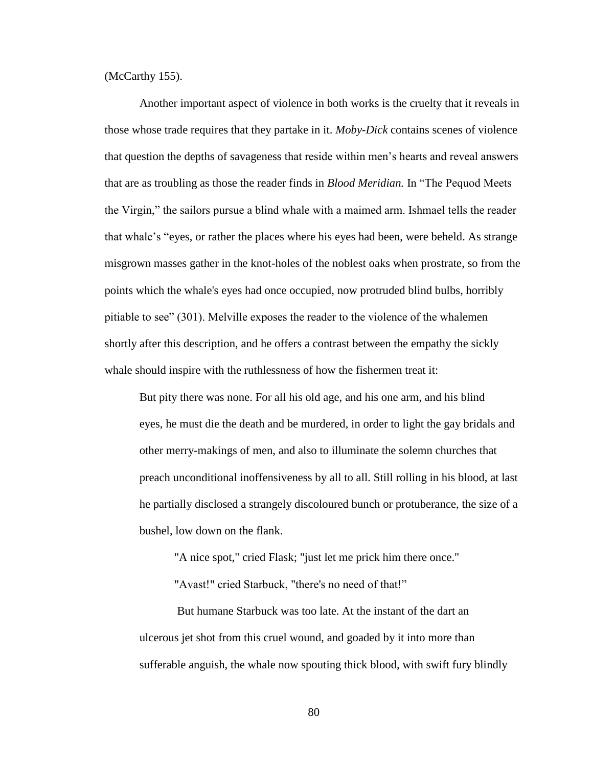(McCarthy 155).

Another important aspect of violence in both works is the cruelty that it reveals in those whose trade requires that they partake in it. *Moby-Dick* contains scenes of violence that question the depths of savageness that reside within men's hearts and reveal answers that are as troubling as those the reader finds in *Blood Meridian.* In "The Pequod Meets the Virgin," the sailors pursue a blind whale with a maimed arm. Ishmael tells the reader that whale's "eyes, or rather the places where his eyes had been, were beheld. As strange misgrown masses gather in the knot-holes of the noblest oaks when prostrate, so from the points which the whale's eyes had once occupied, now protruded blind bulbs, horribly pitiable to see" (301). Melville exposes the reader to the violence of the whalemen shortly after this description, and he offers a contrast between the empathy the sickly whale should inspire with the ruthlessness of how the fishermen treat it:

> But pity there was none. For all his old age, and his one arm, and his blind eyes, he must die the death and be murdered, in order to light the gay bridals and other merry-makings of men, and also to illuminate the solemn churches that preach unconditional inoffensiveness by all to all. Still rolling in his blood, at last he partially disclosed a strangely discoloured bunch or protuberance, the size of a bushel, low down on the flank.
>
> "A nice spot," cried Flask; "just let me prick him there once."
>
> "Avast!" cried Starbuck, "there's no need of that!"
>
> But humane Starbuck was too late. At the instant of the dart an ulcerous jet shot from this cruel wound, and goaded by it into more than sufferable anguish, the whale now spouting thick blood, with swift fury blindly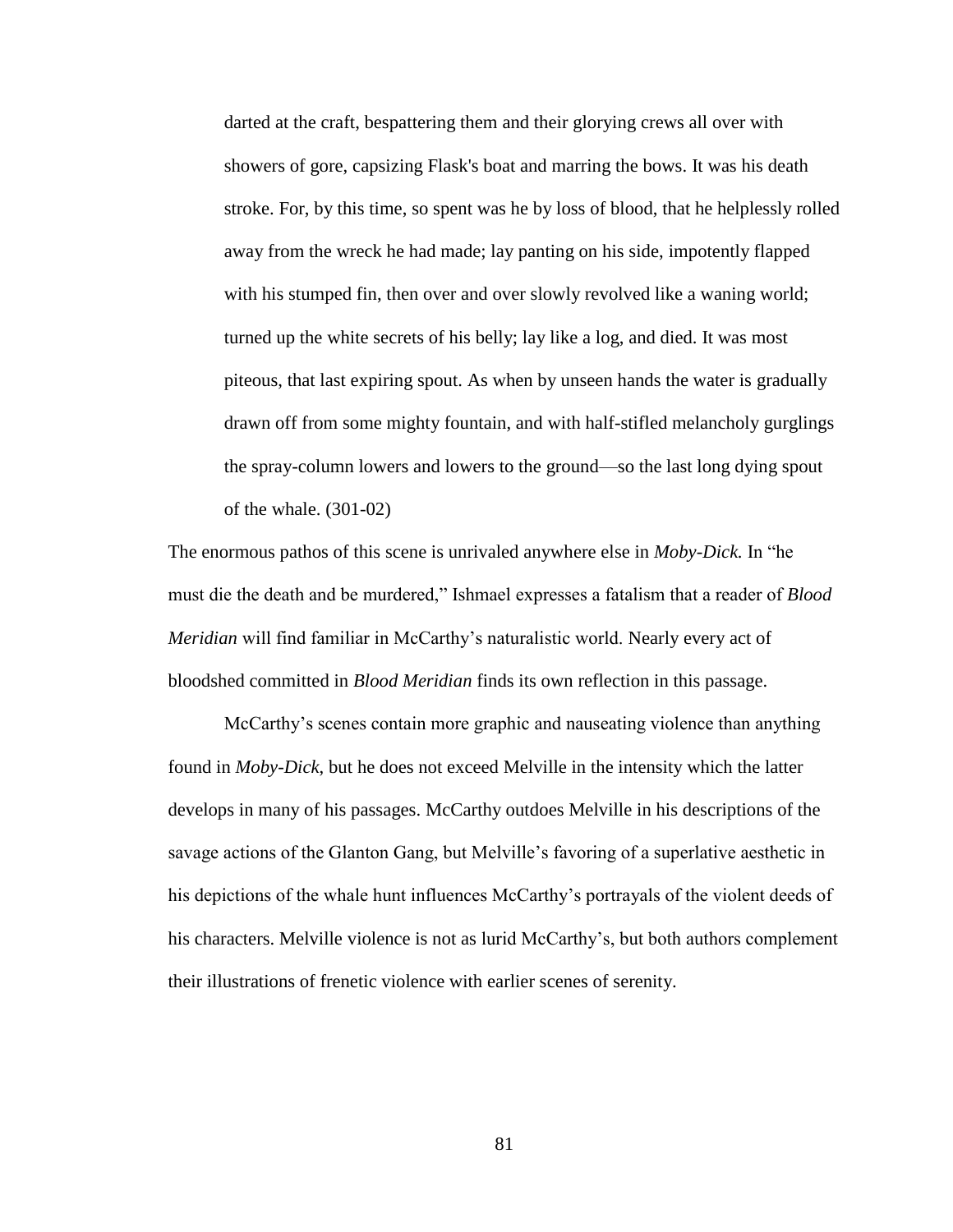> darted at the craft, bespattering them and their glorying crews all over with showers of gore, capsizing Flask's boat and marring the bows. It was his death stroke. For, by this time, so spent was he by loss of blood, that he helplessly rolled away from the wreck he had made; lay panting on his side, impotently flapped with his stumped fin, then over and over slowly revolved like a waning world; turned up the white secrets of his belly; lay like a log, and died. It was most piteous, that last expiring spout. As when by unseen hands the water is gradually drawn off from some mighty fountain, and with half-stifled melancholy gurglings the spray-column lowers and lowers to the ground—so the last long dying spout of the whale. (301-02)

The enormous pathos of this scene is unrivaled anywhere else in *Moby-Dick.* In "he must die the death and be murdered," Ishmael expresses a fatalism that a reader of *Blood Meridian* will find familiar in McCarthy's naturalistic world. Nearly every act of bloodshed committed in *Blood Meridian* finds its own reflection in this passage.

McCarthy's scenes contain more graphic and nauseating violence than anything found in *Moby-Dick*, but he does not exceed Melville in the intensity which the latter develops in many of his passages. McCarthy outdoes Melville in his descriptions of the savage actions of the Glanton Gang, but Melville's favoring of a superlative aesthetic in his depictions of the whale hunt influences McCarthy's portrayals of the violent deeds of his characters. Melville violence is not as lurid McCarthy's, but both authors complement their illustrations of frenetic violence with earlier scenes of serenity.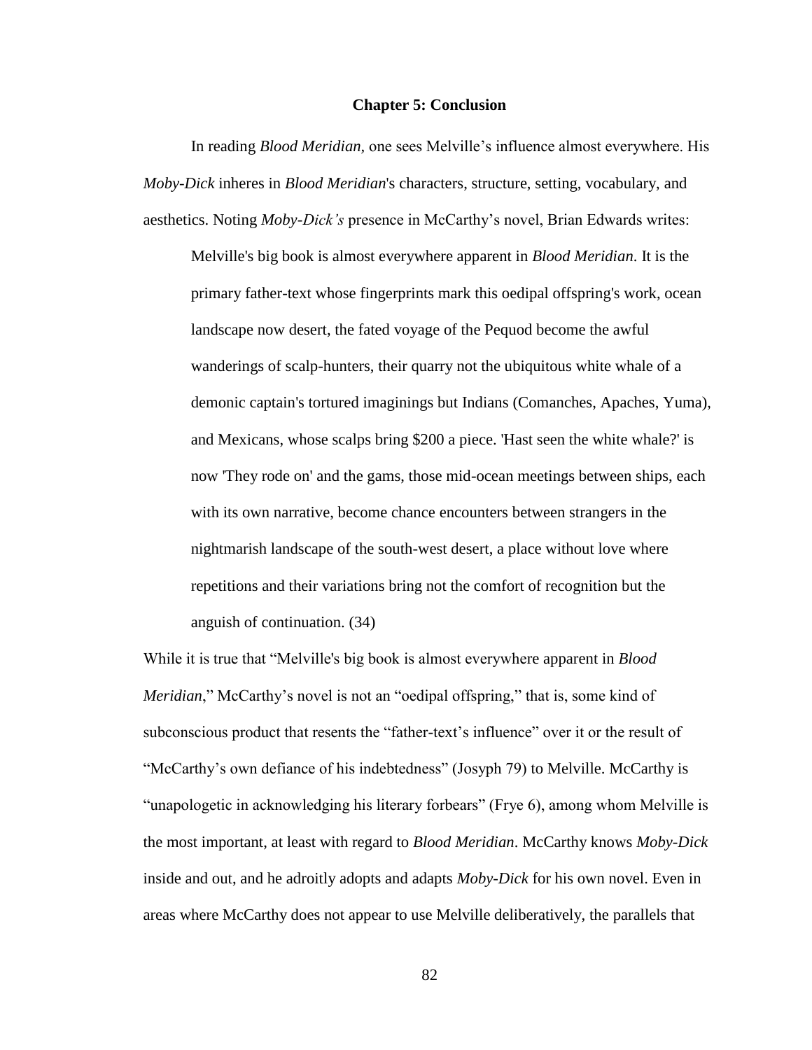# Chapter 5: Conclusion

In reading *Blood Meridian,* one sees Melville's influence almost everywhere. His *Moby-Dick* inheres in *Blood Meridian*'s characters, structure, setting, vocabulary, and aesthetics. Noting *Moby-Dick's* presence in McCarthy's novel, Brian Edwards writes:

> Melville's big book is almost everywhere apparent in *Blood Meridian*. It is the primary father-text whose fingerprints mark this oedipal offspring's work, ocean landscape now desert, the fated voyage of the Pequod become the awful wanderings of scalp-hunters, their quarry not the ubiquitous white whale of a demonic captain's tortured imaginings but Indians (Comanches, Apaches, Yuma), and Mexicans, whose scalps bring $200 a piece. 'Hast seen the white whale?' is now 'They rode on' and the gams, those mid-ocean meetings between ships, each with its own narrative, become chance encounters between strangers in the nightmarish landscape of the south-west desert, a place without love where repetitions and their variations bring not the comfort of recognition but the anguish of continuation. (34)

While it is true that "Melville's big book is almost everywhere apparent in *Blood Meridian*," McCarthy's novel is not an "oedipal offspring," that is, some kind of subconscious product that resents the "father-text's influence" over it or the result of "McCarthy's own defiance of his indebtedness" (Josyph 79) to Melville. McCarthy is "unapologetic in acknowledging his literary forbears" (Frye 6), among whom Melville is the most important, at least with regard to *Blood Meridian*. McCarthy knows *Moby-Dick* inside and out, and he adroitly adopts and adapts *Moby-Dick* for his own novel. Even in areas where McCarthy does not appear to use Melville deliberatively, the parallels that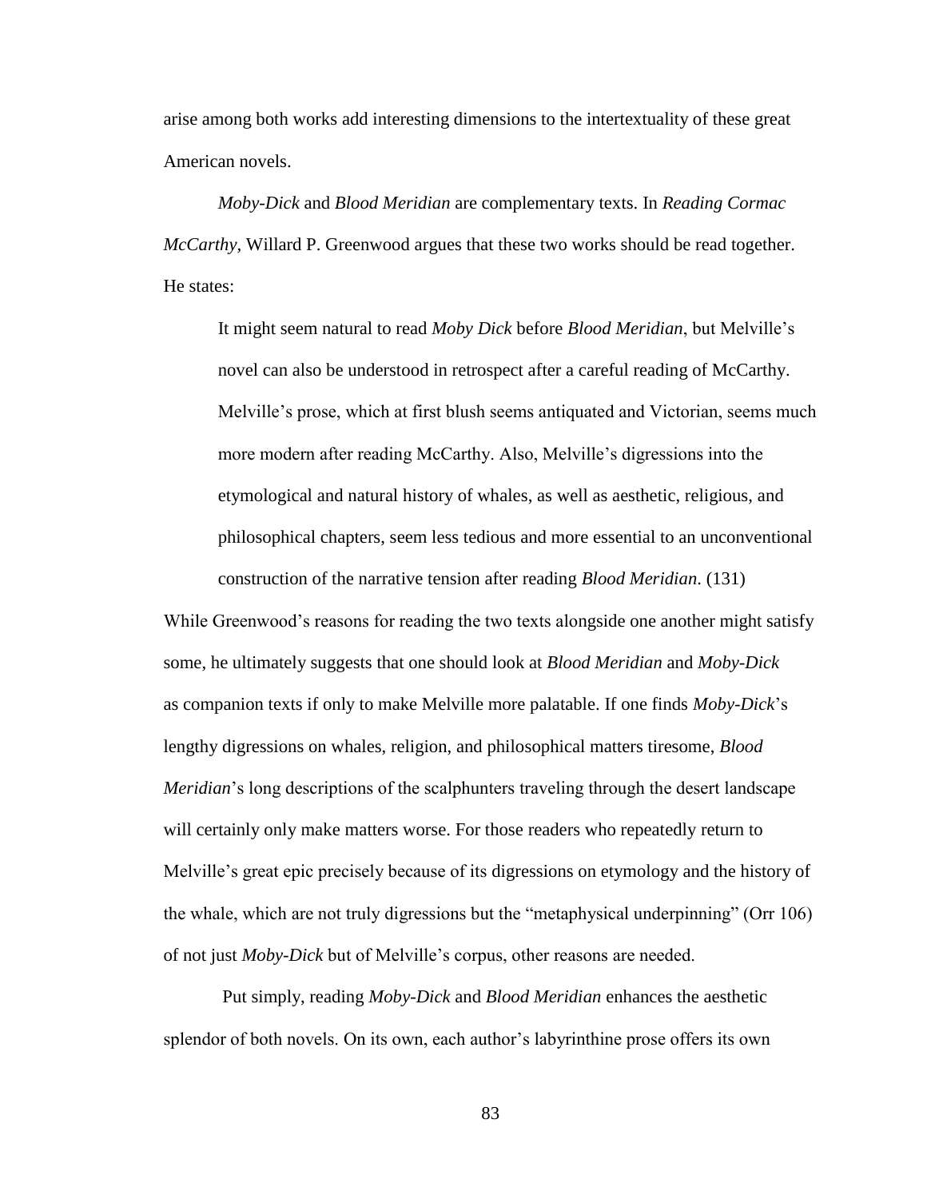arise among both works add interesting dimensions to the intertextuality of these great American novels.

*Moby-Dick* and *Blood Meridian* are complementary texts. In *Reading Cormac McCarthy,* Willard P. Greenwood argues that these two works should be read together. He states:

> It might seem natural to read *Moby Dick* before *Blood Meridian*, but Melville's novel can also be understood in retrospect after a careful reading of McCarthy. Melville's prose, which at first blush seems antiquated and Victorian, seems much more modern after reading McCarthy. Also, Melville's digressions into the etymological and natural history of whales, as well as aesthetic, religious, and philosophical chapters, seem less tedious and more essential to an unconventional construction of the narrative tension after reading *Blood Meridian*. (131)

While Greenwood's reasons for reading the two texts alongside one another might satisfy some, he ultimately suggests that one should look at *Blood Meridian* and *Moby-Dick* as companion texts if only to make Melville more palatable. If one finds *Moby-Dick*'s lengthy digressions on whales, religion, and philosophical matters tiresome, *Blood Meridian*'s long descriptions of the scalphunters traveling through the desert landscape will certainly only make matters worse. For those readers who repeatedly return to Melville's great epic precisely because of its digressions on etymology and the history of the whale, which are not truly digressions but the "metaphysical underpinning" (Orr 106) of not just *Moby-Dick* but of Melville's corpus, other reasons are needed.

Put simply, reading *Moby-Dick* and *Blood Meridian* enhances the aesthetic splendor of both novels. On its own, each author's labyrinthine prose offers its own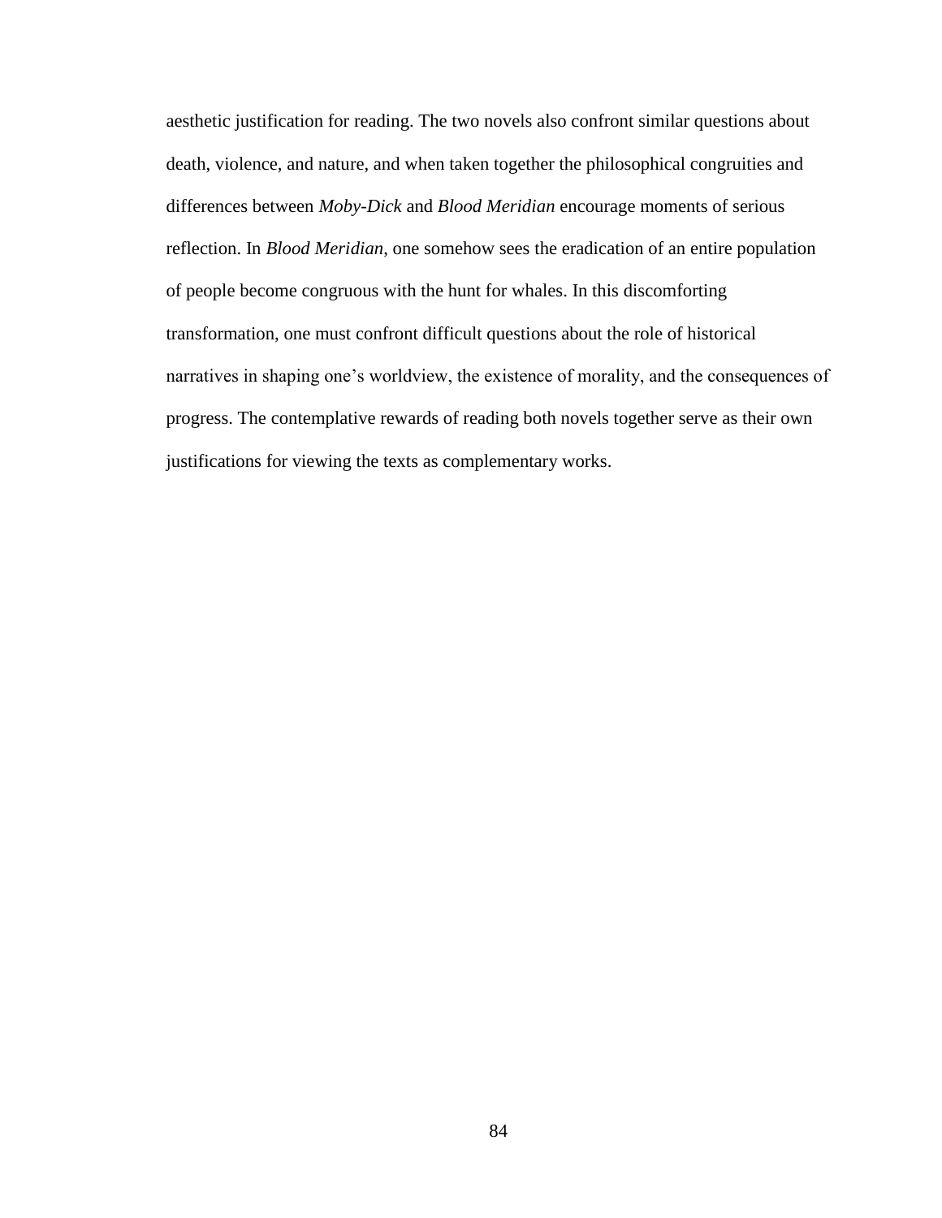aesthetic justification for reading. The two novels also confront similar questions about death, violence, and nature, and when taken together the philosophical congruities and differences between *Moby-Dick* and *Blood Meridian* encourage moments of serious reflection. In *Blood Meridian*, one somehow sees the eradication of an entire population of people become congruous with the hunt for whales. In this discomforting transformation, one must confront difficult questions about the role of historical narratives in shaping one's worldview, the existence of morality, and the consequences of progress. The contemplative rewards of reading both novels together serve as their own justifications for viewing the texts as complementary works.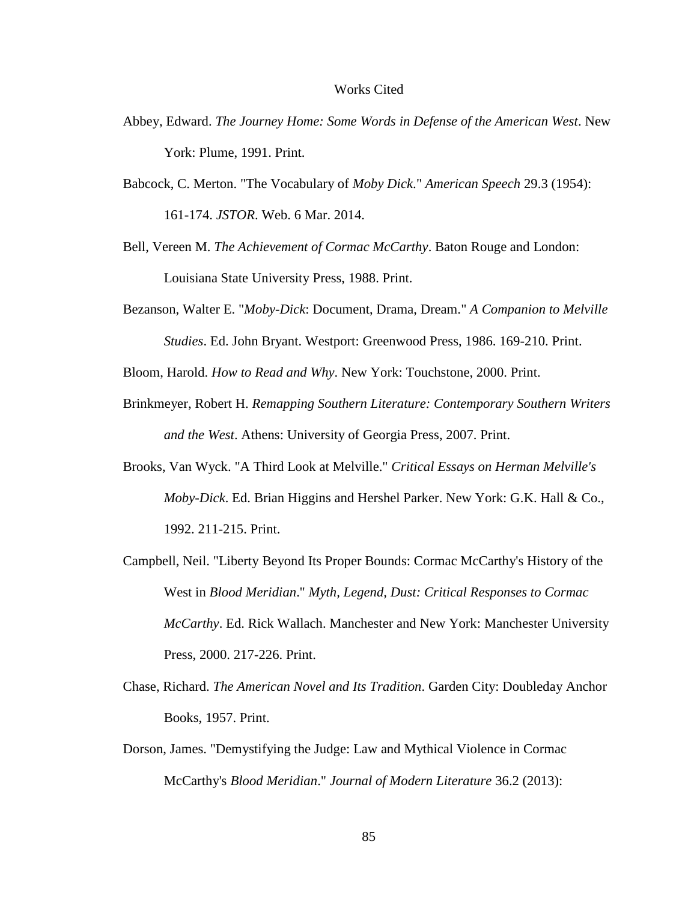# Works Cited

Abbey, Edward. *The Journey Home: Some Words in Defense of the American West*. New York: Plume, 1991. Print.

Babcock, C. Merton. "The Vocabulary of *Moby Dick*." *American Speech* 29.3 (1954): 161-174. *JSTOR*. Web. 6 Mar. 2014.

Bell, Vereen M. *The Achievement of Cormac McCarthy*. Baton Rouge and London: Louisiana State University Press, 1988. Print.

Bezanson, Walter E. "*Moby-Dick*: Document, Drama, Dream." *A Companion to Melville Studies*. Ed. John Bryant. Westport: Greenwood Press, 1986. 169-210. Print.

Bloom, Harold. *How to Read and Why*. New York: Touchstone, 2000. Print.

Brinkmeyer, Robert H. *Remapping Southern Literature: Contemporary Southern Writers and the West*. Athens: University of Georgia Press, 2007. Print.

Brooks, Van Wyck. "A Third Look at Melville." *Critical Essays on Herman Melville's Moby-Dick*. Ed. Brian Higgins and Hershel Parker. New York: G.K. Hall & Co., 1992. 211-215. Print.

Campbell, Neil. "Liberty Beyond Its Proper Bounds: Cormac McCarthy's History of the West in *Blood Meridian*." *Myth, Legend, Dust: Critical Responses to Cormac McCarthy*. Ed. Rick Wallach. Manchester and New York: Manchester University Press, 2000. 217-226. Print.

Chase, Richard. *The American Novel and Its Tradition*. Garden City: Doubleday Anchor Books, 1957. Print.

Dorson, James. "Demystifying the Judge: Law and Mythical Violence in Cormac McCarthy's *Blood Meridian*." *Journal of Modern Literature* 36.2 (2013):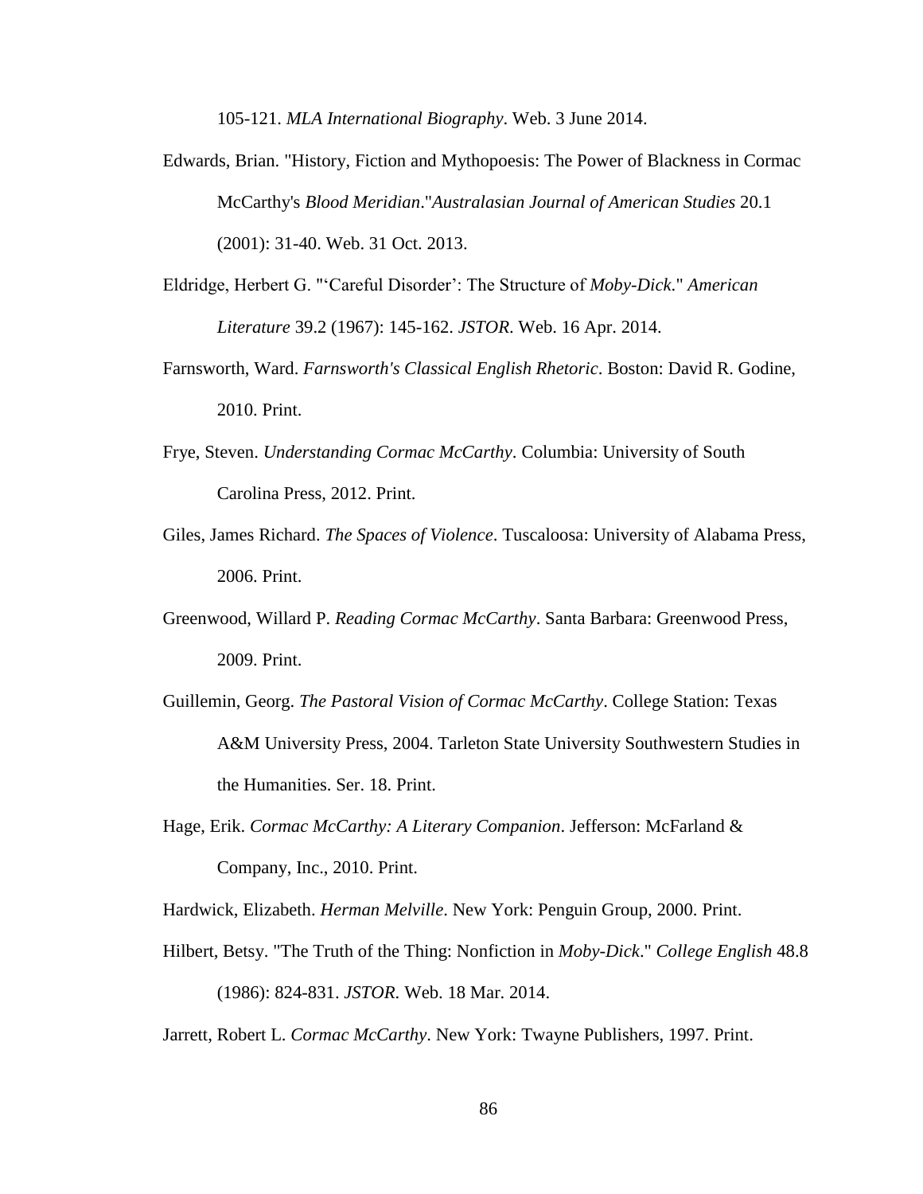105-121. *MLA International Biography*. Web. 3 June 2014.

Edwards, Brian. "History, Fiction and Mythopoesis: The Power of Blackness in Cormac McCarthy's *Blood Meridian*."*Australasian Journal of American Studies* 20.1 (2001): 31-40. Web. 31 Oct. 2013.

Eldridge, Herbert G. "'Careful Disorder': The Structure of *Moby-Dick*." *American Literature* 39.2 (1967): 145-162. *JSTOR*. Web. 16 Apr. 2014.

Farnsworth, Ward. *Farnsworth's Classical English Rhetoric*. Boston: David R. Godine, 2010. Print.

Frye, Steven. *Understanding Cormac McCarthy*. Columbia: University of South Carolina Press, 2012. Print.

Giles, James Richard. *The Spaces of Violence*. Tuscaloosa: University of Alabama Press, 2006. Print.

Greenwood, Willard P. *Reading Cormac McCarthy*. Santa Barbara: Greenwood Press, 2009. Print.

Guillemin, Georg. *The Pastoral Vision of Cormac McCarthy*. College Station: Texas A&M University Press, 2004. Tarleton State University Southwestern Studies in the Humanities. Ser. 18. Print.

Hage, Erik. *Cormac McCarthy: A Literary Companion*. Jefferson: McFarland & Company, Inc., 2010. Print.

Hardwick, Elizabeth. *Herman Melville*. New York: Penguin Group, 2000. Print.

Hilbert, Betsy. "The Truth of the Thing: Nonfiction in *Moby-Dick*." *College English* 48.8 (1986): 824-831. *JSTOR*. Web. 18 Mar. 2014.

Jarrett, Robert L. *Cormac McCarthy*. New York: Twayne Publishers, 1997. Print.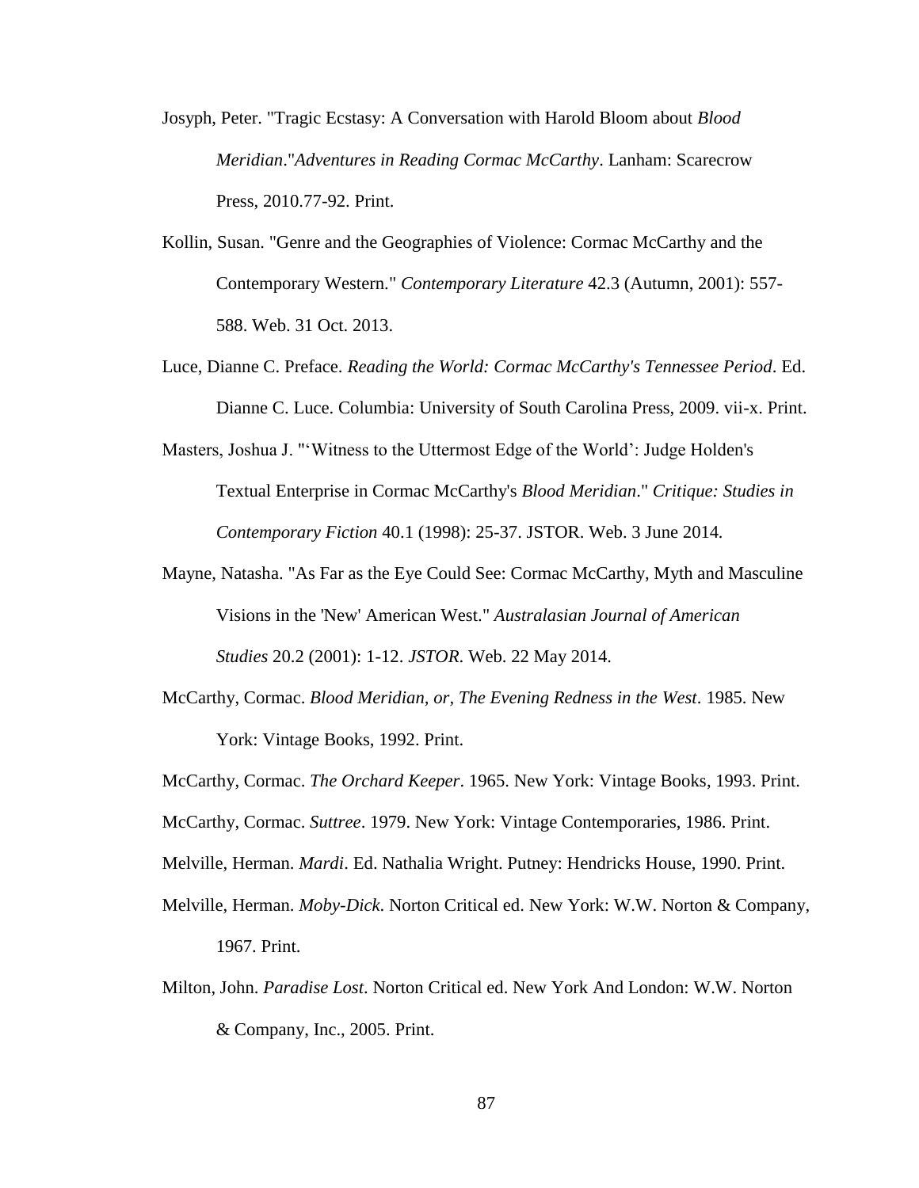Josyph, Peter. "Tragic Ecstasy: A Conversation with Harold Bloom about *Blood Meridian*."*Adventures in Reading Cormac McCarthy*. Lanham: Scarecrow Press, 2010.77-92. Print.

Kollin, Susan. "Genre and the Geographies of Violence: Cormac McCarthy and the Contemporary Western." *Contemporary Literature* 42.3 (Autumn, 2001): 557-588. Web. 31 Oct. 2013.

Luce, Dianne C. Preface. *Reading the World: Cormac McCarthy's Tennessee Period*. Ed. Dianne C. Luce. Columbia: University of South Carolina Press, 2009. vii-x. Print.

Masters, Joshua J. "'Witness to the Uttermost Edge of the World': Judge Holden's Textual Enterprise in Cormac McCarthy's *Blood Meridian*." *Critique: Studies in Contemporary Fiction* 40.1 (1998): 25-37. JSTOR. Web. 3 June 2014.

Mayne, Natasha. "As Far as the Eye Could See: Cormac McCarthy, Myth and Masculine Visions in the 'New' American West." *Australasian Journal of American Studies* 20.2 (2001): 1-12. *JSTOR*. Web. 22 May 2014.

McCarthy, Cormac. *Blood Meridian, or, The Evening Redness in the West*. 1985. New York: Vintage Books, 1992. Print.

McCarthy, Cormac. *The Orchard Keeper*. 1965. New York: Vintage Books, 1993. Print.

McCarthy, Cormac. *Suttree*. 1979. New York: Vintage Contemporaries, 1986. Print.

Melville, Herman. *Mardi*. Ed. Nathalia Wright. Putney: Hendricks House, 1990. Print.

Melville, Herman. *Moby-Dick*. Norton Critical ed. New York: W.W. Norton & Company, 1967. Print.

Milton, John. *Paradise Lost*. Norton Critical ed. New York And London: W.W. Norton & Company, Inc., 2005. Print.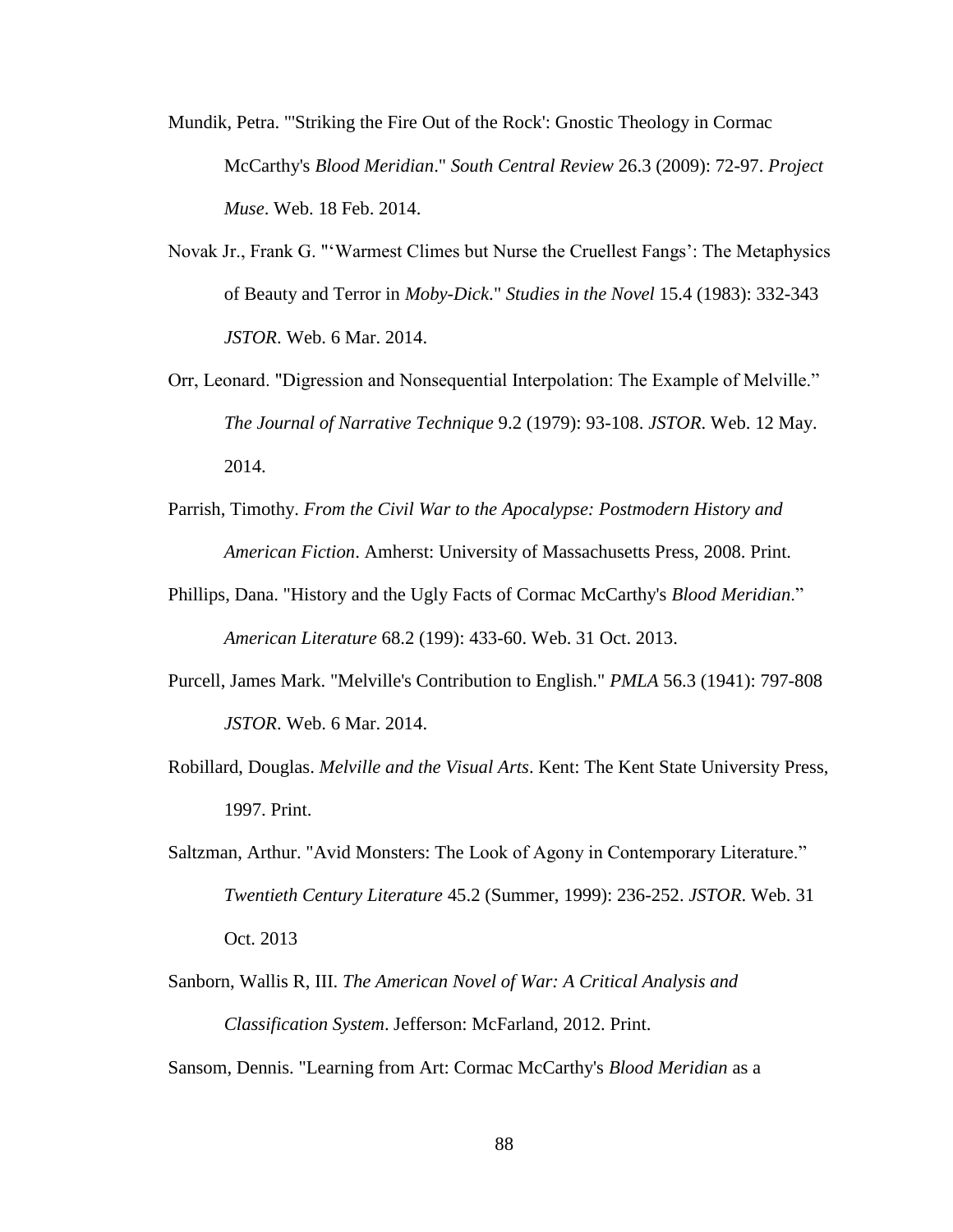Mundik, Petra. "'Striking the Fire Out of the Rock': Gnostic Theology in Cormac McCarthy's *Blood Meridian*." *South Central Review* 26.3 (2009): 72-97. *Project Muse*. Web. 18 Feb. 2014.

Novak Jr., Frank G. "'Warmest Climes but Nurse the Cruellest Fangs': The Metaphysics of Beauty and Terror in *Moby-Dick*." *Studies in the Novel* 15.4 (1983): 332-343 *JSTOR*. Web. 6 Mar. 2014.

Orr, Leonard. "Digression and Nonsequential Interpolation: The Example of Melville." *The Journal of Narrative Technique* 9.2 (1979): 93-108. *JSTOR*. Web. 12 May. 2014.

Parrish, Timothy. *From the Civil War to the Apocalypse: Postmodern History and American Fiction*. Amherst: University of Massachusetts Press, 2008. Print.

Phillips, Dana. "History and the Ugly Facts of Cormac McCarthy's *Blood Meridian*." *American Literature* 68.2 (199): 433-60. Web. 31 Oct. 2013.

Purcell, James Mark. "Melville's Contribution to English." *PMLA* 56.3 (1941): 797-808 *JSTOR*. Web. 6 Mar. 2014.

Robillard, Douglas. *Melville and the Visual Arts*. Kent: The Kent State University Press, 1997. Print.

Saltzman, Arthur. "Avid Monsters: The Look of Agony in Contemporary Literature." *Twentieth Century Literature* 45.2 (Summer, 1999): 236-252. *JSTOR*. Web. 31 Oct. 2013

Sanborn, Wallis R, III. *The American Novel of War: A Critical Analysis and Classification System*. Jefferson: McFarland, 2012. Print.

Sansom, Dennis. "Learning from Art: Cormac McCarthy's *Blood Meridian* as a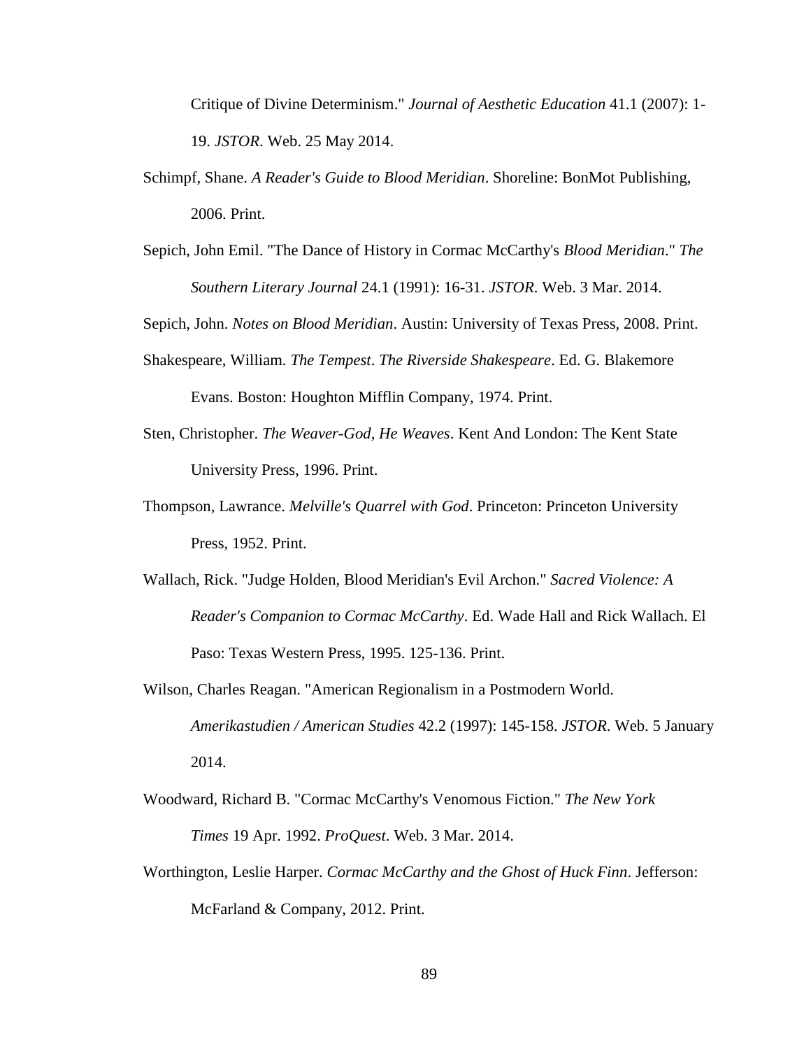Critique of Divine Determinism." *Journal of Aesthetic Education* 41.1 (2007): 1-19. *JSTOR*. Web. 25 May 2014.

Schimpf, Shane. *A Reader's Guide to Blood Meridian*. Shoreline: BonMot Publishing, 2006. Print.

Sepich, John Emil. "The Dance of History in Cormac McCarthy's *Blood Meridian*." *The Southern Literary Journal* 24.1 (1991): 16-31. *JSTOR*. Web. 3 Mar. 2014.

Sepich, John. *Notes on Blood Meridian*. Austin: University of Texas Press, 2008. Print.

Shakespeare, William. *The Tempest*. *The Riverside Shakespeare*. Ed. G. Blakemore Evans. Boston: Houghton Mifflin Company, 1974. Print.

Sten, Christopher. *The Weaver-God, He Weaves*. Kent And London: The Kent State University Press, 1996. Print.

Thompson, Lawrance. *Melville's Quarrel with God*. Princeton: Princeton University Press, 1952. Print.

Wallach, Rick. "Judge Holden, Blood Meridian's Evil Archon." *Sacred Violence: A Reader's Companion to Cormac McCarthy*. Ed. Wade Hall and Rick Wallach. El Paso: Texas Western Press, 1995. 125-136. Print.

Wilson, Charles Reagan. "American Regionalism in a Postmodern World. *Amerikastudien / American Studies* 42.2 (1997): 145-158. *JSTOR*. Web. 5 January 2014.

Woodward, Richard B. "Cormac McCarthy's Venomous Fiction." *The New York Times* 19 Apr. 1992. *ProQuest*. Web. 3 Mar. 2014.

Worthington, Leslie Harper. *Cormac McCarthy and the Ghost of Huck Finn*. Jefferson: McFarland & Company, 2012. Print.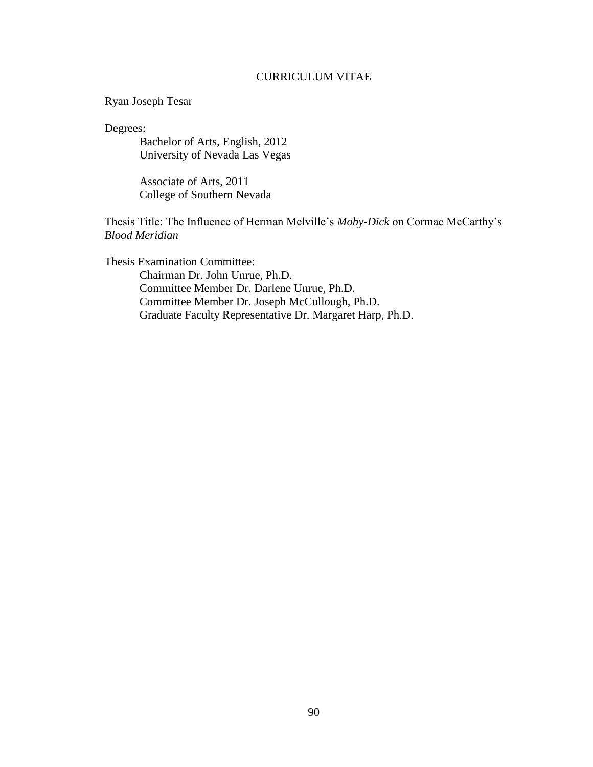# CURRICULUM VITAE

Ryan Joseph Tesar

Degrees:

Bachelor of Arts, English, 2012
University of Nevada Las Vegas

Associate of Arts, 2011
College of Southern Nevada

Thesis Title: The Influence of Herman Melville's *Moby-Dick* on Cormac McCarthy's *Blood Meridian*

Thesis Examination Committee:

Chairman Dr. John Unrue, Ph.D.
Committee Member Dr. Darlene Unrue, Ph.D.
Committee Member Dr. Joseph McCullough, Ph.D.
Graduate Faculty Representative Dr. Margaret Harp, Ph.D.